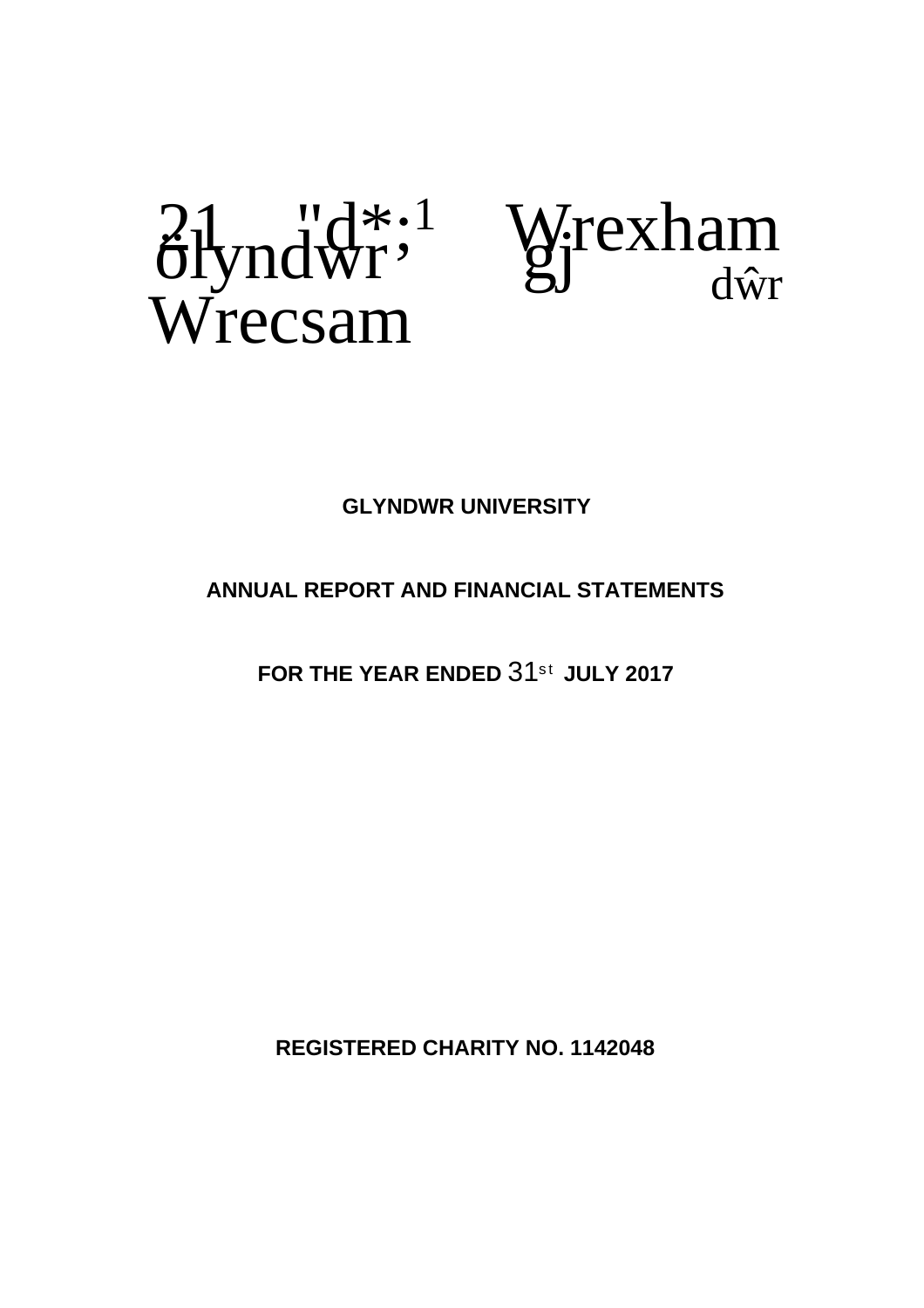Glyndwr Wrecsam Wrexham Glyndŵr

**GLYNDWR UNIVERSITY**

**ANNUAL REPORT AND FINANCIAL STATEMENTS**

**FOR THE YEAR ENDED 31st JULY 2017**

**REGISTERED CHARITY NO. 1142048**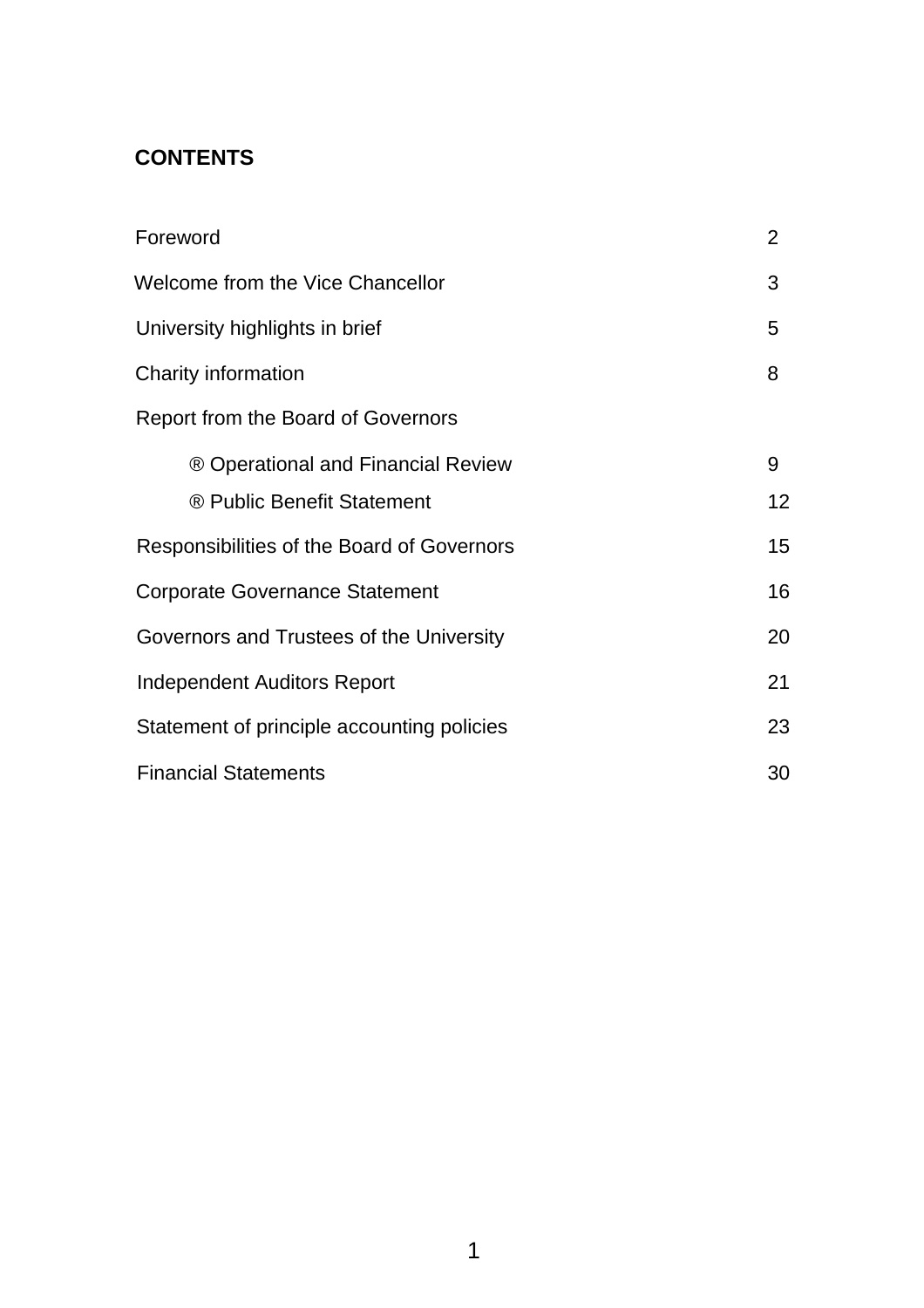## CONTENTS

| | |
|---|---|
| Foreword | 2 |
| Welcome from the Vice Chancellor | 3 |
| University highlights in brief | 5 |
| Charity information | 8 |
| Report from the Board of Governors | |
| ® Operational and Financial Review | 9 |
| ® Public Benefit Statement | 12 |
| Responsibilities of the Board of Governors | 15 |
| Corporate Governance Statement | 16 |
| Governors and Trustees of the University | 20 |
| Independent Auditors Report | 21 |
| Statement of principle accounting policies | 23 |
| Financial Statements | 30 |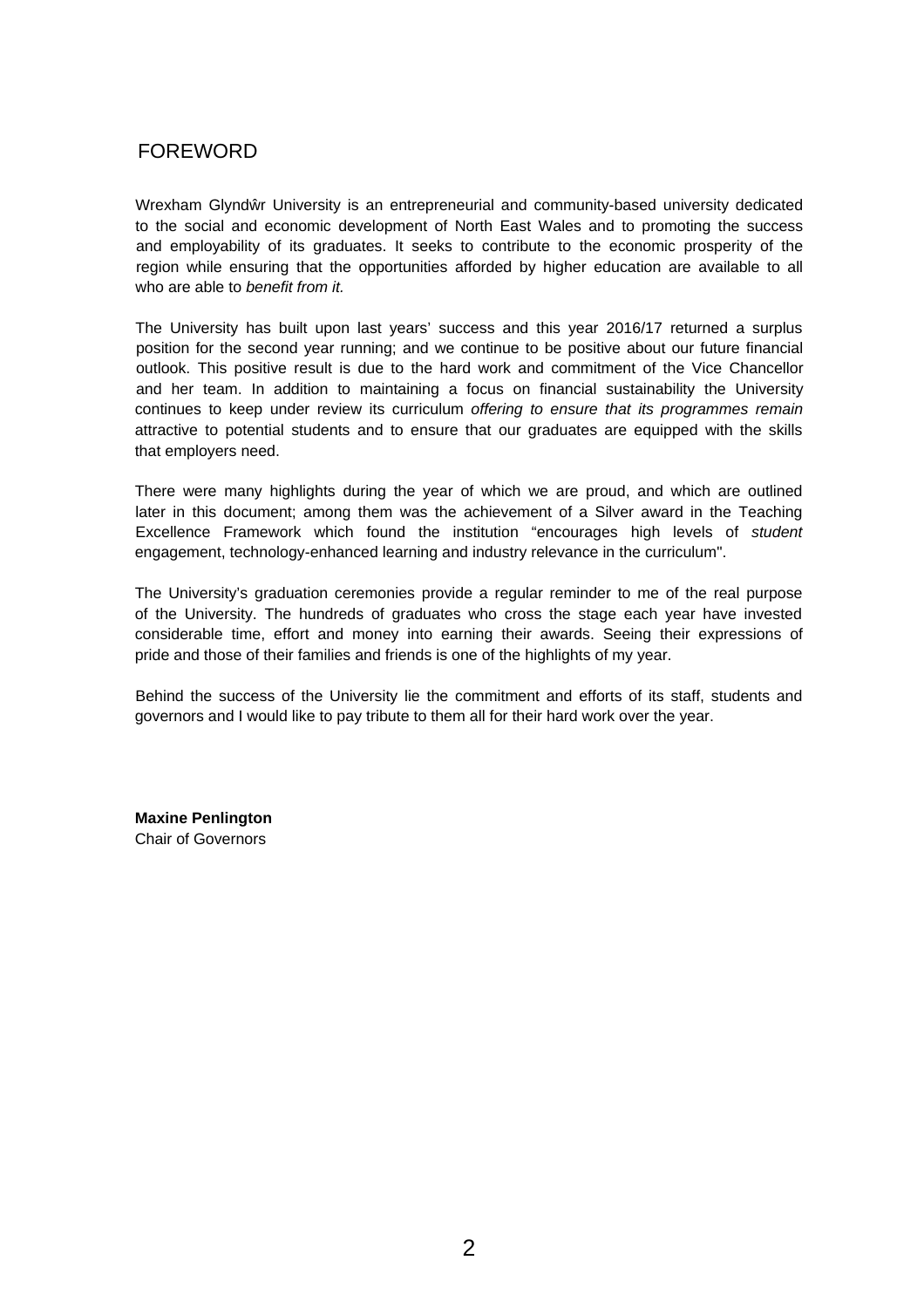# FOREWORD

Wrexham Glyndŵr University is an entrepreneurial and community-based university dedicated to the social and economic development of North East Wales and to promoting the success and employability of its graduates. It seeks to contribute to the economic prosperity of the region while ensuring that the opportunities afforded by higher education are available to all who are able to *benefit from it.*

The University has built upon last years' success and this year 2016/17 returned a surplus position for the second year running; and we continue to be positive about our future financial outlook. This positive result is due to the hard work and commitment of the Vice Chancellor and her team. In addition to maintaining a focus on financial sustainability the University continues to keep under review its curriculum *offering to ensure that its programmes remain* attractive to potential students and to ensure that our graduates are equipped with the skills that employers need.

There were many highlights during the year of which we are proud, and which are outlined later in this document; among them was the achievement of a Silver award in the Teaching Excellence Framework which found the institution "encourages high levels of *student* engagement, technology-enhanced learning and industry relevance in the curriculum".

The University's graduation ceremonies provide a regular reminder to me of the real purpose of the University. The hundreds of graduates who cross the stage each year have invested considerable time, effort and money into earning their awards. Seeing their expressions of pride and those of their families and friends is one of the highlights of my year.

Behind the success of the University lie the commitment and efforts of its staff, students and governors and I would like to pay tribute to them all for their hard work over the year.

**Maxine Penlington**
Chair of Governors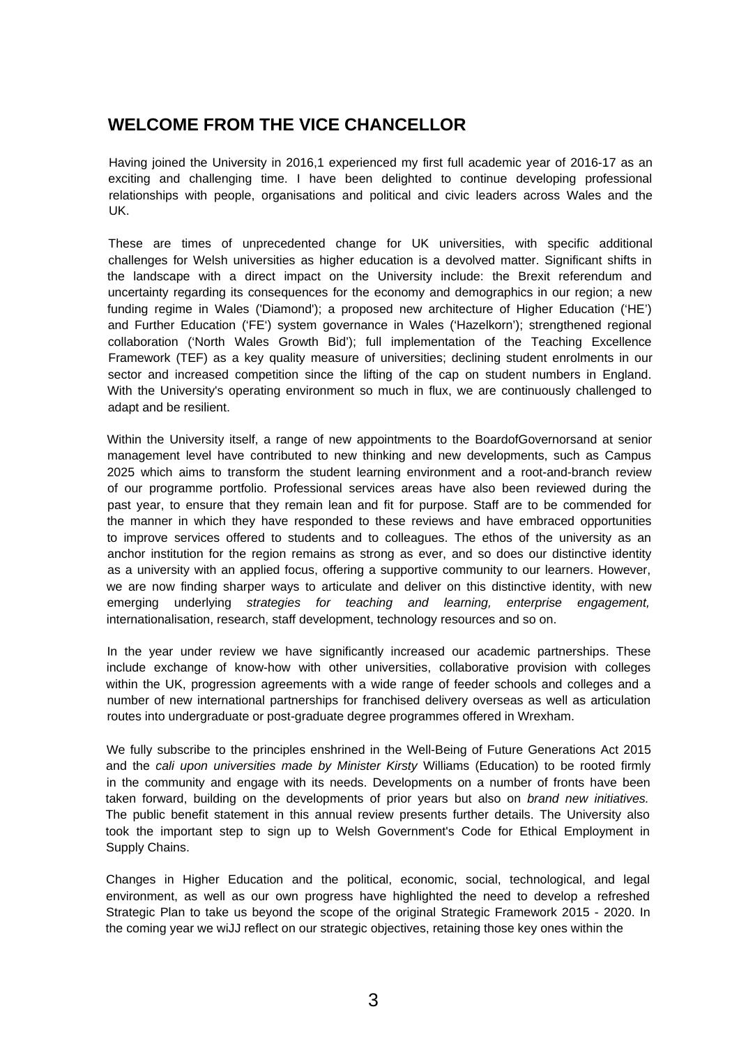## WELCOME FROM THE VICE CHANCELLOR

Having joined the University in 2016,1 experienced my first full academic year of 2016-17 as an exciting and challenging time. I have been delighted to continue developing professional relationships with people, organisations and political and civic leaders across Wales and the UK.

These are times of unprecedented change for UK universities, with specific additional challenges for Welsh universities as higher education is a devolved matter. Significant shifts in the landscape with a direct impact on the University include: the Brexit referendum and uncertainty regarding its consequences for the economy and demographics in our region; a new funding regime in Wales ('Diamond'); a proposed new architecture of Higher Education ('HE') and Further Education ('FE') system governance in Wales ('Hazelkorn'); strengthened regional collaboration ('North Wales Growth Bid'); full implementation of the Teaching Excellence Framework (TEF) as a key quality measure of universities; declining student enrolments in our sector and increased competition since the lifting of the cap on student numbers in England. With the University's operating environment so much in flux, we are continuously challenged to adapt and be resilient.

Within the University itself, a range of new appointments to the BoardofGovernorsand at senior management level have contributed to new thinking and new developments, such as Campus 2025 which aims to transform the student learning environment and a root-and-branch review of our programme portfolio. Professional services areas have also been reviewed during the past year, to ensure that they remain lean and fit for purpose. Staff are to be commended for the manner in which they have responded to these reviews and have embraced opportunities to improve services offered to students and to colleagues. The ethos of the university as an anchor institution for the region remains as strong as ever, and so does our distinctive identity as a university with an applied focus, offering a supportive community to our learners. However, we are now finding sharper ways to articulate and deliver on this distinctive identity, with new emerging underlying *strategies for teaching and learning, enterprise engagement,* internationalisation, research, staff development, technology resources and so on.

In the year under review we have significantly increased our academic partnerships. These include exchange of know-how with other universities, collaborative provision with colleges within the UK, progression agreements with a wide range of feeder schools and colleges and a number of new international partnerships for franchised delivery overseas as well as articulation routes into undergraduate or post-graduate degree programmes offered in Wrexham.

We fully subscribe to the principles enshrined in the Well-Being of Future Generations Act 2015 and the *cali upon universities made by Minister Kirsty* Williams (Education) to be rooted firmly in the community and engage with its needs. Developments on a number of fronts have been taken forward, building on the developments of prior years but also on *brand new initiatives.* The public benefit statement in this annual review presents further details. The University also took the important step to sign up to Welsh Government's Code for Ethical Employment in Supply Chains.

Changes in Higher Education and the political, economic, social, technological, and legal environment, as well as our own progress have highlighted the need to develop a refreshed Strategic Plan to take us beyond the scope of the original Strategic Framework 2015 - 2020. In the coming year we wiJJ reflect on our strategic objectives, retaining those key ones within the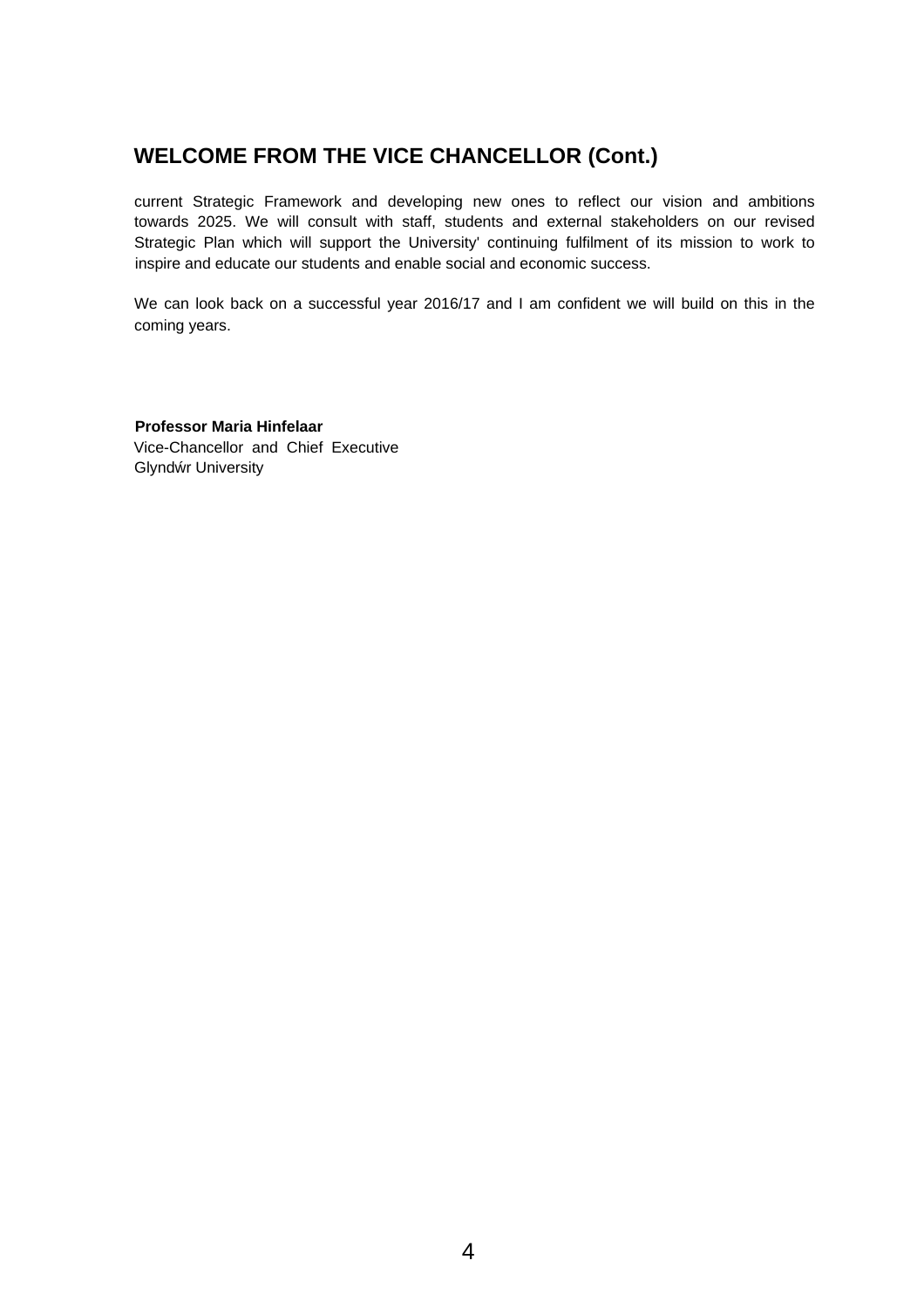## WELCOME FROM THE VICE CHANCELLOR (Cont.)

current Strategic Framework and developing new ones to reflect our vision and ambitions towards 2025. We will consult with staff, students and external stakeholders on our revised Strategic Plan which will support the University' continuing fulfilment of its mission to work to inspire and educate our students and enable social and economic success.

We can look back on a successful year 2016/17 and I am confident we will build on this in the coming years.

**Professor Maria Hinfelaar**
Vice-Chancellor and Chief Executive
Glyndŵr University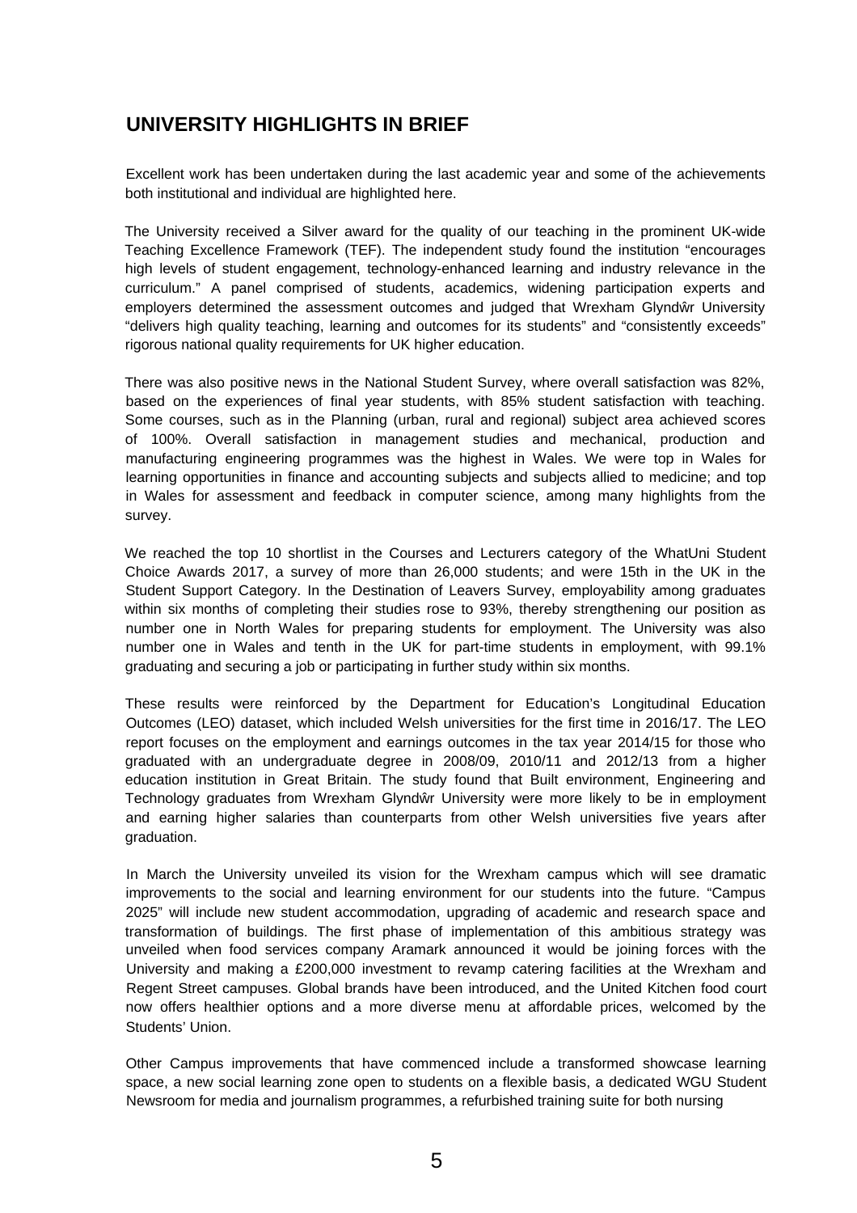## UNIVERSITY HIGHLIGHTS IN BRIEF

Excellent work has been undertaken during the last academic year and some of the achievements both institutional and individual are highlighted here.

The University received a Silver award for the quality of our teaching in the prominent UK-wide Teaching Excellence Framework (TEF). The independent study found the institution "encourages high levels of student engagement, technology-enhanced learning and industry relevance in the curriculum." A panel comprised of students, academics, widening participation experts and employers determined the assessment outcomes and judged that Wrexham Glyndŵr University "delivers high quality teaching, learning and outcomes for its students" and "consistently exceeds" rigorous national quality requirements for UK higher education.

There was also positive news in the National Student Survey, where overall satisfaction was 82%, based on the experiences of final year students, with 85% student satisfaction with teaching. Some courses, such as in the Planning (urban, rural and regional) subject area achieved scores of 100%. Overall satisfaction in management studies and mechanical, production and manufacturing engineering programmes was the highest in Wales. We were top in Wales for learning opportunities in finance and accounting subjects and subjects allied to medicine; and top in Wales for assessment and feedback in computer science, among many highlights from the survey.

We reached the top 10 shortlist in the Courses and Lecturers category of the WhatUni Student Choice Awards 2017, a survey of more than 26,000 students; and were 15th in the UK in the Student Support Category. In the Destination of Leavers Survey, employability among graduates within six months of completing their studies rose to 93%, thereby strengthening our position as number one in North Wales for preparing students for employment. The University was also number one in Wales and tenth in the UK for part-time students in employment, with 99.1% graduating and securing a job or participating in further study within six months.

These results were reinforced by the Department for Education's Longitudinal Education Outcomes (LEO) dataset, which included Welsh universities for the first time in 2016/17. The LEO report focuses on the employment and earnings outcomes in the tax year 2014/15 for those who graduated with an undergraduate degree in 2008/09, 2010/11 and 2012/13 from a higher education institution in Great Britain. The study found that Built environment, Engineering and Technology graduates from Wrexham Glyndŵr University were more likely to be in employment and earning higher salaries than counterparts from other Welsh universities five years after graduation.

In March the University unveiled its vision for the Wrexham campus which will see dramatic improvements to the social and learning environment for our students into the future. "Campus 2025" will include new student accommodation, upgrading of academic and research space and transformation of buildings. The first phase of implementation of this ambitious strategy was unveiled when food services company Aramark announced it would be joining forces with the University and making a £200,000 investment to revamp catering facilities at the Wrexham and Regent Street campuses. Global brands have been introduced, and the United Kitchen food court now offers healthier options and a more diverse menu at affordable prices, welcomed by the Students' Union.

Other Campus improvements that have commenced include a transformed showcase learning space, a new social learning zone open to students on a flexible basis, a dedicated WGU Student Newsroom for media and journalism programmes, a refurbished training suite for both nursing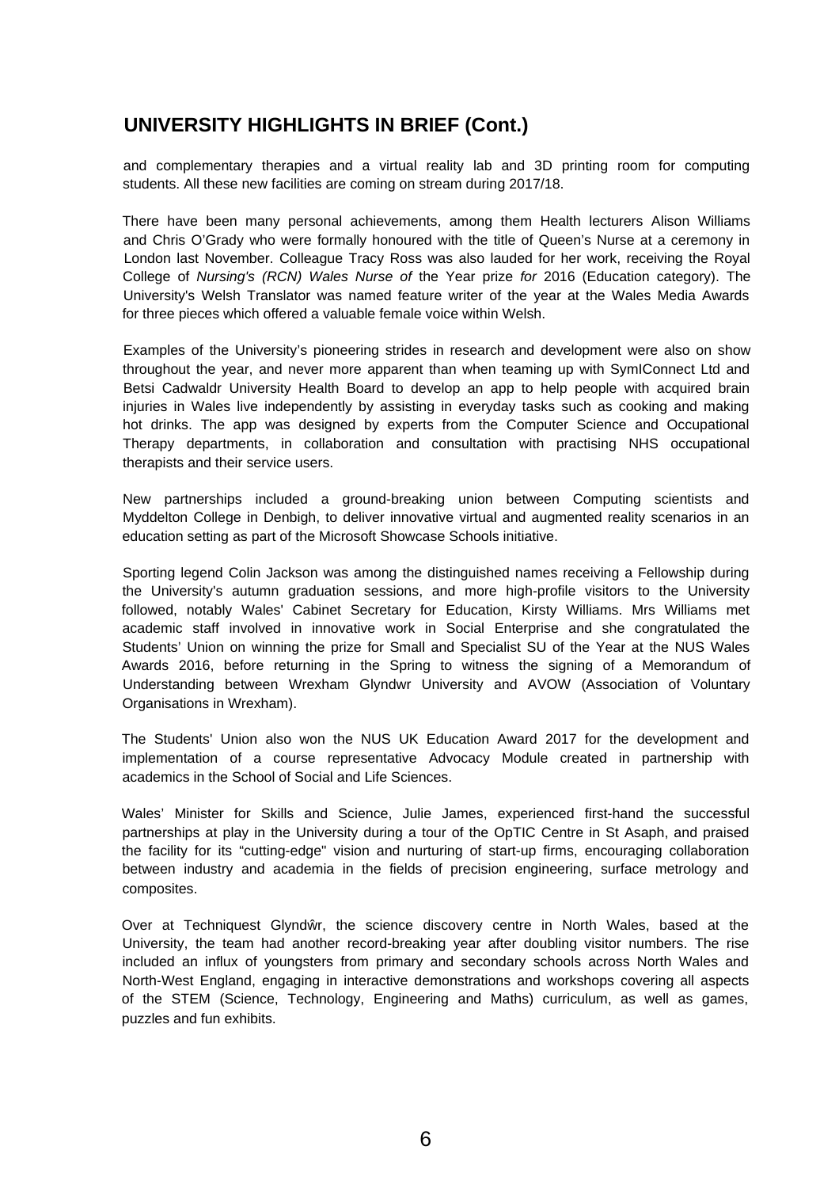## UNIVERSITY HIGHLIGHTS IN BRIEF (Cont.)

and complementary therapies and a virtual reality lab and 3D printing room for computing students. All these new facilities are coming on stream during 2017/18.

There have been many personal achievements, among them Health lecturers Alison Williams and Chris O'Grady who were formally honoured with the title of Queen's Nurse at a ceremony in London last November. Colleague Tracy Ross was also lauded for her work, receiving the Royal College of *Nursing's (RCN) Wales Nurse of* the Year prize *for* 2016 (Education category). The University's Welsh Translator was named feature writer of the year at the Wales Media Awards for three pieces which offered a valuable female voice within Welsh.

Examples of the University's pioneering strides in research and development were also on show throughout the year, and never more apparent than when teaming up with SymIConnect Ltd and Betsi Cadwaldr University Health Board to develop an app to help people with acquired brain injuries in Wales live independently by assisting in everyday tasks such as cooking and making hot drinks. The app was designed by experts from the Computer Science and Occupational Therapy departments, in collaboration and consultation with practising NHS occupational therapists and their service users.

New partnerships included a ground-breaking union between Computing scientists and Myddelton College in Denbigh, to deliver innovative virtual and augmented reality scenarios in an education setting as part of the Microsoft Showcase Schools initiative.

Sporting legend Colin Jackson was among the distinguished names receiving a Fellowship during the University's autumn graduation sessions, and more high-profile visitors to the University followed, notably Wales' Cabinet Secretary for Education, Kirsty Williams. Mrs Williams met academic staff involved in innovative work in Social Enterprise and she congratulated the Students' Union on winning the prize for Small and Specialist SU of the Year at the NUS Wales Awards 2016, before returning in the Spring to witness the signing of a Memorandum of Understanding between Wrexham Glyndwr University and AVOW (Association of Voluntary Organisations in Wrexham).

The Students' Union also won the NUS UK Education Award 2017 for the development and implementation of a course representative Advocacy Module created in partnership with academics in the School of Social and Life Sciences.

Wales' Minister for Skills and Science, Julie James, experienced first-hand the successful partnerships at play in the University during a tour of the OpTIC Centre in St Asaph, and praised the facility for its "cutting-edge" vision and nurturing of start-up firms, encouraging collaboration between industry and academia in the fields of precision engineering, surface metrology and composites.

Over at Techniquest Glyndŵr, the science discovery centre in North Wales, based at the University, the team had another record-breaking year after doubling visitor numbers. The rise included an influx of youngsters from primary and secondary schools across North Wales and North-West England, engaging in interactive demonstrations and workshops covering all aspects of the STEM (Science, Technology, Engineering and Maths) curriculum, as well as games, puzzles and fun exhibits.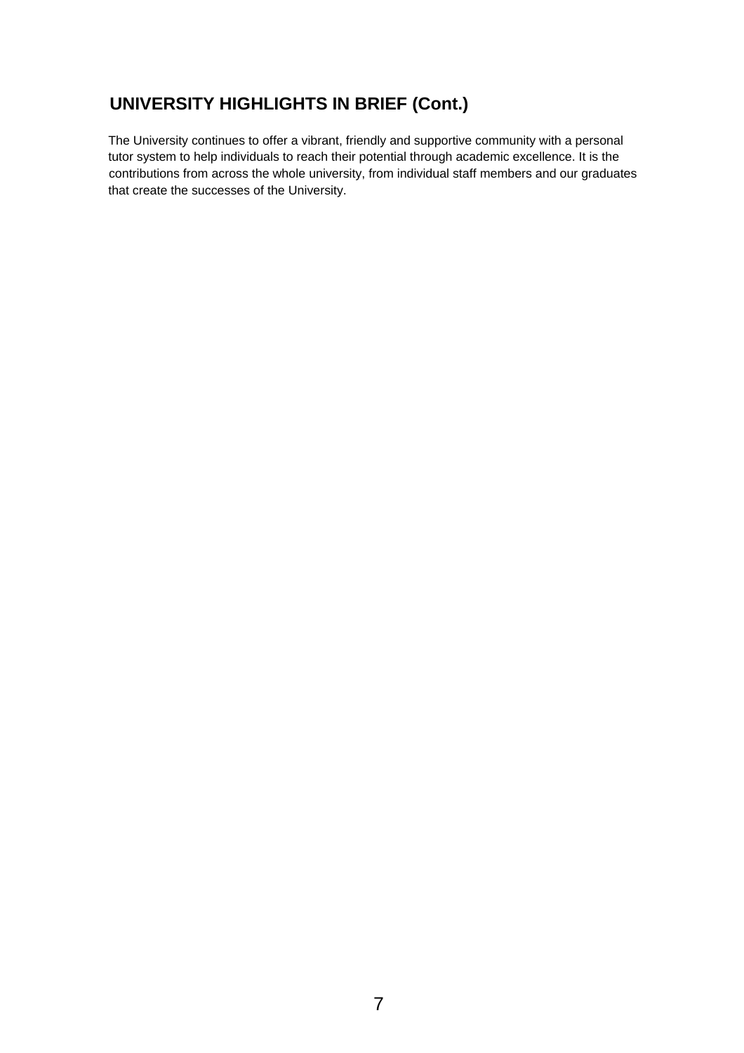## UNIVERSITY HIGHLIGHTS IN BRIEF (Cont.)

The University continues to offer a vibrant, friendly and supportive community with a personal tutor system to help individuals to reach their potential through academic excellence. It is the contributions from across the whole university, from individual staff members and our graduates that create the successes of the University.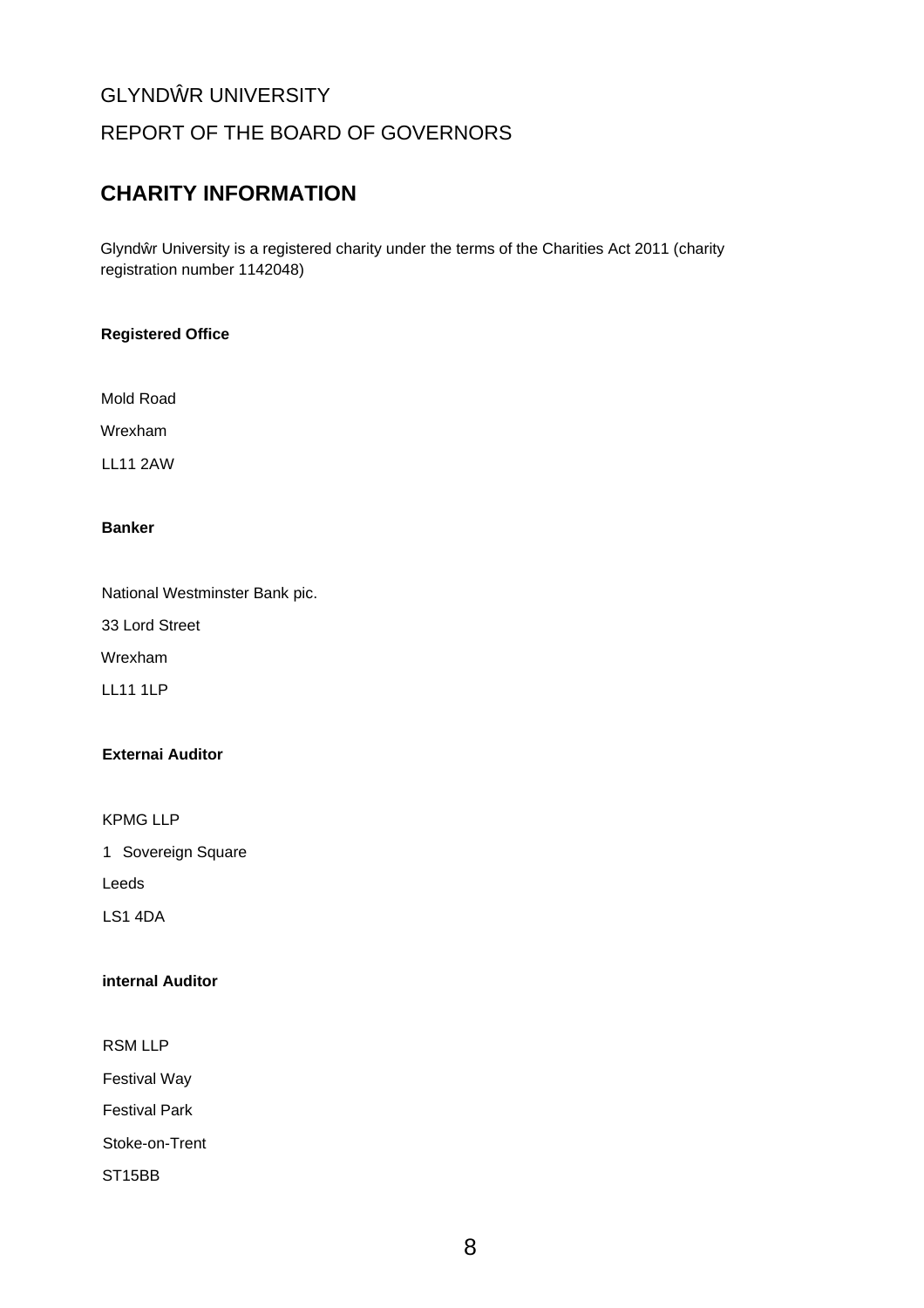GLYNDŴR UNIVERSITY

REPORT OF THE BOARD OF GOVERNORS

## CHARITY INFORMATION

Glyndŵr University is a registered charity under the terms of the Charities Act 2011 (charity registration number 1142048)

**Registered Office**

Mold Road

Wrexham

LL11 2AW

**Banker**

National Westminster Bank pic.

33 Lord Street

Wrexham

LL11 1LP

**Externai Auditor**

KPMG LLP

1 Sovereign Square

Leeds

LS1 4DA

**internal Auditor**

RSM LLP

Festival Way

Festival Park

Stoke-on-Trent

ST15BB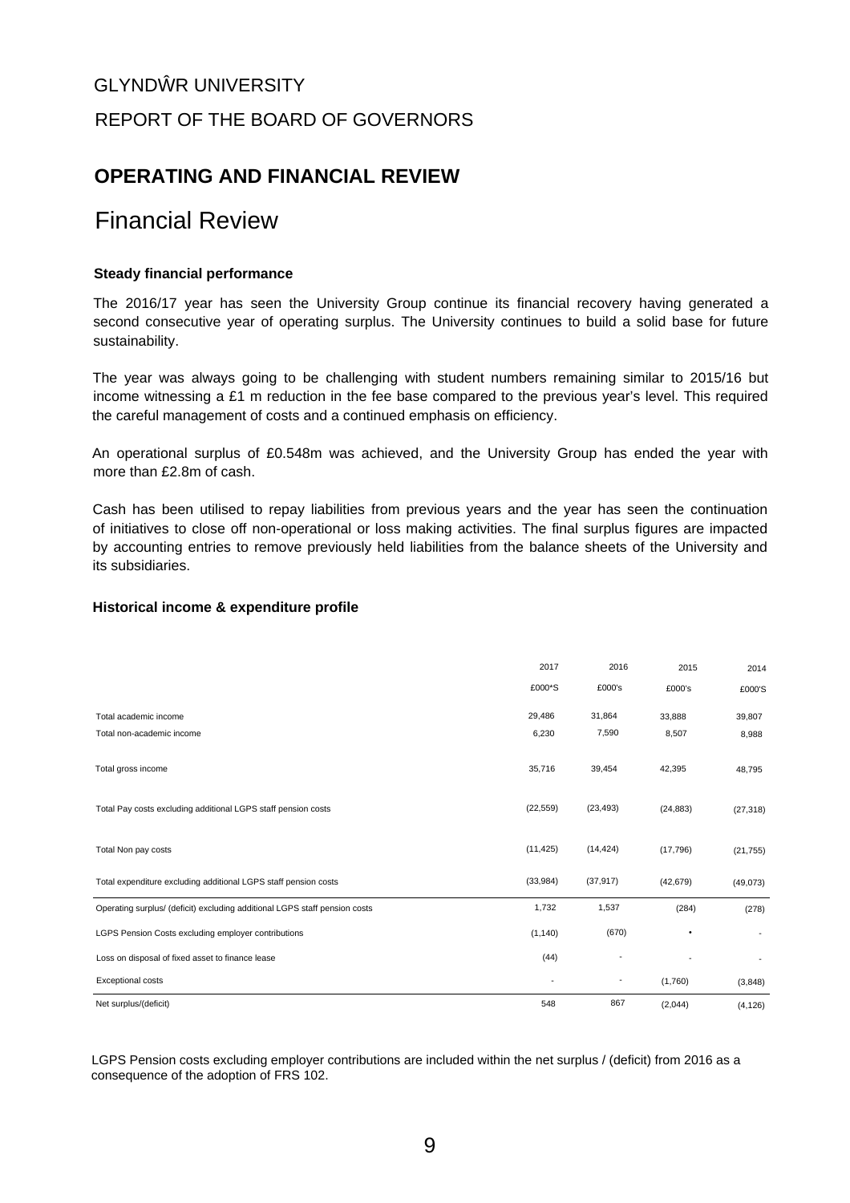GLYNDŴR UNIVERSITY

REPORT OF THE BOARD OF GOVERNORS

## OPERATING AND FINANCIAL REVIEW

# Financial Review

**Steady financial performance**

The 2016/17 year has seen the University Group continue its financial recovery having generated a second consecutive year of operating surplus. The University continues to build a solid base for future sustainability.

The year was always going to be challenging with student numbers remaining similar to 2015/16 but income witnessing a £1 m reduction in the fee base compared to the previous year's level. This required the careful management of costs and a continued emphasis on efficiency.

An operational surplus of £0.548m was achieved, and the University Group has ended the year with more than £2.8m of cash.

Cash has been utilised to repay liabilities from previous years and the year has seen the continuation of initiatives to close off non-operational or loss making activities. The final surplus figures are impacted by accounting entries to remove previously held liabilities from the balance sheets of the University and its subsidiaries.

**Historical income & expenditure profile**

| | 2017 | 2016 | 2015 | 2014 |
|---|---|---|---|---|
| | £000*S | £000's | £000's | £000'S |
| Total academic income | 29,486 | 31,864 | 33,888 | 39,807 |
| Total non-academic income | 6,230 | 7,590 | 8,507 | 8,988 |
| Total gross income | 35,716 | 39,454 | 42,395 | 48,795 |
| Total Pay costs excluding additional LGPS staff pension costs | (22,559) | (23,493) | (24,883) | (27,318) |
| Total Non pay costs | (11,425) | (14,424) | (17,796) | (21,755) |
| Total expenditure excluding additional LGPS staff pension costs | (33,984) | (37,917) | (42,679) | (49,073) |
| Operating surplus/ (deficit) excluding additional LGPS staff pension costs | 1,732 | 1,537 | (284) | (278) |
| LGPS Pension Costs excluding employer contributions | (1,140) | (670) | • | - |
| Loss on disposal of fixed asset to finance lease | (44) | - | - | - |
| Exceptional costs | - | - | (1,760) | (3,848) |
| Net surplus/(deficit) | 548 | 867 | (2,044) | (4,126) |

LGPS Pension costs excluding employer contributions are included within the net surplus / (deficit) from 2016 as a consequence of the adoption of FRS 102.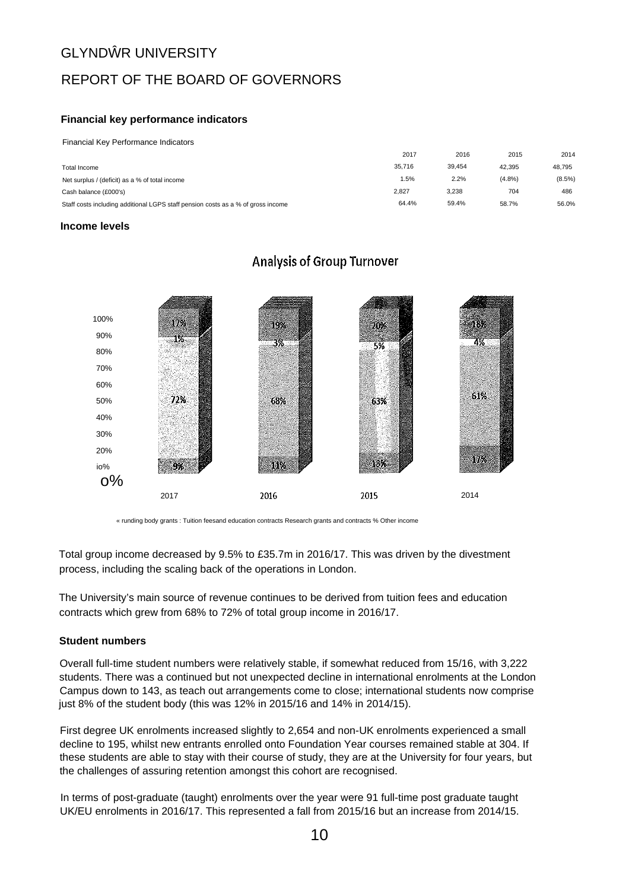GLYNDŴR UNIVERSITY

REPORT OF THE BOARD OF GOVERNORS

### Financial key performance indicators

Financial Key Performance Indicators

| | 2017 | 2016 | 2015 | 2014 |
|---|---|---|---|---|
| Total Income | 35,716 | 39,454 | 42,395 | 48,795 |
| Net surplus / (deficit) as a % of total income | 1.5% | 2.2% | (4.8%) | (8.5%) |
| Cash balance (£000's) | 2,827 | 3,238 | 704 | 486 |
| Staff costs including additional LGPS staff pension costs as a % of gross income | 64.4% | 59.4% | 58.7% | 56.0% |

### Income levels

Analysis of Group Turnover

| | 2017 | 2016 | 2015 | 2014 |
|---|---|---|---|---|
| Funding body grants | 9% | 11% | 13% | 17% |
| Tuition fees and education contracts | 72% | 68% | 63% | 61% |
| Research grants and contracts | 1% | 3% | 5% | 4% |
| Other income | 17% | 19% | 20% | 18% |

« runding body grants : Tuition feesand education contracts Research grants and contracts % Other income

Total group income decreased by 9.5% to £35.7m in 2016/17. This was driven by the divestment process, including the scaling back of the operations in London.

The University's main source of revenue continues to be derived from tuition fees and education contracts which grew from 68% to 72% of total group income in 2016/17.

### Student numbers

Overall full-time student numbers were relatively stable, if somewhat reduced from 15/16, with 3,222 students. There was a continued but not unexpected decline in international enrolments at the London Campus down to 143, as teach out arrangements come to close; international students now comprise just 8% of the student body (this was 12% in 2015/16 and 14% in 2014/15).

First degree UK enrolments increased slightly to 2,654 and non-UK enrolments experienced a small decline to 195, whilst new entrants enrolled onto Foundation Year courses remained stable at 304. If these students are able to stay with their course of study, they are at the University for four years, but the challenges of assuring retention amongst this cohort are recognised.

In terms of post-graduate (taught) enrolments over the year were 91 full-time post graduate taught UK/EU enrolments in 2016/17. This represented a fall from 2015/16 but an increase from 2014/15.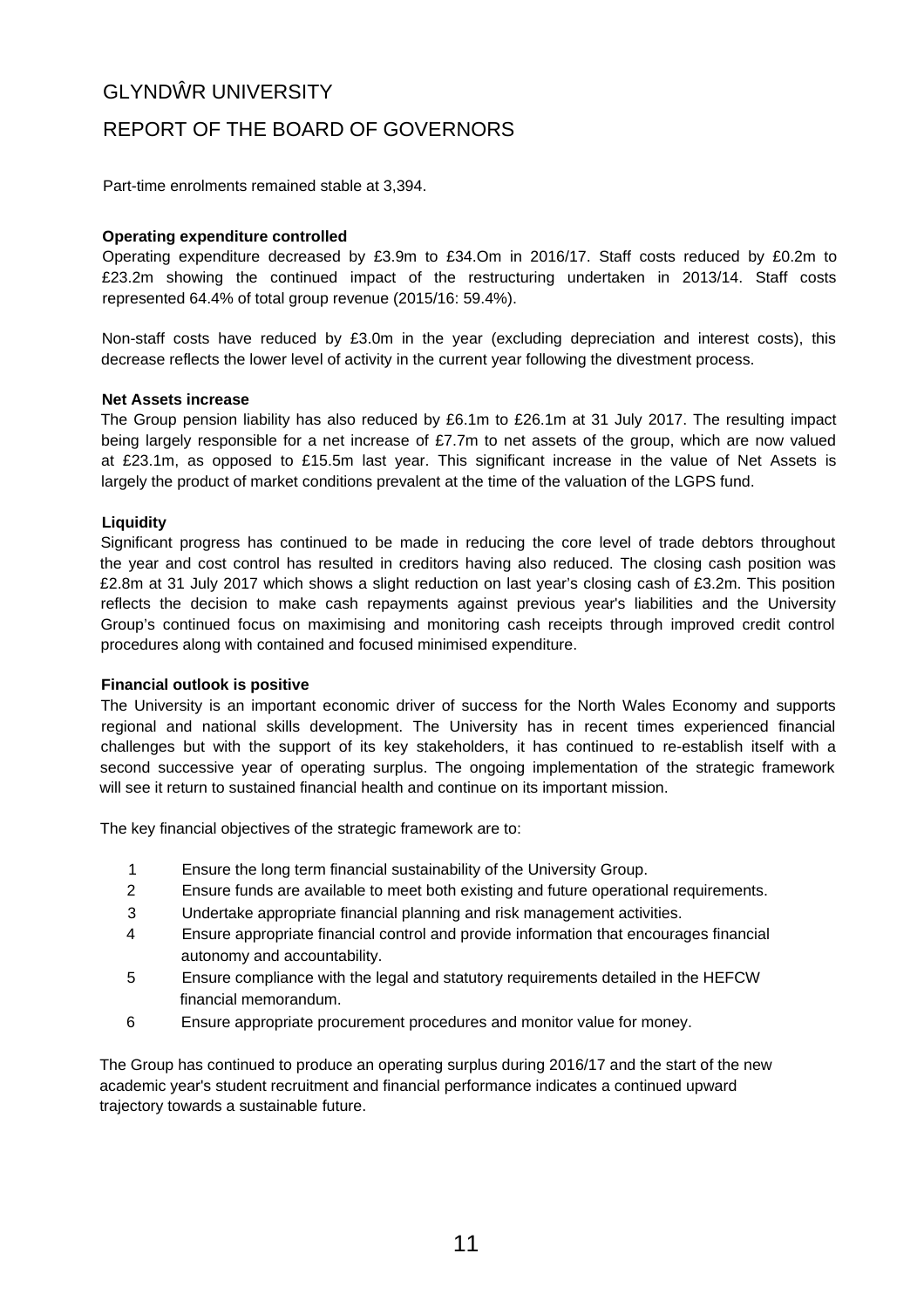Part-time enrolments remained stable at 3,394.

**Operating expenditure controlled**

Operating expenditure decreased by £3.9m to £34.Om in 2016/17. Staff costs reduced by £0.2m to £23.2m showing the continued impact of the restructuring undertaken in 2013/14. Staff costs represented 64.4% of total group revenue (2015/16: 59.4%).

Non-staff costs have reduced by £3.0m in the year (excluding depreciation and interest costs), this decrease reflects the lower level of activity in the current year following the divestment process.

**Net Assets increase**

The Group pension liability has also reduced by £6.1m to £26.1m at 31 July 2017. The resulting impact being largely responsible for a net increase of £7.7m to net assets of the group, which are now valued at £23.1m, as opposed to £15.5m last year. This significant increase in the value of Net Assets is largely the product of market conditions prevalent at the time of the valuation of the LGPS fund.

**Liquidity**

Significant progress has continued to be made in reducing the core level of trade debtors throughout the year and cost control has resulted in creditors having also reduced. The closing cash position was £2.8m at 31 July 2017 which shows a slight reduction on last year's closing cash of £3.2m. This position reflects the decision to make cash repayments against previous year's liabilities and the University Group's continued focus on maximising and monitoring cash receipts through improved credit control procedures along with contained and focused minimised expenditure.

**Financial outlook is positive**

The University is an important economic driver of success for the North Wales Economy and supports regional and national skills development. The University has in recent times experienced financial challenges but with the support of its key stakeholders, it has continued to re-establish itself with a second successive year of operating surplus. The ongoing implementation of the strategic framework will see it return to sustained financial health and continue on its important mission.

The key financial objectives of the strategic framework are to:

1. Ensure the long term financial sustainability of the University Group.
2. Ensure funds are available to meet both existing and future operational requirements.
3. Undertake appropriate financial planning and risk management activities.
4. Ensure appropriate financial control and provide information that encourages financial autonomy and accountability.
5. Ensure compliance with the legal and statutory requirements detailed in the HEFCW financial memorandum.
6. Ensure appropriate procurement procedures and monitor value for money.

The Group has continued to produce an operating surplus during 2016/17 and the start of the new academic year's student recruitment and financial performance indicates a continued upward trajectory towards a sustainable future.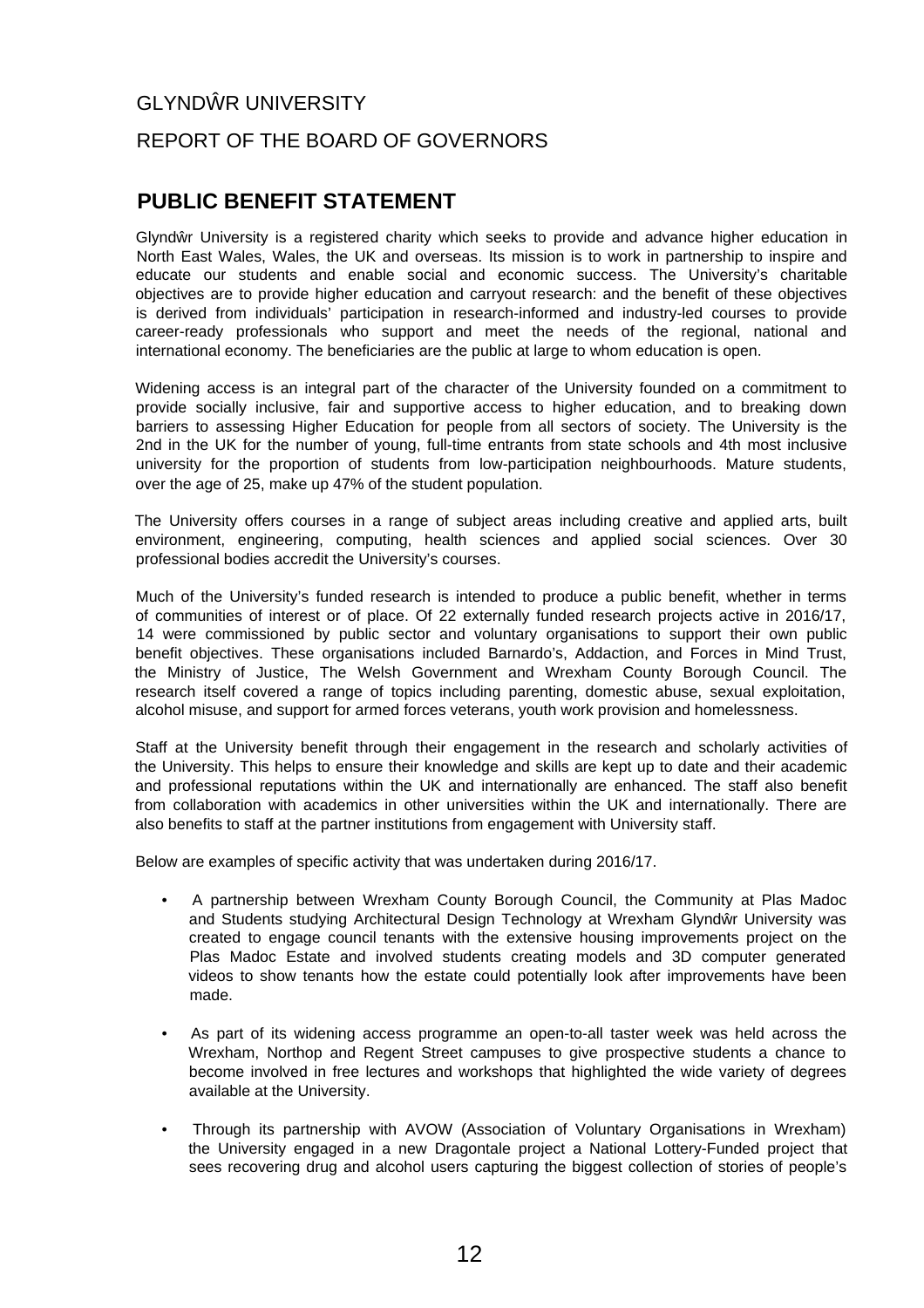GLYNDŴR UNIVERSITY

REPORT OF THE BOARD OF GOVERNORS

## PUBLIC BENEFIT STATEMENT

Glyndŵr University is a registered charity which seeks to provide and advance higher education in North East Wales, Wales, the UK and overseas. Its mission is to work in partnership to inspire and educate our students and enable social and economic success. The University's charitable objectives are to provide higher education and carryout research: and the benefit of these objectives is derived from individuals' participation in research-informed and industry-led courses to provide career-ready professionals who support and meet the needs of the regional, national and international economy. The beneficiaries are the public at large to whom education is open.

Widening access is an integral part of the character of the University founded on a commitment to provide socially inclusive, fair and supportive access to higher education, and to breaking down barriers to assessing Higher Education for people from all sectors of society. The University is the 2nd in the UK for the number of young, full-time entrants from state schools and 4th most inclusive university for the proportion of students from low-participation neighbourhoods. Mature students, over the age of 25, make up 47% of the student population.

The University offers courses in a range of subject areas including creative and applied arts, built environment, engineering, computing, health sciences and applied social sciences. Over 30 professional bodies accredit the University's courses.

Much of the University's funded research is intended to produce a public benefit, whether in terms of communities of interest or of place. Of 22 externally funded research projects active in 2016/17, 14 were commissioned by public sector and voluntary organisations to support their own public benefit objectives. These organisations included Barnardo's, Addaction, and Forces in Mind Trust, the Ministry of Justice, The Welsh Government and Wrexham County Borough Council. The research itself covered a range of topics including parenting, domestic abuse, sexual exploitation, alcohol misuse, and support for armed forces veterans, youth work provision and homelessness.

Staff at the University benefit through their engagement in the research and scholarly activities of the University. This helps to ensure their knowledge and skills are kept up to date and their academic and professional reputations within the UK and internationally are enhanced. The staff also benefit from collaboration with academics in other universities within the UK and internationally. There are also benefits to staff at the partner institutions from engagement with University staff.

Below are examples of specific activity that was undertaken during 2016/17.

- A partnership between Wrexham County Borough Council, the Community at Plas Madoc and Students studying Architectural Design Technology at Wrexham Glyndŵr University was created to engage council tenants with the extensive housing improvements project on the Plas Madoc Estate and involved students creating models and 3D computer generated videos to show tenants how the estate could potentially look after improvements have been made.

- As part of its widening access programme an open-to-all taster week was held across the Wrexham, Northop and Regent Street campuses to give prospective students a chance to become involved in free lectures and workshops that highlighted the wide variety of degrees available at the University.

- Through its partnership with AVOW (Association of Voluntary Organisations in Wrexham) the University engaged in a new Dragontale project a National Lottery-Funded project that sees recovering drug and alcohol users capturing the biggest collection of stories of people's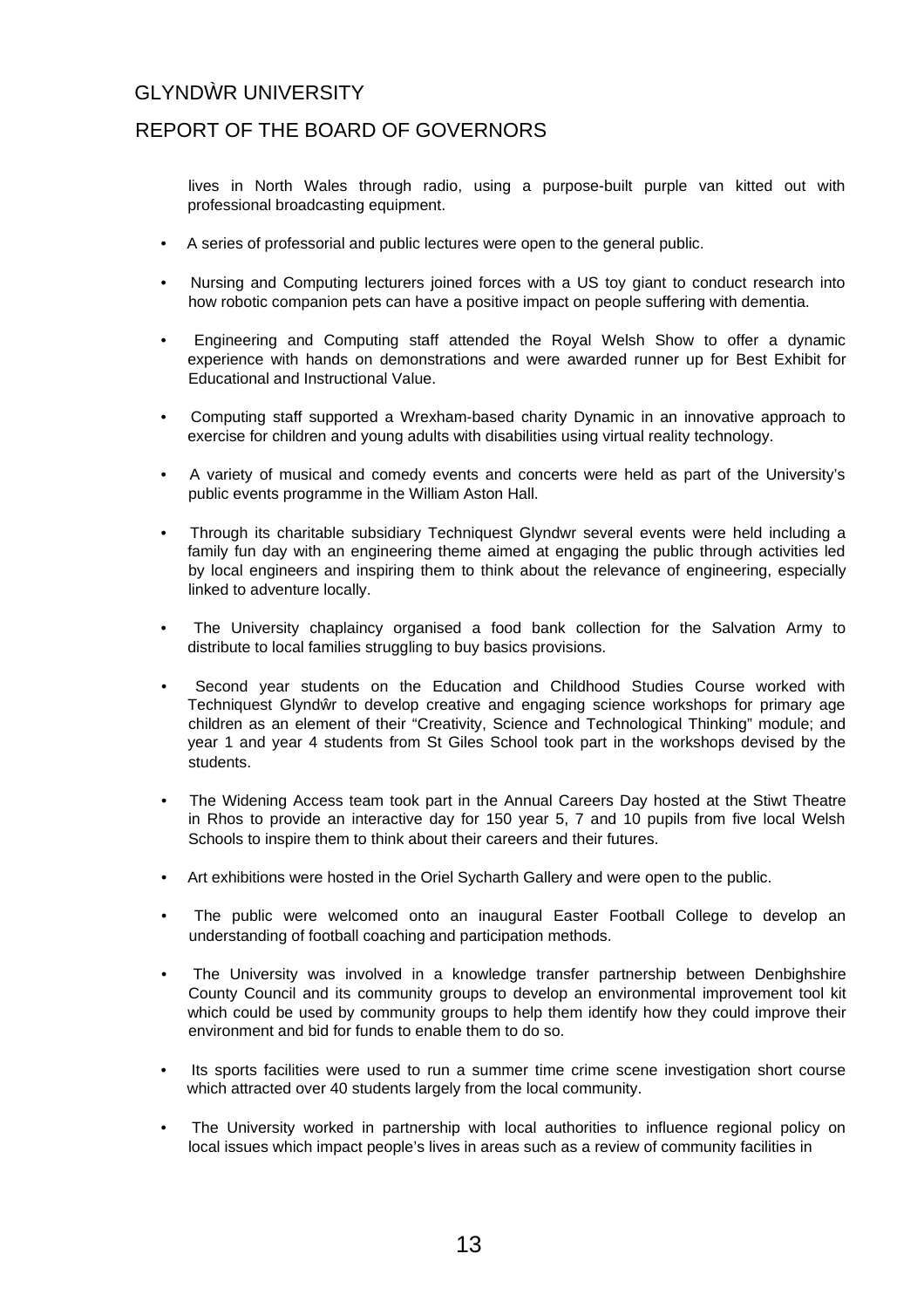lives in North Wales through radio, using a purpose-built purple van kitted out with professional broadcasting equipment.

- A series of professorial and public lectures were open to the general public.
- Nursing and Computing lecturers joined forces with a US toy giant to conduct research into how robotic companion pets can have a positive impact on people suffering with dementia.
- Engineering and Computing staff attended the Royal Welsh Show to offer a dynamic experience with hands on demonstrations and were awarded runner up for Best Exhibit for Educational and Instructional Value.
- Computing staff supported a Wrexham-based charity Dynamic in an innovative approach to exercise for children and young adults with disabilities using virtual reality technology.
- A variety of musical and comedy events and concerts were held as part of the University's public events programme in the William Aston Hall.
- Through its charitable subsidiary Techniquest Glyndwr several events were held including a family fun day with an engineering theme aimed at engaging the public through activities led by local engineers and inspiring them to think about the relevance of engineering, especially linked to adventure locally.
- The University chaplaincy organised a food bank collection for the Salvation Army to distribute to local families struggling to buy basics provisions.
- Second year students on the Education and Childhood Studies Course worked with Techniquest Glyndŵr to develop creative and engaging science workshops for primary age children as an element of their "Creativity, Science and Technological Thinking" module; and year 1 and year 4 students from St Giles School took part in the workshops devised by the students.
- The Widening Access team took part in the Annual Careers Day hosted at the Stiwt Theatre in Rhos to provide an interactive day for 150 year 5, 7 and 10 pupils from five local Welsh Schools to inspire them to think about their careers and their futures.
- Art exhibitions were hosted in the Oriel Sycharth Gallery and were open to the public.
- The public were welcomed onto an inaugural Easter Football College to develop an understanding of football coaching and participation methods.
- The University was involved in a knowledge transfer partnership between Denbighshire County Council and its community groups to develop an environmental improvement tool kit which could be used by community groups to help them identify how they could improve their environment and bid for funds to enable them to do so.
- Its sports facilities were used to run a summer time crime scene investigation short course which attracted over 40 students largely from the local community.
- The University worked in partnership with local authorities to influence regional policy on local issues which impact people's lives in areas such as a review of community facilities in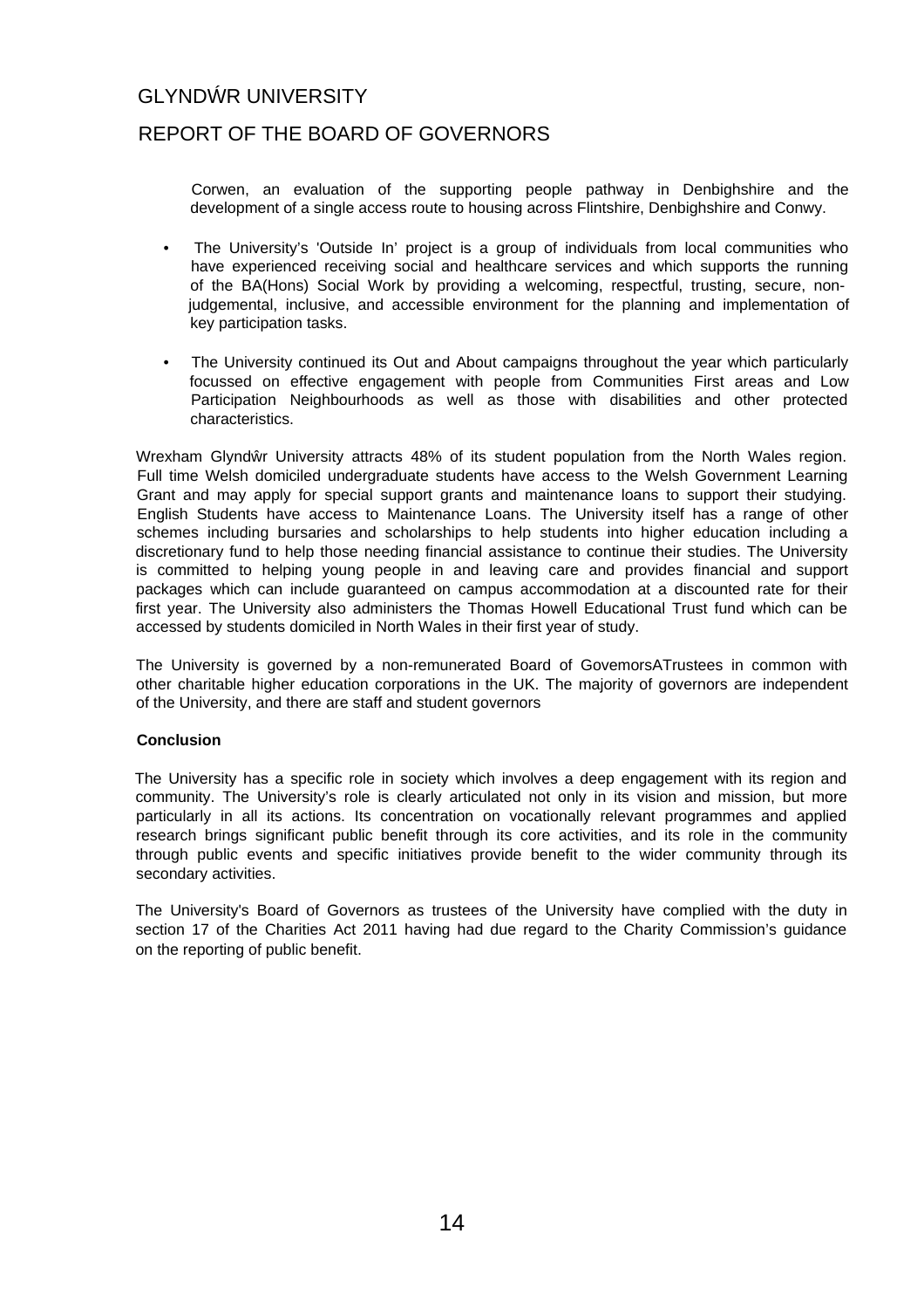Corwen, an evaluation of the supporting people pathway in Denbighshire and the development of a single access route to housing across Flintshire, Denbighshire and Conwy.

- The University's 'Outside In' project is a group of individuals from local communities who have experienced receiving social and healthcare services and which supports the running of the BA(Hons) Social Work by providing a welcoming, respectful, trusting, secure, non-judgemental, inclusive, and accessible environment for the planning and implementation of key participation tasks.
- The University continued its Out and About campaigns throughout the year which particularly focussed on effective engagement with people from Communities First areas and Low Participation Neighbourhoods as well as those with disabilities and other protected characteristics.

Wrexham Glyndŵr University attracts 48% of its student population from the North Wales region. Full time Welsh domiciled undergraduate students have access to the Welsh Government Learning Grant and may apply for special support grants and maintenance loans to support their studying. English Students have access to Maintenance Loans. The University itself has a range of other schemes including bursaries and scholarships to help students into higher education including a discretionary fund to help those needing financial assistance to continue their studies. The University is committed to helping young people in and leaving care and provides financial and support packages which can include guaranteed on campus accommodation at a discounted rate for their first year. The University also administers the Thomas Howell Educational Trust fund which can be accessed by students domiciled in North Wales in their first year of study.

The University is governed by a non-remunerated Board of GovemorsATrustees in common with other charitable higher education corporations in the UK. The majority of governors are independent of the University, and there are staff and student governors

**Conclusion**

The University has a specific role in society which involves a deep engagement with its region and community. The University's role is clearly articulated not only in its vision and mission, but more particularly in all its actions. Its concentration on vocationally relevant programmes and applied research brings significant public benefit through its core activities, and its role in the community through public events and specific initiatives provide benefit to the wider community through its secondary activities.

The University's Board of Governors as trustees of the University have complied with the duty in section 17 of the Charities Act 2011 having had due regard to the Charity Commission's guidance on the reporting of public benefit.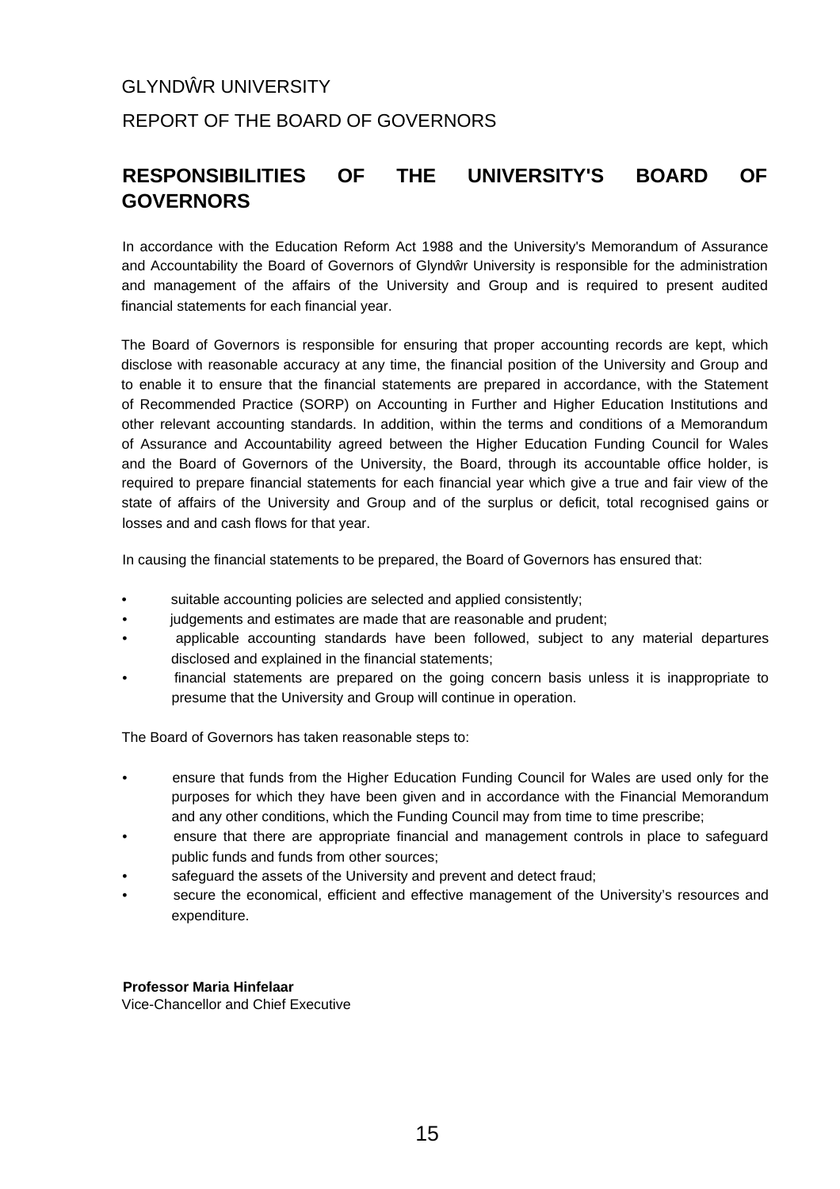GLYNDŴR UNIVERSITY

REPORT OF THE BOARD OF GOVERNORS

## RESPONSIBILITIES OF THE UNIVERSITY'S BOARD OF GOVERNORS

In accordance with the Education Reform Act 1988 and the University's Memorandum of Assurance and Accountability the Board of Governors of Glyndŵr University is responsible for the administration and management of the affairs of the University and Group and is required to present audited financial statements for each financial year.

The Board of Governors is responsible for ensuring that proper accounting records are kept, which disclose with reasonable accuracy at any time, the financial position of the University and Group and to enable it to ensure that the financial statements are prepared in accordance, with the Statement of Recommended Practice (SORP) on Accounting in Further and Higher Education Institutions and other relevant accounting standards. In addition, within the terms and conditions of a Memorandum of Assurance and Accountability agreed between the Higher Education Funding Council for Wales and the Board of Governors of the University, the Board, through its accountable office holder, is required to prepare financial statements for each financial year which give a true and fair view of the state of affairs of the University and Group and of the surplus or deficit, total recognised gains or losses and and cash flows for that year.

In causing the financial statements to be prepared, the Board of Governors has ensured that:

- suitable accounting policies are selected and applied consistently;
- judgements and estimates are made that are reasonable and prudent;
- applicable accounting standards have been followed, subject to any material departures disclosed and explained in the financial statements;
- financial statements are prepared on the going concern basis unless it is inappropriate to presume that the University and Group will continue in operation.

The Board of Governors has taken reasonable steps to:

- ensure that funds from the Higher Education Funding Council for Wales are used only for the purposes for which they have been given and in accordance with the Financial Memorandum and any other conditions, which the Funding Council may from time to time prescribe;
- ensure that there are appropriate financial and management controls in place to safeguard public funds and funds from other sources;
- safeguard the assets of the University and prevent and detect fraud;
- secure the economical, efficient and effective management of the University's resources and expenditure.

**Professor Maria Hinfelaar**
Vice-Chancellor and Chief Executive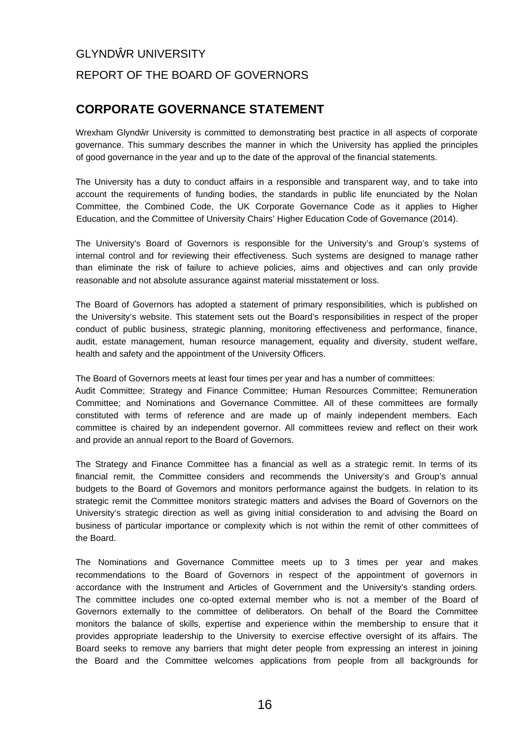GLYNDŴR UNIVERSITY

REPORT OF THE BOARD OF GOVERNORS

## CORPORATE GOVERNANCE STATEMENT

Wrexham Glyndŵr University is committed to demonstrating best practice in all aspects of corporate governance. This summary describes the manner in which the University has applied the principles of good governance in the year and up to the date of the approval of the financial statements.

The University has a duty to conduct affairs in a responsible and transparent way, and to take into account the requirements of funding bodies, the standards in public life enunciated by the Nolan Committee, the Combined Code, the UK Corporate Governance Code as it applies to Higher Education, and the Committee of University Chairs' Higher Education Code of Governance (2014).

The University's Board of Governors is responsible for the University's and Group's systems of internal control and for reviewing their effectiveness. Such systems are designed to manage rather than eliminate the risk of failure to achieve policies, aims and objectives and can only provide reasonable and not absolute assurance against material misstatement or loss.

The Board of Governors has adopted a statement of primary responsibilities, which is published on the University's website. This statement sets out the Board's responsibilities in respect of the proper conduct of public business, strategic planning, monitoring effectiveness and performance, finance, audit, estate management, human resource management, equality and diversity, student welfare, health and safety and the appointment of the University Officers.

The Board of Governors meets at least four times per year and has a number of committees: Audit Committee; Strategy and Finance Committee; Human Resources Committee; Remuneration Committee; and Nominations and Governance Committee. All of these committees are formally constituted with terms of reference and are made up of mainly independent members. Each committee is chaired by an independent governor. All committees review and reflect on their work and provide an annual report to the Board of Governors.

The Strategy and Finance Committee has a financial as well as a strategic remit. In terms of its financial remit, the Committee considers and recommends the University's and Group's annual budgets to the Board of Governors and monitors performance against the budgets. In relation to its strategic remit the Committee monitors strategic matters and advises the Board of Governors on the University's strategic direction as well as giving initial consideration to and advising the Board on business of particular importance or complexity which is not within the remit of other committees of the Board.

The Nominations and Governance Committee meets up to 3 times per year and makes recommendations to the Board of Governors in respect of the appointment of governors in accordance with the Instrument and Articles of Government and the University's standing orders. The committee includes one co-opted external member who is not a member of the Board of Governors externally to the committee of deliberators. On behalf of the Board the Committee monitors the balance of skills, expertise and experience within the membership to ensure that it provides appropriate leadership to the University to exercise effective oversight of its affairs. The Board seeks to remove any barriers that might deter people from expressing an interest in joining the Board and the Committee welcomes applications from people from all backgrounds for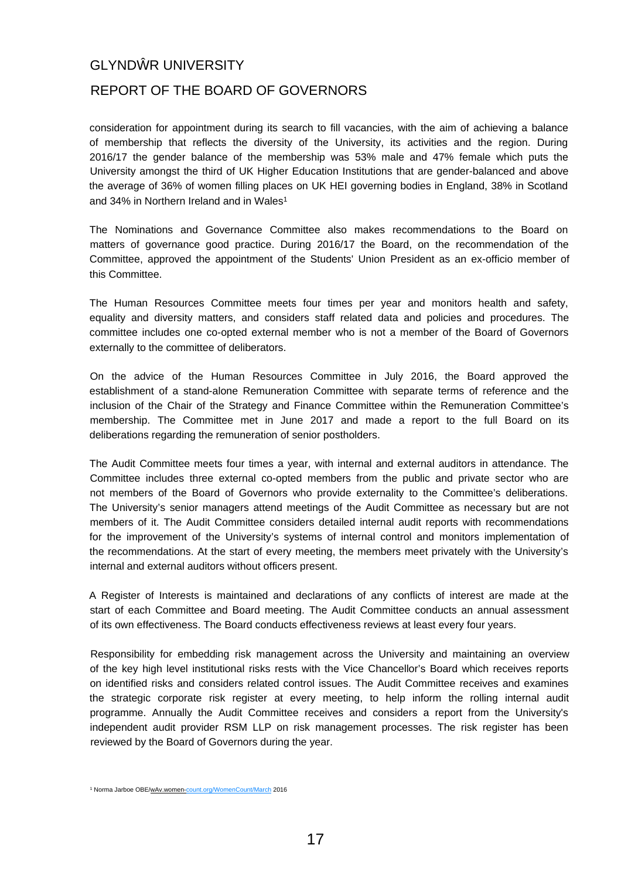consideration for appointment during its search to fill vacancies, with the aim of achieving a balance of membership that reflects the diversity of the University, its activities and the region. During 2016/17 the gender balance of the membership was 53% male and 47% female which puts the University amongst the third of UK Higher Education Institutions that are gender-balanced and above the average of 36% of women filling places on UK HEI governing bodies in England, 38% in Scotland and 34% in Northern Ireland and in Wales[1]

The Nominations and Governance Committee also makes recommendations to the Board on matters of governance good practice. During 2016/17 the Board, on the recommendation of the Committee, approved the appointment of the Students' Union President as an ex-officio member of this Committee.

The Human Resources Committee meets four times per year and monitors health and safety, equality and diversity matters, and considers staff related data and policies and procedures. The committee includes one co-opted external member who is not a member of the Board of Governors externally to the committee of deliberators.

On the advice of the Human Resources Committee in July 2016, the Board approved the establishment of a stand-alone Remuneration Committee with separate terms of reference and the inclusion of the Chair of the Strategy and Finance Committee within the Remuneration Committee's membership. The Committee met in June 2017 and made a report to the full Board on its deliberations regarding the remuneration of senior postholders.

The Audit Committee meets four times a year, with internal and external auditors in attendance. The Committee includes three external co-opted members from the public and private sector who are not members of the Board of Governors who provide externality to the Committee's deliberations. The University's senior managers attend meetings of the Audit Committee as necessary but are not members of it. The Audit Committee considers detailed internal audit reports with recommendations for the improvement of the University's systems of internal control and monitors implementation of the recommendations. At the start of every meeting, the members meet privately with the University's internal and external auditors without officers present.

A Register of Interests is maintained and declarations of any conflicts of interest are made at the start of each Committee and Board meeting. The Audit Committee conducts an annual assessment of its own effectiveness. The Board conducts effectiveness reviews at least every four years.

Responsibility for embedding risk management across the University and maintaining an overview of the key high level institutional risks rests with the Vice Chancellor's Board which receives reports on identified risks and considers related control issues. The Audit Committee receives and examines the strategic corporate risk register at every meeting, to help inform the rolling internal audit programme. Annually the Audit Committee receives and considers a report from the University's independent audit provider RSM LLP on risk management processes. The risk register has been reviewed by the Board of Governors during the year.

[1] Norma Jarboe OBE/wAv.women-count.org/WomenCount/March 2016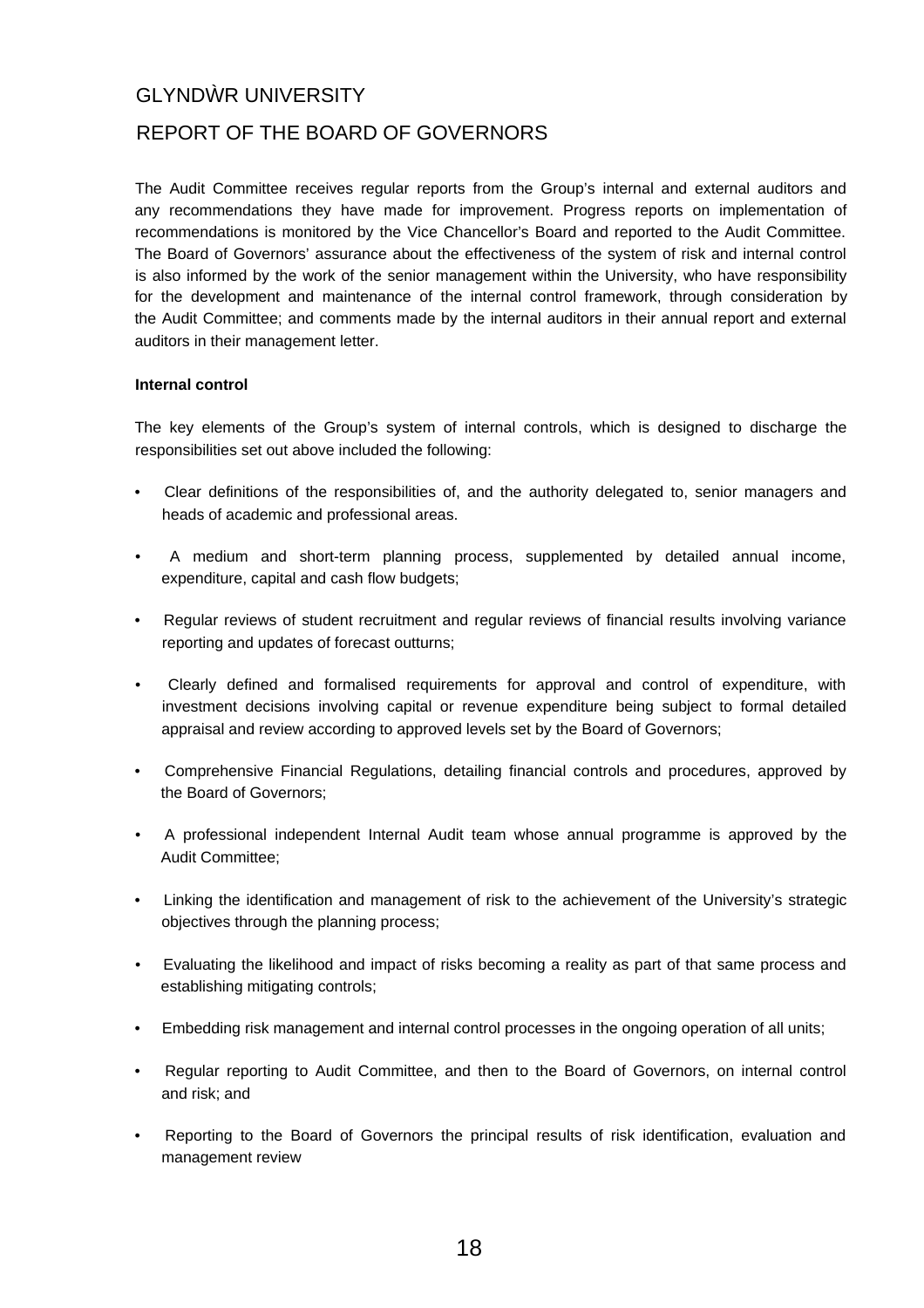The Audit Committee receives regular reports from the Group's internal and external auditors and any recommendations they have made for improvement. Progress reports on implementation of recommendations is monitored by the Vice Chancellor's Board and reported to the Audit Committee. The Board of Governors' assurance about the effectiveness of the system of risk and internal control is also informed by the work of the senior management within the University, who have responsibility for the development and maintenance of the internal control framework, through consideration by the Audit Committee; and comments made by the internal auditors in their annual report and external auditors in their management letter.

**Internal control**

The key elements of the Group's system of internal controls, which is designed to discharge the responsibilities set out above included the following:

- Clear definitions of the responsibilities of, and the authority delegated to, senior managers and heads of academic and professional areas.
- A medium and short-term planning process, supplemented by detailed annual income, expenditure, capital and cash flow budgets;
- Regular reviews of student recruitment and regular reviews of financial results involving variance reporting and updates of forecast outturns;
- Clearly defined and formalised requirements for approval and control of expenditure, with investment decisions involving capital or revenue expenditure being subject to formal detailed appraisal and review according to approved levels set by the Board of Governors;
- Comprehensive Financial Regulations, detailing financial controls and procedures, approved by the Board of Governors;
- A professional independent Internal Audit team whose annual programme is approved by the Audit Committee;
- Linking the identification and management of risk to the achievement of the University's strategic objectives through the planning process;
- Evaluating the likelihood and impact of risks becoming a reality as part of that same process and establishing mitigating controls;
- Embedding risk management and internal control processes in the ongoing operation of all units;
- Regular reporting to Audit Committee, and then to the Board of Governors, on internal control and risk; and
- Reporting to the Board of Governors the principal results of risk identification, evaluation and management review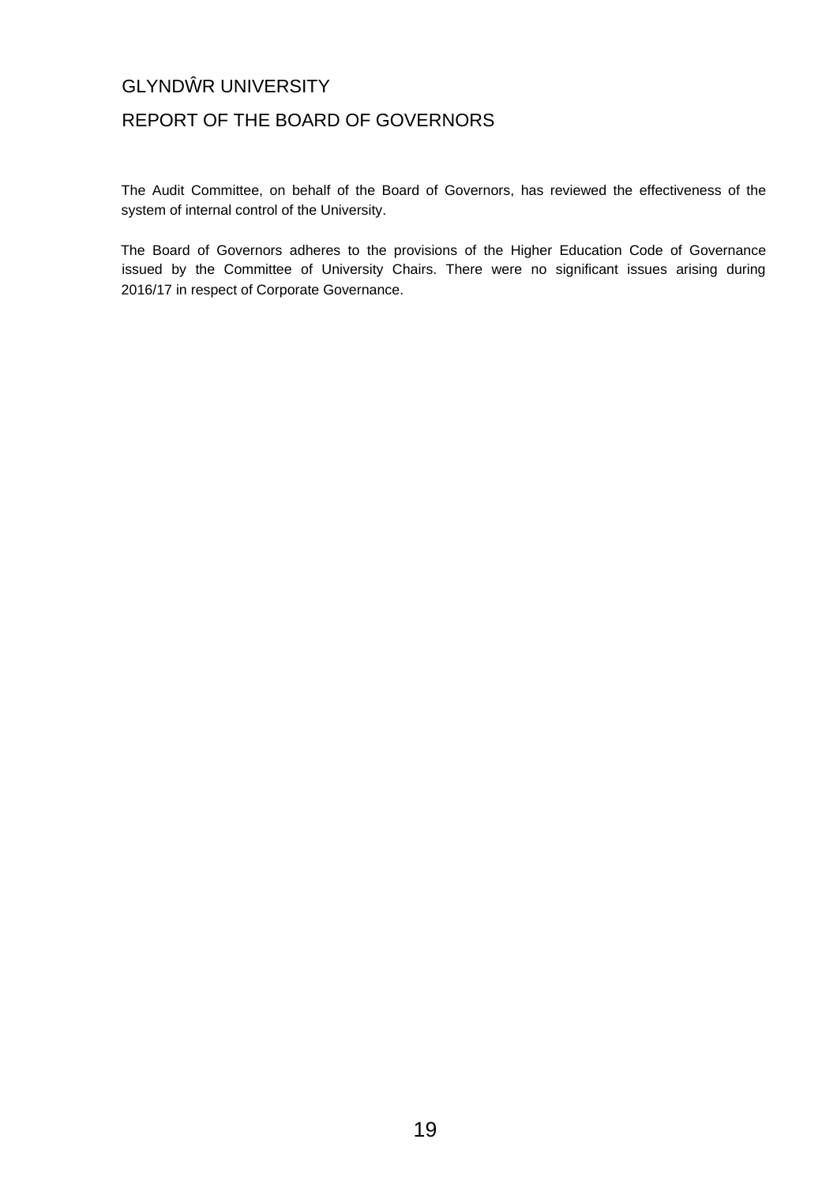GLYNDŴR UNIVERSITY

REPORT OF THE BOARD OF GOVERNORS

The Audit Committee, on behalf of the Board of Governors, has reviewed the effectiveness of the system of internal control of the University.

The Board of Governors adheres to the provisions of the Higher Education Code of Governance issued by the Committee of University Chairs. There were no significant issues arising during 2016/17 in respect of Corporate Governance.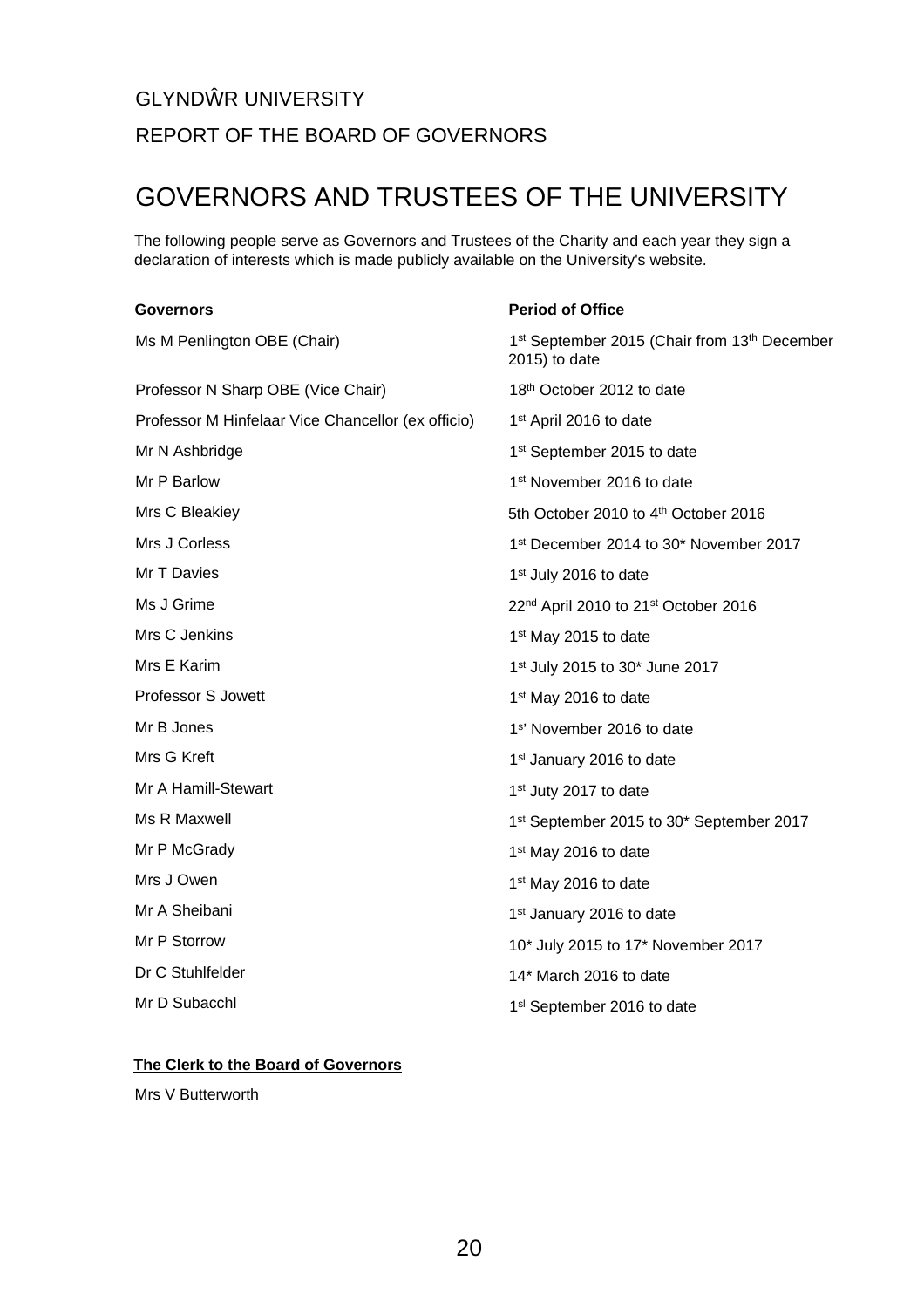GLYNDŴR UNIVERSITY

REPORT OF THE BOARD OF GOVERNORS

# GOVERNORS AND TRUSTEES OF THE UNIVERSITY

The following people serve as Governors and Trustees of the Charity and each year they sign a declaration of interests which is made publicly available on the University's website.

| **Governors** | **Period of Office** |
|---|---|
| Ms M Penlington OBE (Chair) | 1st September 2015 (Chair from 13th December 2015) to date |
| Professor N Sharp OBE (Vice Chair) | 18th October 2012 to date |
| Professor M Hinfelaar Vice Chancellor (ex officio) | 1st April 2016 to date |
| Mr N Ashbridge | 1st September 2015 to date |
| Mr P Barlow | 1st November 2016 to date |
| Mrs C Bleakiey | 5th October 2010 to 4th October 2016 |
| Mrs J Corless | 1st December 2014 to 30* November 2017 |
| Mr T Davies | 1st July 2016 to date |
| Ms J Grime | 22nd April 2010 to 21st October 2016 |
| Mrs C Jenkins | 1st May 2015 to date |
| Mrs E Karim | 1st July 2015 to 30* June 2017 |
| Professor S Jowett | 1st May 2016 to date |
| Mr B Jones | 1s' November 2016 to date |
| Mrs G Kreft | 1sl January 2016 to date |
| Mr A Hamill-Stewart | 1st Juty 2017 to date |
| Ms R Maxwell | 1st September 2015 to 30* September 2017 |
| Mr P McGrady | 1st May 2016 to date |
| Mrs J Owen | 1st May 2016 to date |
| Mr A Sheibani | 1st January 2016 to date |
| Mr P Storrow | 10* July 2015 to 17* November 2017 |
| Dr C Stuhlfelder | 14* March 2016 to date |
| Mr D Subacchl | 1sl September 2016 to date |

**The Clerk to the Board of Governors**

Mrs V Butterworth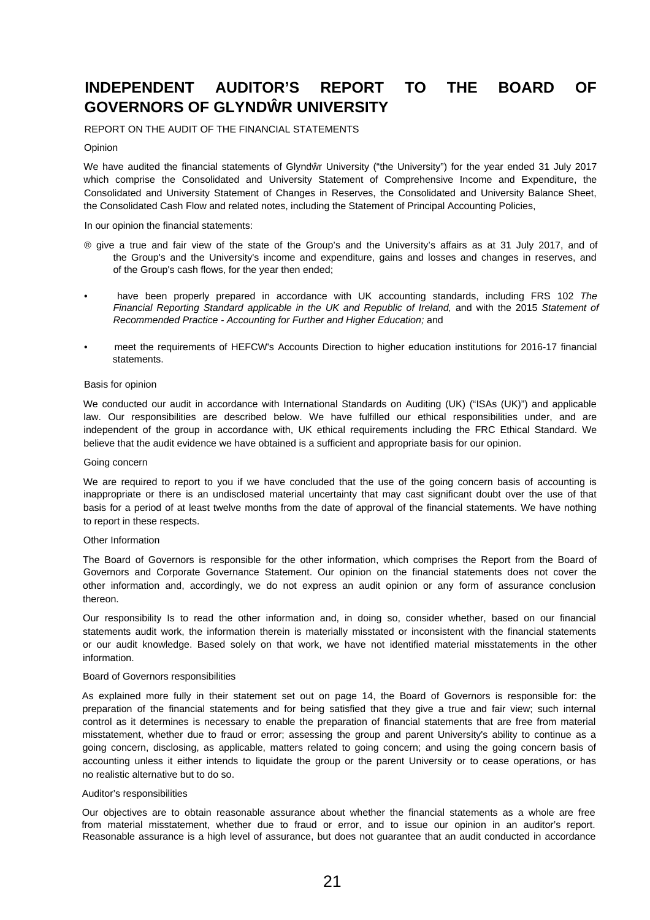# INDEPENDENT AUDITOR'S REPORT TO THE BOARD OF GOVERNORS OF GLYNDŴR UNIVERSITY

REPORT ON THE AUDIT OF THE FINANCIAL STATEMENTS

Opinion

We have audited the financial statements of Glyndŵr University ("the University") for the year ended 31 July 2017 which comprise the Consolidated and University Statement of Comprehensive Income and Expenditure, the Consolidated and University Statement of Changes in Reserves, the Consolidated and University Balance Sheet, the Consolidated Cash Flow and related notes, including the Statement of Principal Accounting Policies,

In our opinion the financial statements:

- give a true and fair view of the state of the Group's and the University's affairs as at 31 July 2017, and of the Group's and the University's income and expenditure, gains and losses and changes in reserves, and of the Group's cash flows, for the year then ended;
- have been properly prepared in accordance with UK accounting standards, including FRS 102 *The Financial Reporting Standard applicable in the UK and Republic of Ireland,* and with the 2015 *Statement of Recommended Practice - Accounting for Further and Higher Education;* and
- meet the requirements of HEFCW's Accounts Direction to higher education institutions for 2016-17 financial statements.

Basis for opinion

We conducted our audit in accordance with International Standards on Auditing (UK) ("ISAs (UK)") and applicable law. Our responsibilities are described below. We have fulfilled our ethical responsibilities under, and are independent of the group in accordance with, UK ethical requirements including the FRC Ethical Standard. We believe that the audit evidence we have obtained is a sufficient and appropriate basis for our opinion.

Going concern

We are required to report to you if we have concluded that the use of the going concern basis of accounting is inappropriate or there is an undisclosed material uncertainty that may cast significant doubt over the use of that basis for a period of at least twelve months from the date of approval of the financial statements. We have nothing to report in these respects.

Other Information

The Board of Governors is responsible for the other information, which comprises the Report from the Board of Governors and Corporate Governance Statement. Our opinion on the financial statements does not cover the other information and, accordingly, we do not express an audit opinion or any form of assurance conclusion thereon.

Our responsibility Is to read the other information and, in doing so, consider whether, based on our financial statements audit work, the information therein is materially misstated or inconsistent with the financial statements or our audit knowledge. Based solely on that work, we have not identified material misstatements in the other information.

Board of Governors responsibilities

As explained more fully in their statement set out on page 14, the Board of Governors is responsible for: the preparation of the financial statements and for being satisfied that they give a true and fair view; such internal control as it determines is necessary to enable the preparation of financial statements that are free from material misstatement, whether due to fraud or error; assessing the group and parent University's ability to continue as a going concern, disclosing, as applicable, matters related to going concern; and using the going concern basis of accounting unless it either intends to liquidate the group or the parent University or to cease operations, or has no realistic alternative but to do so.

Auditor's responsibilities

Our objectives are to obtain reasonable assurance about whether the financial statements as a whole are free from material misstatement, whether due to fraud or error, and to issue our opinion in an auditor's report. Reasonable assurance is a high level of assurance, but does not guarantee that an audit conducted in accordance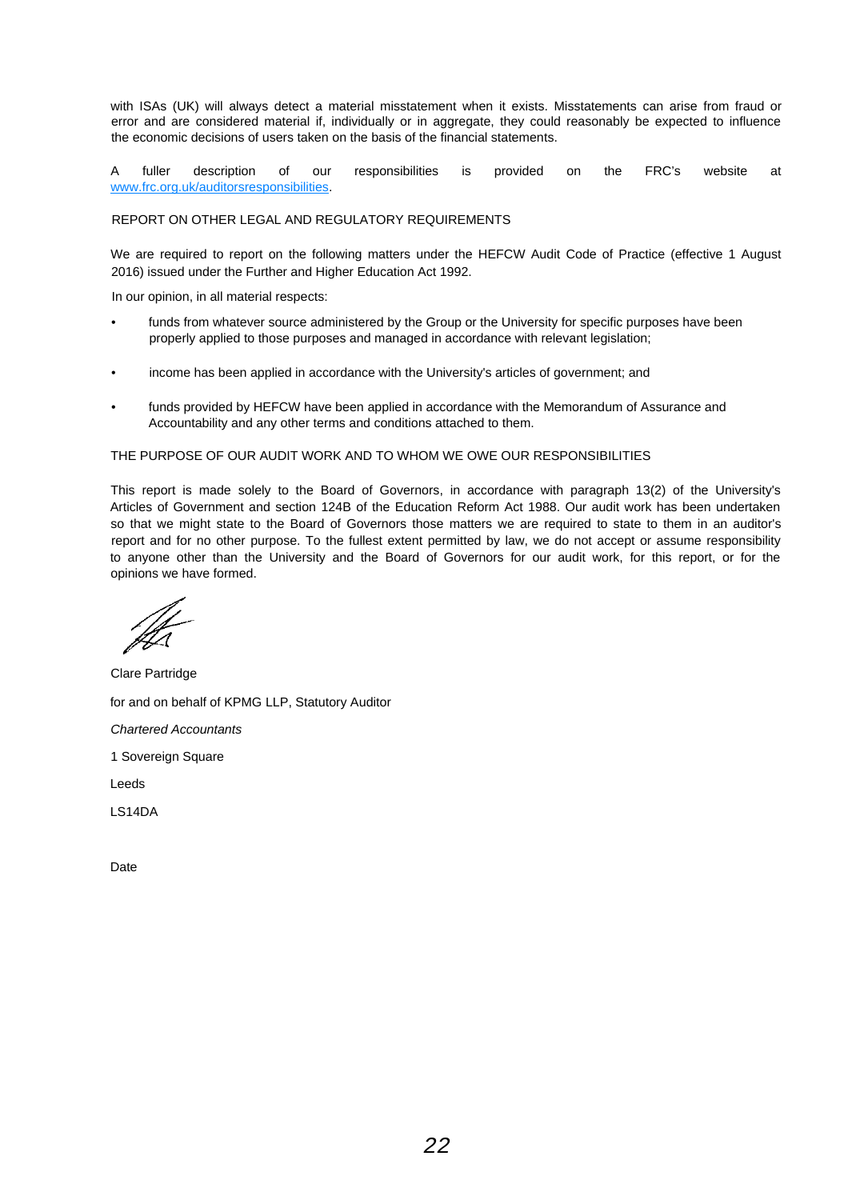with ISAs (UK) will always detect a material misstatement when it exists. Misstatements can arise from fraud or error and are considered material if, individually or in aggregate, they could reasonably be expected to influence the economic decisions of users taken on the basis of the financial statements.

A fuller description of our responsibilities is provided on the FRC's website at www.frc.org.uk/auditorsresponsibilities.

## REPORT ON OTHER LEGAL AND REGULATORY REQUIREMENTS

We are required to report on the following matters under the HEFCW Audit Code of Practice (effective 1 August 2016) issued under the Further and Higher Education Act 1992.

In our opinion, in all material respects:

- funds from whatever source administered by the Group or the University for specific purposes have been properly applied to those purposes and managed in accordance with relevant legislation;
- income has been applied in accordance with the University's articles of government; and
- funds provided by HEFCW have been applied in accordance with the Memorandum of Assurance and Accountability and any other terms and conditions attached to them.

## THE PURPOSE OF OUR AUDIT WORK AND TO WHOM WE OWE OUR RESPONSIBILITIES

This report is made solely to the Board of Governors, in accordance with paragraph 13(2) of the University's Articles of Government and section 124B of the Education Reform Act 1988. Our audit work has been undertaken so that we might state to the Board of Governors those matters we are required to state to them in an auditor's report and for no other purpose. To the fullest extent permitted by law, we do not accept or assume responsibility to anyone other than the University and the Board of Governors for our audit work, for this report, or for the opinions we have formed.

Clare Partridge

for and on behalf of KPMG LLP, Statutory Auditor

*Chartered Accountants*

1 Sovereign Square

Leeds

LS14DA

Date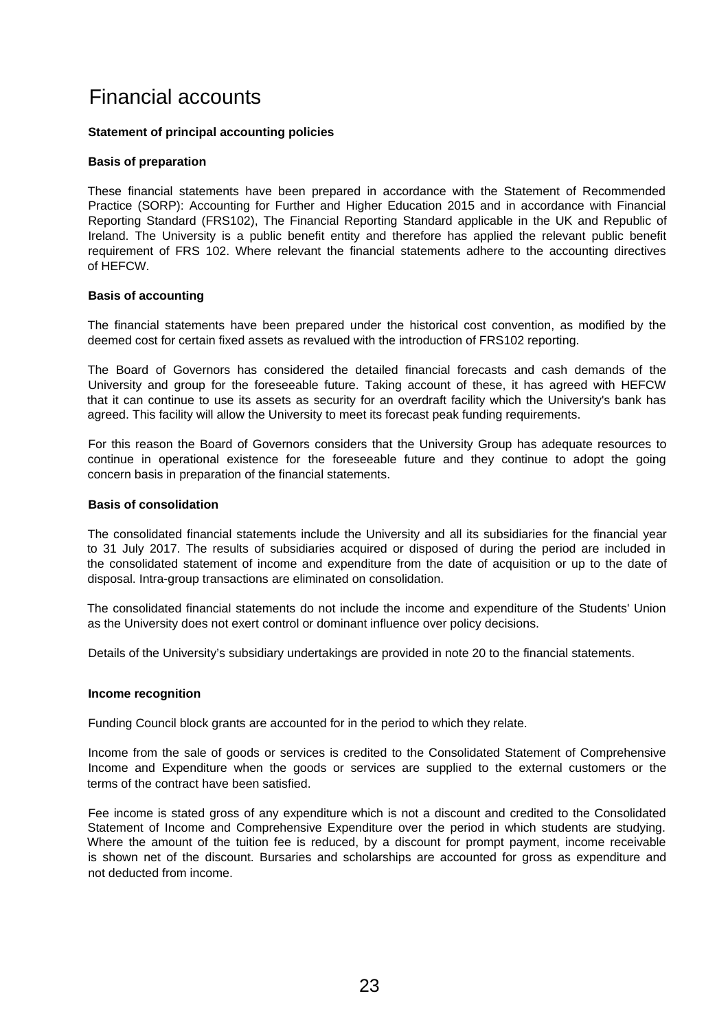# Financial accounts

## Statement of principal accounting policies

### Basis of preparation

These financial statements have been prepared in accordance with the Statement of Recommended Practice (SORP): Accounting for Further and Higher Education 2015 and in accordance with Financial Reporting Standard (FRS102), The Financial Reporting Standard applicable in the UK and Republic of Ireland. The University is a public benefit entity and therefore has applied the relevant public benefit requirement of FRS 102. Where relevant the financial statements adhere to the accounting directives of HEFCW.

### Basis of accounting

The financial statements have been prepared under the historical cost convention, as modified by the deemed cost for certain fixed assets as revalued with the introduction of FRS102 reporting.

The Board of Governors has considered the detailed financial forecasts and cash demands of the University and group for the foreseeable future. Taking account of these, it has agreed with HEFCW that it can continue to use its assets as security for an overdraft facility which the University's bank has agreed. This facility will allow the University to meet its forecast peak funding requirements.

For this reason the Board of Governors considers that the University Group has adequate resources to continue in operational existence for the foreseeable future and they continue to adopt the going concern basis in preparation of the financial statements.

### Basis of consolidation

The consolidated financial statements include the University and all its subsidiaries for the financial year to 31 July 2017. The results of subsidiaries acquired or disposed of during the period are included in the consolidated statement of income and expenditure from the date of acquisition or up to the date of disposal. Intra-group transactions are eliminated on consolidation.

The consolidated financial statements do not include the income and expenditure of the Students' Union as the University does not exert control or dominant influence over policy decisions.

Details of the University's subsidiary undertakings are provided in note 20 to the financial statements.

### Income recognition

Funding Council block grants are accounted for in the period to which they relate.

Income from the sale of goods or services is credited to the Consolidated Statement of Comprehensive Income and Expenditure when the goods or services are supplied to the external customers or the terms of the contract have been satisfied.

Fee income is stated gross of any expenditure which is not a discount and credited to the Consolidated Statement of Income and Comprehensive Expenditure over the period in which students are studying. Where the amount of the tuition fee is reduced, by a discount for prompt payment, income receivable is shown net of the discount. Bursaries and scholarships are accounted for gross as expenditure and not deducted from income.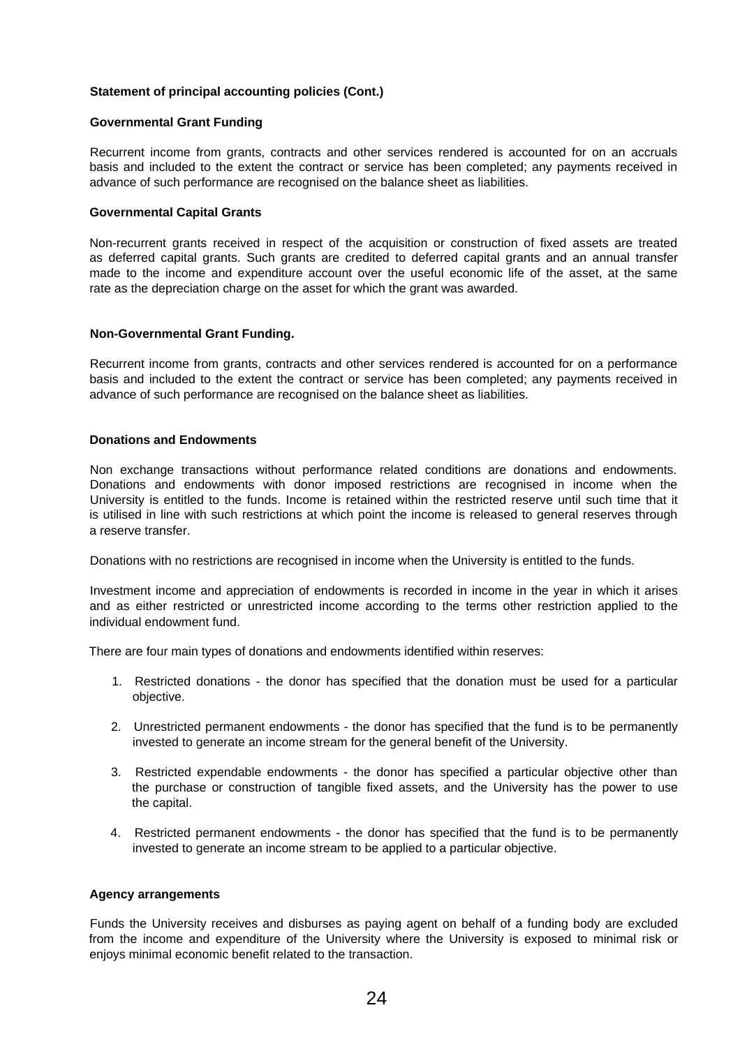**Statement of principal accounting policies (Cont.)**

**Governmental Grant Funding**

Recurrent income from grants, contracts and other services rendered is accounted for on an accruals basis and included to the extent the contract or service has been completed; any payments received in advance of such performance are recognised on the balance sheet as liabilities.

**Governmental Capital Grants**

Non-recurrent grants received in respect of the acquisition or construction of fixed assets are treated as deferred capital grants. Such grants are credited to deferred capital grants and an annual transfer made to the income and expenditure account over the useful economic life of the asset, at the same rate as the depreciation charge on the asset for which the grant was awarded.

**Non-Governmental Grant Funding.**

Recurrent income from grants, contracts and other services rendered is accounted for on a performance basis and included to the extent the contract or service has been completed; any payments received in advance of such performance are recognised on the balance sheet as liabilities.

**Donations and Endowments**

Non exchange transactions without performance related conditions are donations and endowments. Donations and endowments with donor imposed restrictions are recognised in income when the University is entitled to the funds. Income is retained within the restricted reserve until such time that it is utilised in line with such restrictions at which point the income is released to general reserves through a reserve transfer.

Donations with no restrictions are recognised in income when the University is entitled to the funds.

Investment income and appreciation of endowments is recorded in income in the year in which it arises and as either restricted or unrestricted income according to the terms other restriction applied to the individual endowment fund.

There are four main types of donations and endowments identified within reserves:

1. Restricted donations - the donor has specified that the donation must be used for a particular objective.

2. Unrestricted permanent endowments - the donor has specified that the fund is to be permanently invested to generate an income stream for the general benefit of the University.

3. Restricted expendable endowments - the donor has specified a particular objective other than the purchase or construction of tangible fixed assets, and the University has the power to use the capital.

4. Restricted permanent endowments - the donor has specified that the fund is to be permanently invested to generate an income stream to be applied to a particular objective.

**Agency arrangements**

Funds the University receives and disburses as paying agent on behalf of a funding body are excluded from the income and expenditure of the University where the University is exposed to minimal risk or enjoys minimal economic benefit related to the transaction.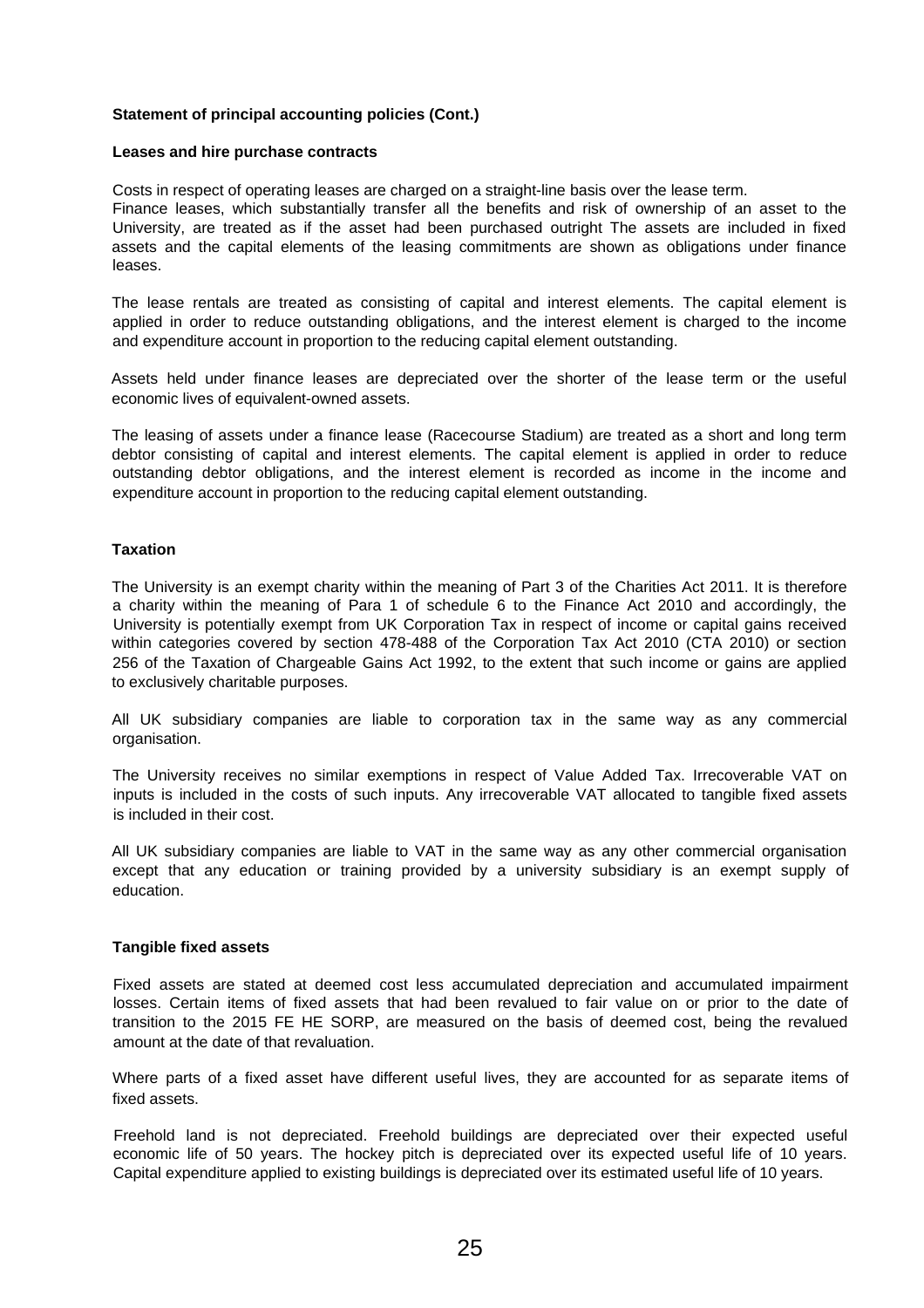**Statement of principal accounting policies (Cont.)**

**Leases and hire purchase contracts**

Costs in respect of operating leases are charged on a straight-line basis over the lease term.
Finance leases, which substantially transfer all the benefits and risk of ownership of an asset to the University, are treated as if the asset had been purchased outright The assets are included in fixed assets and the capital elements of the leasing commitments are shown as obligations under finance leases.

The lease rentals are treated as consisting of capital and interest elements. The capital element is applied in order to reduce outstanding obligations, and the interest element is charged to the income and expenditure account in proportion to the reducing capital element outstanding.

Assets held under finance leases are depreciated over the shorter of the lease term or the useful economic lives of equivalent-owned assets.

The leasing of assets under a finance lease (Racecourse Stadium) are treated as a short and long term debtor consisting of capital and interest elements. The capital element is applied in order to reduce outstanding debtor obligations, and the interest element is recorded as income in the income and expenditure account in proportion to the reducing capital element outstanding.

**Taxation**

The University is an exempt charity within the meaning of Part 3 of the Charities Act 2011. It is therefore a charity within the meaning of Para 1 of schedule 6 to the Finance Act 2010 and accordingly, the University is potentially exempt from UK Corporation Tax in respect of income or capital gains received within categories covered by section 478-488 of the Corporation Tax Act 2010 (CTA 2010) or section 256 of the Taxation of Chargeable Gains Act 1992, to the extent that such income or gains are applied to exclusively charitable purposes.

All UK subsidiary companies are liable to corporation tax in the same way as any commercial organisation.

The University receives no similar exemptions in respect of Value Added Tax. Irrecoverable VAT on inputs is included in the costs of such inputs. Any irrecoverable VAT allocated to tangible fixed assets is included in their cost.

All UK subsidiary companies are liable to VAT in the same way as any other commercial organisation except that any education or training provided by a university subsidiary is an exempt supply of education.

**Tangible fixed assets**

Fixed assets are stated at deemed cost less accumulated depreciation and accumulated impairment losses. Certain items of fixed assets that had been revalued to fair value on or prior to the date of transition to the 2015 FE HE SORP, are measured on the basis of deemed cost, being the revalued amount at the date of that revaluation.

Where parts of a fixed asset have different useful lives, they are accounted for as separate items of fixed assets.

Freehold land is not depreciated. Freehold buildings are depreciated over their expected useful economic life of 50 years. The hockey pitch is depreciated over its expected useful life of 10 years. Capital expenditure applied to existing buildings is depreciated over its estimated useful life of 10 years.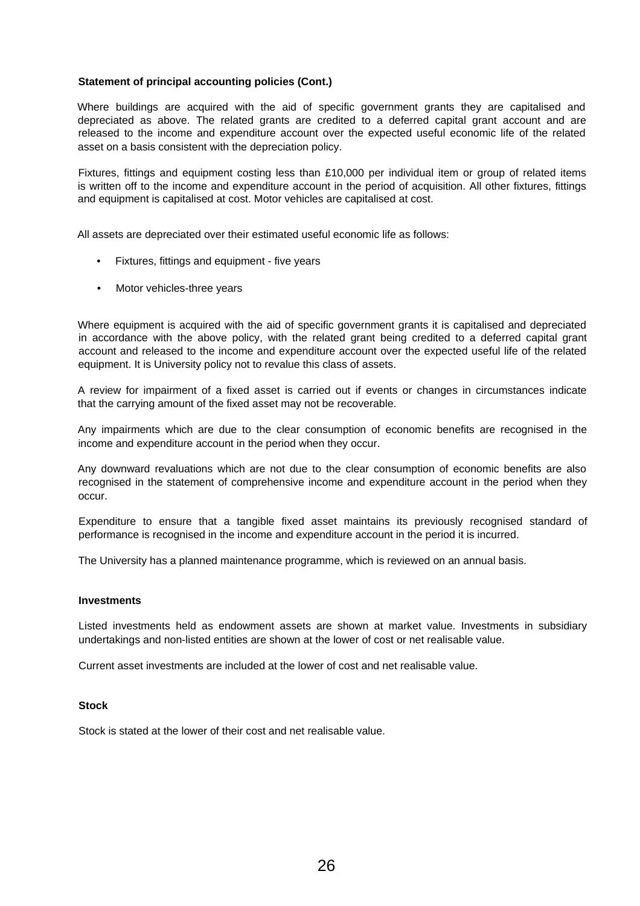**Statement of principal accounting policies (Cont.)**

Where buildings are acquired with the aid of specific government grants they are capitalised and depreciated as above. The related grants are credited to a deferred capital grant account and are released to the income and expenditure account over the expected useful economic life of the related asset on a basis consistent with the depreciation policy.

Fixtures, fittings and equipment costing less than £10,000 per individual item or group of related items is written off to the income and expenditure account in the period of acquisition. All other fixtures, fittings and equipment is capitalised at cost. Motor vehicles are capitalised at cost.

All assets are depreciated over their estimated useful economic life as follows:

- Fixtures, fittings and equipment - five years
- Motor vehicles-three years

Where equipment is acquired with the aid of specific government grants it is capitalised and depreciated in accordance with the above policy, with the related grant being credited to a deferred capital grant account and released to the income and expenditure account over the expected useful life of the related equipment. It is University policy not to revalue this class of assets.

A review for impairment of a fixed asset is carried out if events or changes in circumstances indicate that the carrying amount of the fixed asset may not be recoverable.

Any impairments which are due to the clear consumption of economic benefits are recognised in the income and expenditure account in the period when they occur.

Any downward revaluations which are not due to the clear consumption of economic benefits are also recognised in the statement of comprehensive income and expenditure account in the period when they occur.

Expenditure to ensure that a tangible fixed asset maintains its previously recognised standard of performance is recognised in the income and expenditure account in the period it is incurred.

The University has a planned maintenance programme, which is reviewed on an annual basis.

**Investments**

Listed investments held as endowment assets are shown at market value. Investments in subsidiary undertakings and non-listed entities are shown at the lower of cost or net realisable value.

Current asset investments are included at the lower of cost and net realisable value.

**Stock**

Stock is stated at the lower of their cost and net realisable value.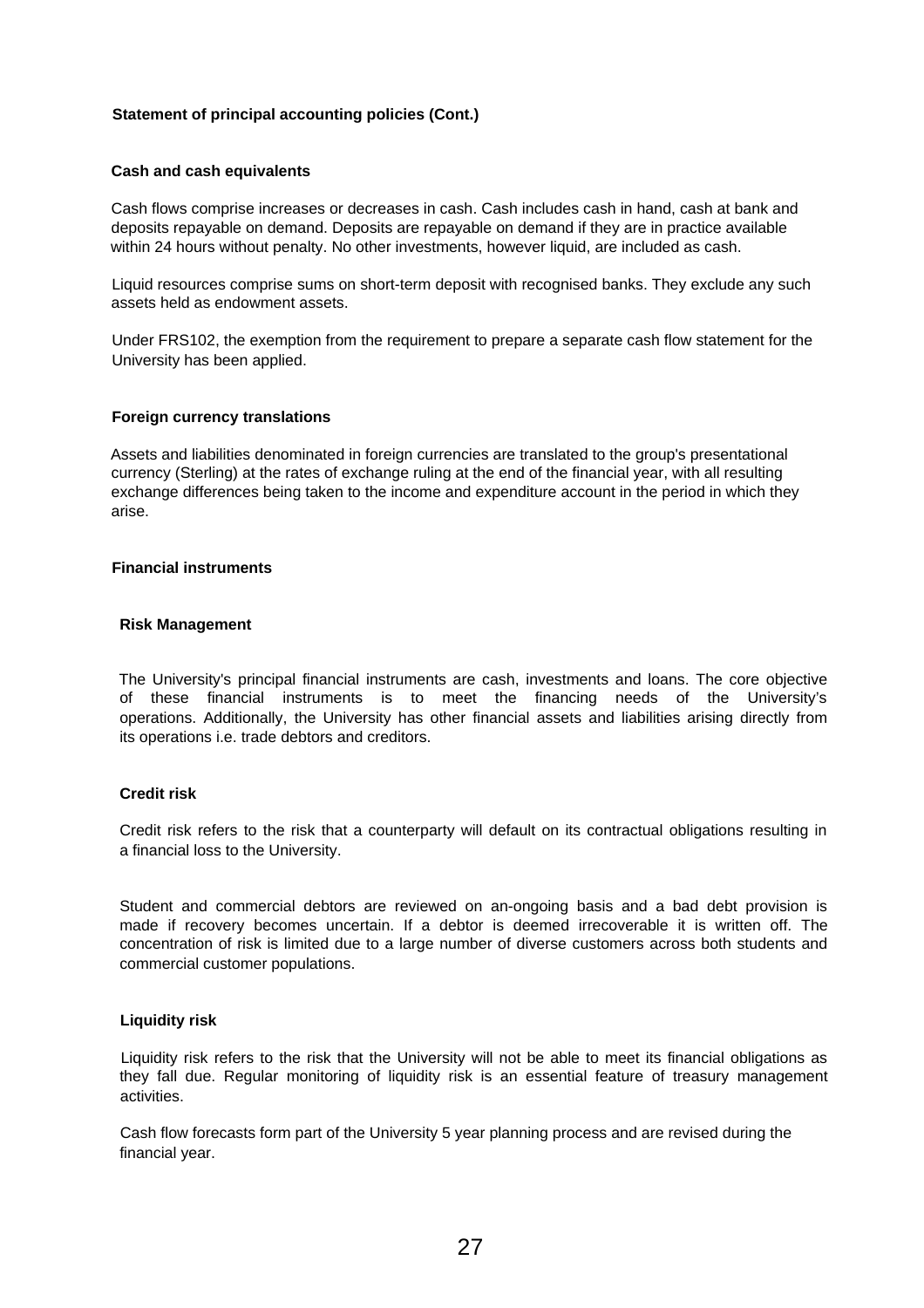**Statement of principal accounting policies (Cont.)**

**Cash and cash equivalents**

Cash flows comprise increases or decreases in cash. Cash includes cash in hand, cash at bank and deposits repayable on demand. Deposits are repayable on demand if they are in practice available within 24 hours without penalty. No other investments, however liquid, are included as cash.

Liquid resources comprise sums on short-term deposit with recognised banks. They exclude any such assets held as endowment assets.

Under FRS102, the exemption from the requirement to prepare a separate cash flow statement for the University has been applied.

**Foreign currency translations**

Assets and liabilities denominated in foreign currencies are translated to the group's presentational currency (Sterling) at the rates of exchange ruling at the end of the financial year, with all resulting exchange differences being taken to the income and expenditure account in the period in which they arise.

**Financial instruments**

**Risk Management**

The University's principal financial instruments are cash, investments and loans. The core objective of these financial instruments is to meet the financing needs of the University's operations. Additionally, the University has other financial assets and liabilities arising directly from its operations i.e. trade debtors and creditors.

**Credit risk**

Credit risk refers to the risk that a counterparty will default on its contractual obligations resulting in a financial loss to the University.

Student and commercial debtors are reviewed on an-ongoing basis and a bad debt provision is made if recovery becomes uncertain. If a debtor is deemed irrecoverable it is written off. The concentration of risk is limited due to a large number of diverse customers across both students and commercial customer populations.

**Liquidity risk**

Liquidity risk refers to the risk that the University will not be able to meet its financial obligations as they fall due. Regular monitoring of liquidity risk is an essential feature of treasury management activities.

Cash flow forecasts form part of the University 5 year planning process and are revised during the financial year.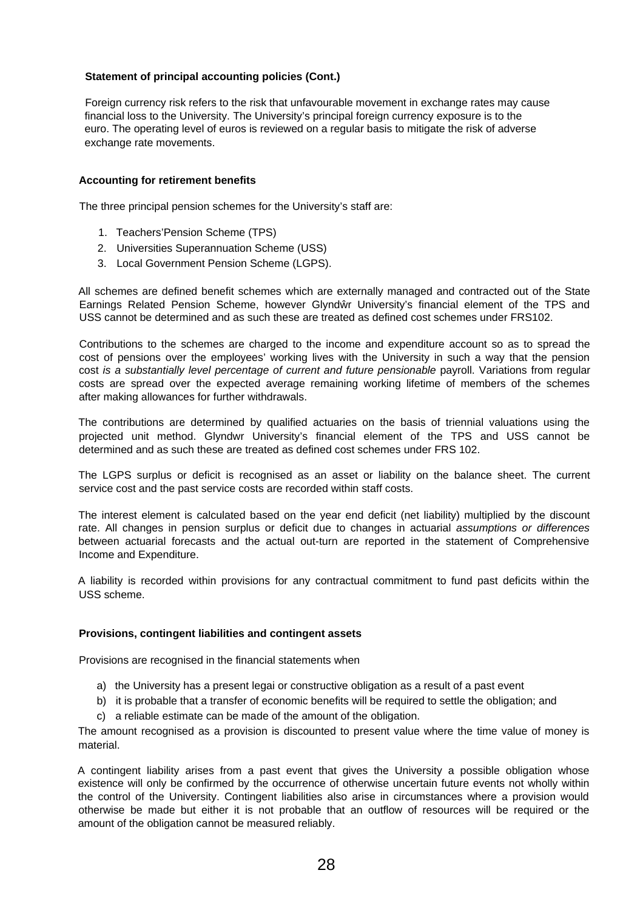**Statement of principal accounting policies (Cont.)**

Foreign currency risk refers to the risk that unfavourable movement in exchange rates may cause financial loss to the University. The University's principal foreign currency exposure is to the euro. The operating level of euros is reviewed on a regular basis to mitigate the risk of adverse exchange rate movements.

**Accounting for retirement benefits**

The three principal pension schemes for the University's staff are:

1. Teachers'Pension Scheme (TPS)
2. Universities Superannuation Scheme (USS)
3. Local Government Pension Scheme (LGPS).

All schemes are defined benefit schemes which are externally managed and contracted out of the State Earnings Related Pension Scheme, however Glyndŵr University's financial element of the TPS and USS cannot be determined and as such these are treated as defined cost schemes under FRS102.

Contributions to the schemes are charged to the income and expenditure account so as to spread the cost of pensions over the employees' working lives with the University in such a way that the pension cost *is a substantially level percentage of current and future pensionable* payroll. Variations from regular costs are spread over the expected average remaining working lifetime of members of the schemes after making allowances for further withdrawals.

The contributions are determined by qualified actuaries on the basis of triennial valuations using the projected unit method. Glyndwr University's financial element of the TPS and USS cannot be determined and as such these are treated as defined cost schemes under FRS 102.

The LGPS surplus or deficit is recognised as an asset or liability on the balance sheet. The current service cost and the past service costs are recorded within staff costs.

The interest element is calculated based on the year end deficit (net liability) multiplied by the discount rate. All changes in pension surplus or deficit due to changes in actuarial *assumptions or differences* between actuarial forecasts and the actual out-turn are reported in the statement of Comprehensive Income and Expenditure.

A liability is recorded within provisions for any contractual commitment to fund past deficits within the USS scheme.

**Provisions, contingent liabilities and contingent assets**

Provisions are recognised in the financial statements when

a) the University has a present legai or constructive obligation as a result of a past event
b) it is probable that a transfer of economic benefits will be required to settle the obligation; and
c) a reliable estimate can be made of the amount of the obligation.

The amount recognised as a provision is discounted to present value where the time value of money is material.

A contingent liability arises from a past event that gives the University a possible obligation whose existence will only be confirmed by the occurrence of otherwise uncertain future events not wholly within the control of the University. Contingent liabilities also arise in circumstances where a provision would otherwise be made but either it is not probable that an outflow of resources will be required or the amount of the obligation cannot be measured reliably.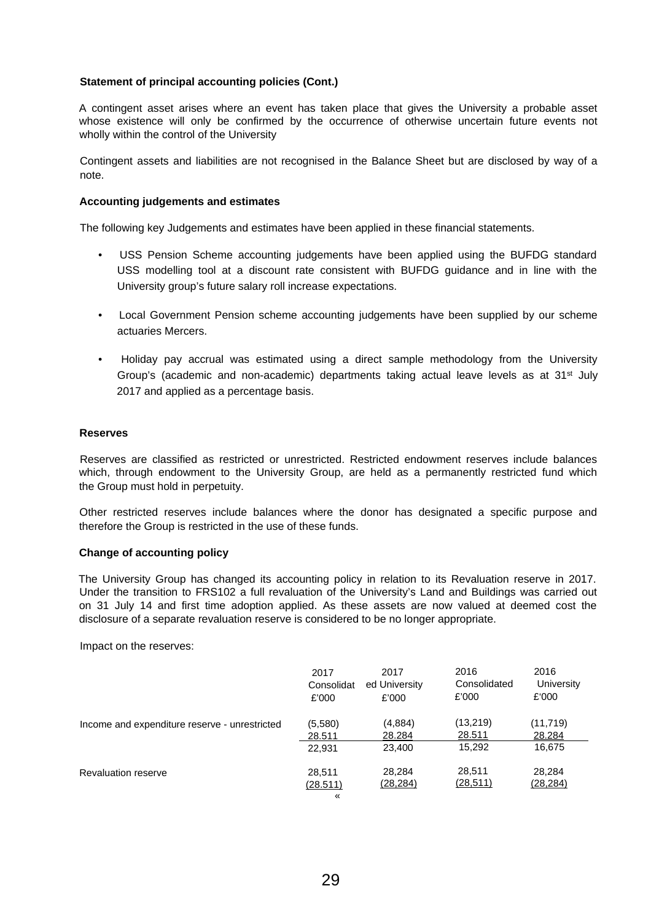**Statement of principal accounting policies (Cont.)**

A contingent asset arises where an event has taken place that gives the University a probable asset whose existence will only be confirmed by the occurrence of otherwise uncertain future events not wholly within the control of the University

Contingent assets and liabilities are not recognised in the Balance Sheet but are disclosed by way of a note.

**Accounting judgements and estimates**

The following key Judgements and estimates have been applied in these financial statements.

- USS Pension Scheme accounting judgements have been applied using the BUFDG standard USS modelling tool at a discount rate consistent with BUFDG guidance and in line with the University group's future salary roll increase expectations.
- Local Government Pension scheme accounting judgements have been supplied by our scheme actuaries Mercers.
- Holiday pay accrual was estimated using a direct sample methodology from the University Group's (academic and non-academic) departments taking actual leave levels as at 31st July 2017 and applied as a percentage basis.

**Reserves**

Reserves are classified as restricted or unrestricted. Restricted endowment reserves include balances which, through endowment to the University Group, are held as a permanently restricted fund which the Group must hold in perpetuity.

Other restricted reserves include balances where the donor has designated a specific purpose and therefore the Group is restricted in the use of these funds.

**Change of accounting policy**

The University Group has changed its accounting policy in relation to its Revaluation reserve in 2017. Under the transition to FRS102 a full revaluation of the University's Land and Buildings was carried out on 31 July 14 and first time adoption applied. As these assets are now valued at deemed cost the disclosure of a separate revaluation reserve is considered to be no longer appropriate.

Impact on the reserves:

| | 2017 Consolidated £'000 | 2017 University £'000 | 2016 Consolidated £'000 | 2016 University £'000 |
|---|---|---|---|---|
| Income and expenditure reserve - unrestricted | (5,580) | (4,884) | (13,219) | (11,719) |
| | 28.511 | 28.284 | 28.511 | 28.284 |
| | 22,931 | 23,400 | 15,292 | 16,675 |
| Revaluation reserve | 28,511 | 28,284 | 28,511 | 28,284 |
| | (28.511) | (28,284) | (28,511) | (28,284) |
| | « | | | |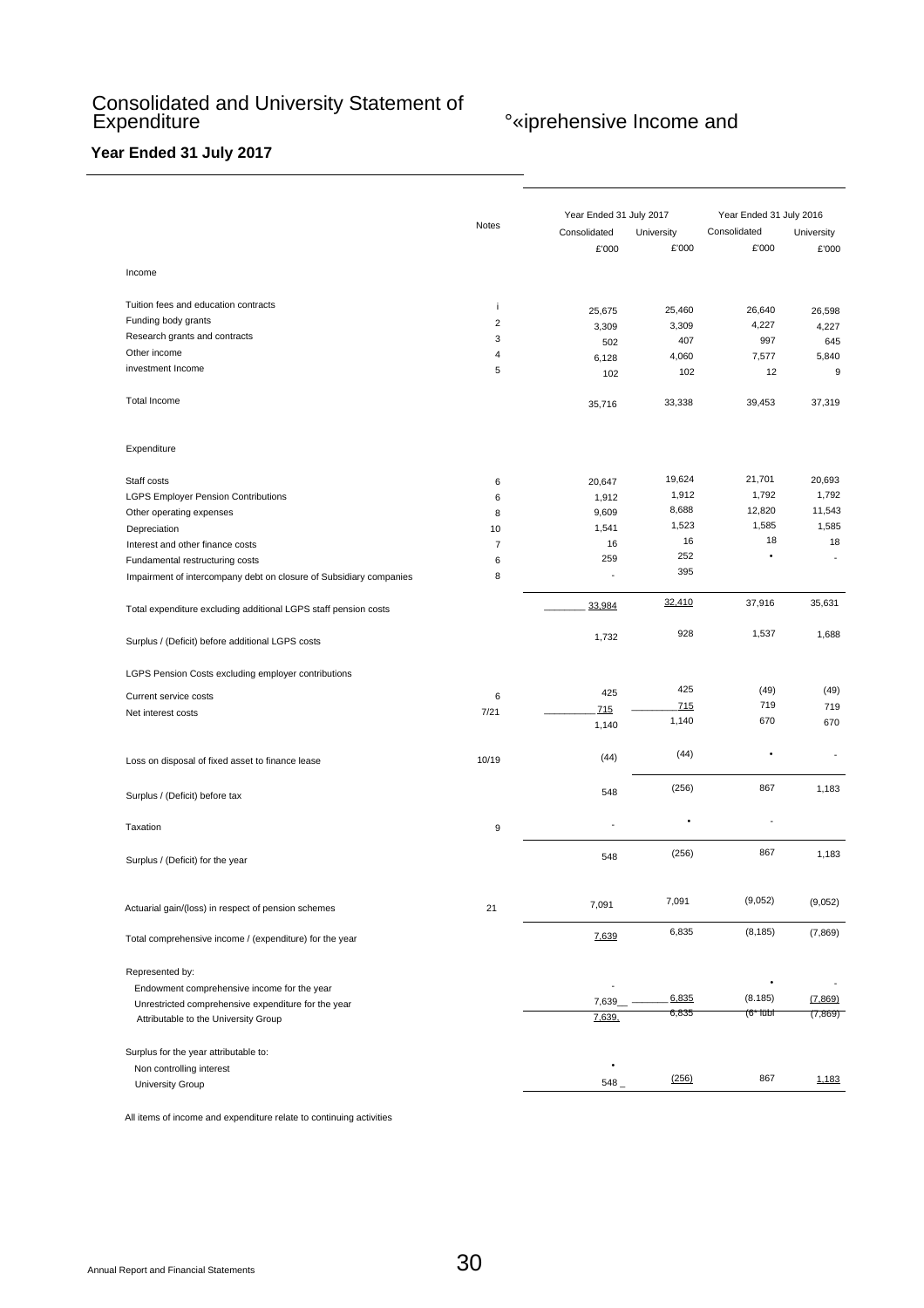# Consolidated and University Statement of °«iprehensive Income and Expenditure

**Year Ended 31 July 2017**

| | Notes | Year Ended 31 July 2017 | | Year Ended 31 July 2016 | |
|---|---|---|---|---|---|
| | | Consolidated | University | Consolidated | University |
| | | £'000 | £'000 | £'000 | £'000 |
| Income | | | | | |
| Tuition fees and education contracts | i | 25,675 | 25,460 | 26,640 | 26,598 |
| Funding body grants | 2 | 3,309 | 3,309 | 4,227 | 4,227 |
| Research grants and contracts | 3 | 502 | 407 | 997 | 645 |
| Other income | 4 | 6,128 | 4,060 | 7,577 | 5,840 |
| investment Income | 5 | 102 | 102 | 12 | 9 |
| Total Income | | 35,716 | 33,338 | 39,453 | 37,319 |
| Expenditure | | | | | |
| Staff costs | 6 | 20,647 | 19,624 | 21,701 | 20,693 |
| LGPS Employer Pension Contributions | 6 | 1,912 | 1,912 | 1,792 | 1,792 |
| Other operating expenses | 8 | 9,609 | 8,688 | 12,820 | 11,543 |
| Depreciation | 10 | 1,541 | 1,523 | 1,585 | 1,585 |
| Interest and other finance costs | 7 | 16 | 16 | 18 | 18 |
| Fundamental restructuring costs | 6 | 259 | 252 | • | - |
| Impairment of intercompany debt on closure of Subsidiary companies | 8 | - | 395 | | |
| Total expenditure excluding additional LGPS staff pension costs | | 33,984 | 32,410 | 37,916 | 35,631 |
| Surplus / (Deficit) before additional LGPS costs | | 1,732 | 928 | 1,537 | 1,688 |
| LGPS Pension Costs excluding employer contributions | | | | | |
| Current service costs | 6 | 425 | 425 | (49) | (49) |
| Net interest costs | 7/21 | 715 | 715 | 719 | 719 |
| | | 1,140 | 1,140 | 670 | 670 |
| Loss on disposal of fixed asset to finance lease | 10/19 | (44) | (44) | • | - |
| Surplus / (Deficit) before tax | | 548 | (256) | 867 | 1,183 |
| Taxation | 9 | - | • | - | |
| Surplus / (Deficit) for the year | | 548 | (256) | 867 | 1,183 |
| Actuarial gain/(loss) in respect of pension schemes | 21 | 7,091 | 7,091 | (9,052) | (9,052) |
| Total comprehensive income / (expenditure) for the year | | 7,639 | 6,835 | (8,185) | (7,869) |
| Represented by: | | | | | |
| Endowment comprehensive income for the year | | - | | • | - |
| Unrestricted comprehensive expenditure for the year | | 7,639 | 6,835 | (8.185) | (7,869) |
| Attributable to the University Group | | 7,639, | 6,835 | (6^ lubl | (7,869) |
| Surplus for the year attributable to: | | | | | |
| Non controlling interest | | • | | | |
| University Group | | 548 | (256) | 867 | 1,183 |

All items of income and expenditure relate to continuing activities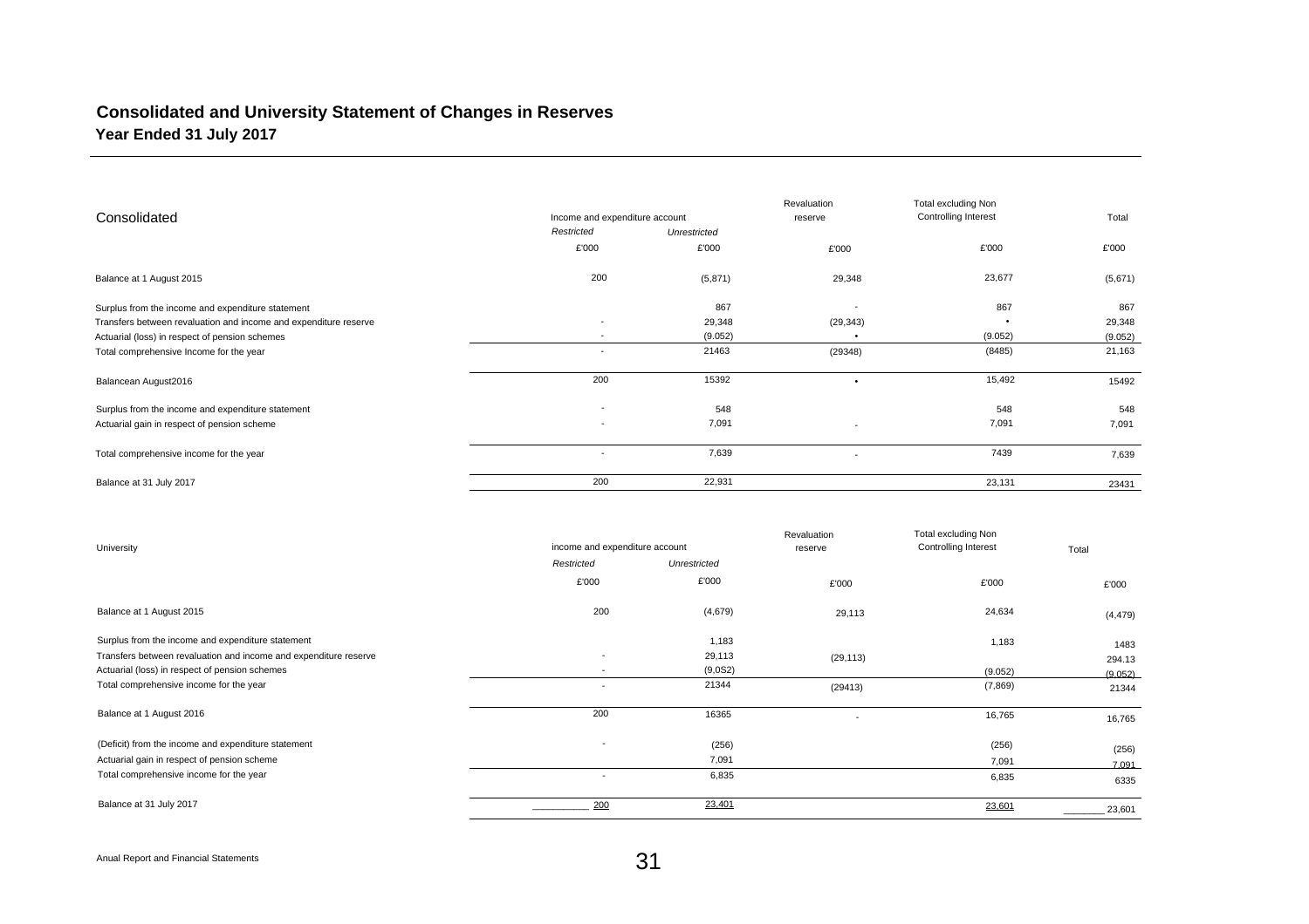## Consolidated and University Statement of Changes in Reserves

### Year Ended 31 July 2017

| Consolidated | Income and expenditure account | | Revaluation reserve | Total excluding Non Controlling Interest | Total |
|---|---|---|---|---|---|
| | *Restricted* | *Unrestricted* | | | |
| | £'000 | £'000 | £'000 | £'000 | £'000 |
| Balance at 1 August 2015 | 200 | (5,871) | 29,348 | 23,677 | (5,671) |
| Surplus from the income and expenditure statement | | 867 | - | 867 | 867 |
| Transfers between revaluation and income and expenditure reserve | - | 29,348 | (29,343) | • | 29,348 |
| Actuarial (loss) in respect of pension schemes | - | (9.052) | • | (9.052) | (9.052) |
| Total comprehensive Income for the year | - | 21463 | (29348) | (8485) | 21,163 |
| Balancean August2016 | 200 | 15392 | • | 15,492 | 15492 |
| Surplus from the income and expenditure statement | - | 548 | | 548 | 548 |
| Actuarial gain in respect of pension scheme | - | 7,091 | - | 7,091 | 7,091 |
| Total comprehensive income for the year | - | 7,639 | - | 7439 | 7,639 |
| Balance at 31 July 2017 | 200 | 22,931 | | 23,131 | 23431 |

| University | income and expenditure account | | Revaluation reserve | Total excluding Non Controlling Interest | Total |
|---|---|---|---|---|---|
| | *Restricted* | *Unrestricted* | | | |
| | £'000 | £'000 | £'000 | £'000 | £'000 |
| Balance at 1 August 2015 | 200 | (4,679) | 29,113 | 24,634 | (4,479) |
| Surplus from the income and expenditure statement | | 1,183 | | 1,183 | 1483 |
| Transfers between revaluation and income and expenditure reserve | - | 29,113 | (29,113) | | 294.13 |
| Actuarial (loss) in respect of pension schemes | - | (9,0S2) | | (9.052) | (9.052) |
| Total comprehensive income for the year | - | 21344 | (29413) | (7,869) | 21344 |
| Balance at 1 August 2016 | 200 | 16365 | - | 16,765 | 16,765 |
| (Deficit) from the income and expenditure statement | - | (256) | | (256) | (256) |
| Actuarial gain in respect of pension scheme | | 7,091 | | 7,091 | 7.091 |
| Total comprehensive income for the year | - | 6,835 | | 6,835 | 6335 |
| Balance at 31 July 2017 | 200 | 23,401 | | 23,601 | 23,601 |

Anual Report and Financial Statements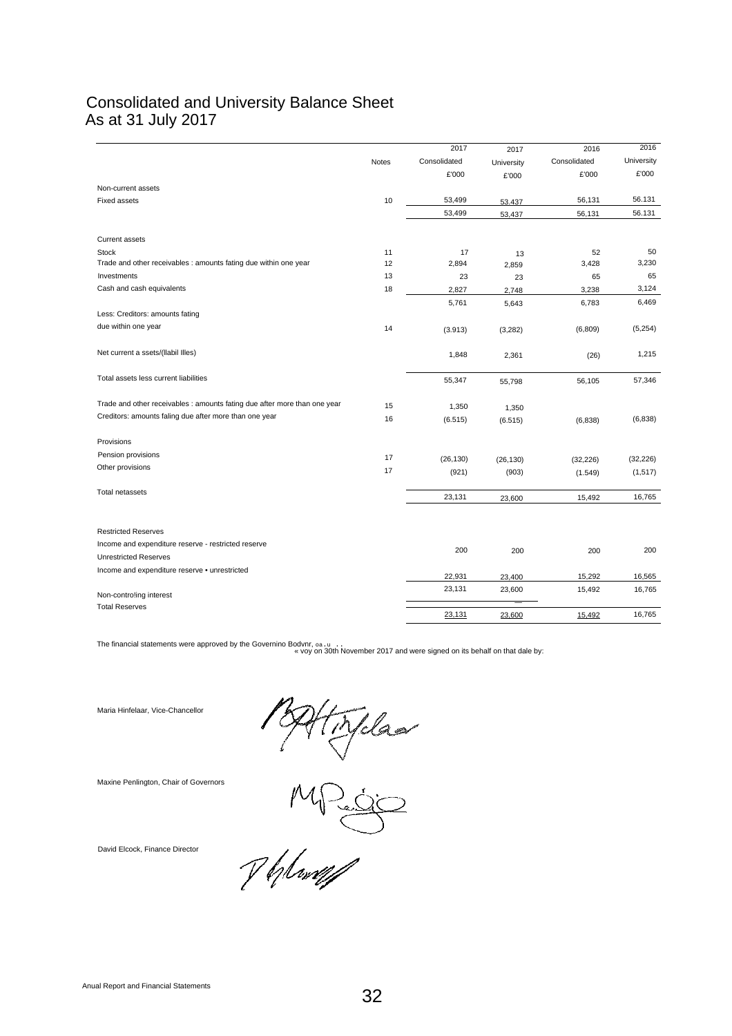# Consolidated and University Balance Sheet
## As at 31 July 2017

| | Notes | 2017 Consolidated £'000 | 2017 University £'000 | 2016 Consolidated £'000 | 2016 University £'000 |
|---|---|---|---|---|---|
| Non-current assets | | | | | |
| Fixed assets | 10 | 53,499 | 53.437 | 56,131 | 56.131 |
| | | 53,499 | 53,437 | 56,131 | 56.131 |
| Current assets | | | | | |
| Stock | 11 | 17 | 13 | 52 | 50 |
| Trade and other receivables : amounts fating due within one year | 12 | 2,894 | 2,859 | 3,428 | 3,230 |
| Investments | 13 | 23 | 23 | 65 | 65 |
| Cash and cash equivalents | 18 | 2,827 | 2,748 | 3,238 | 3,124 |
| | | 5,761 | 5,643 | 6,783 | 6,469 |
| Less: Creditors: amounts fating due within one year | 14 | (3.913) | (3,282) | (6,809) | (5,254) |
| Net current a ssets/(llabil Illes) | | 1,848 | 2,361 | (26) | 1,215 |
| Total assets less current liabilities | | 55,347 | 55,798 | 56,105 | 57,346 |
| Trade and other receivables : amounts fating due after more than one year | 15 | 1,350 | 1,350 | | |
| Creditors: amounts faling due after more than one year | 16 | (6.515) | (6.515) | (6,838) | (6,838) |
| Provisions | | | | | |
| Pension provisions | 17 | (26,130) | (26,130) | (32,226) | (32,226) |
| Other provisions | 17 | (921) | (903) | (1.549) | (1,517) |
| Total netassets | | 23,131 | 23,600 | 15,492 | 16,765 |
| Restricted Reserves | | | | | |
| Income and expenditure reserve - restricted reserve | | 200 | 200 | 200 | 200 |
| Unrestricted Reserves | | | | | |
| Income and expenditure reserve • unrestricted | | 22,931 | 23,400 | 15,292 | 16,565 |
| | | 23,131 | 23,600 | 15,492 | 16,765 |
| Non-contro!ing interest | | | — | | |
| Total Reserves | | 23,131 | 23,600 | 15,492 | 16,765 |

The financial statements were approved by the Governino Bodvnr, oa.u .. « voy on 30th November 2017 and were signed on its behalf on that dale by:

Maria Hinfelaar, Vice-Chancellor

Maxine Penlington, Chair of Governors

David Elcock, Finance Director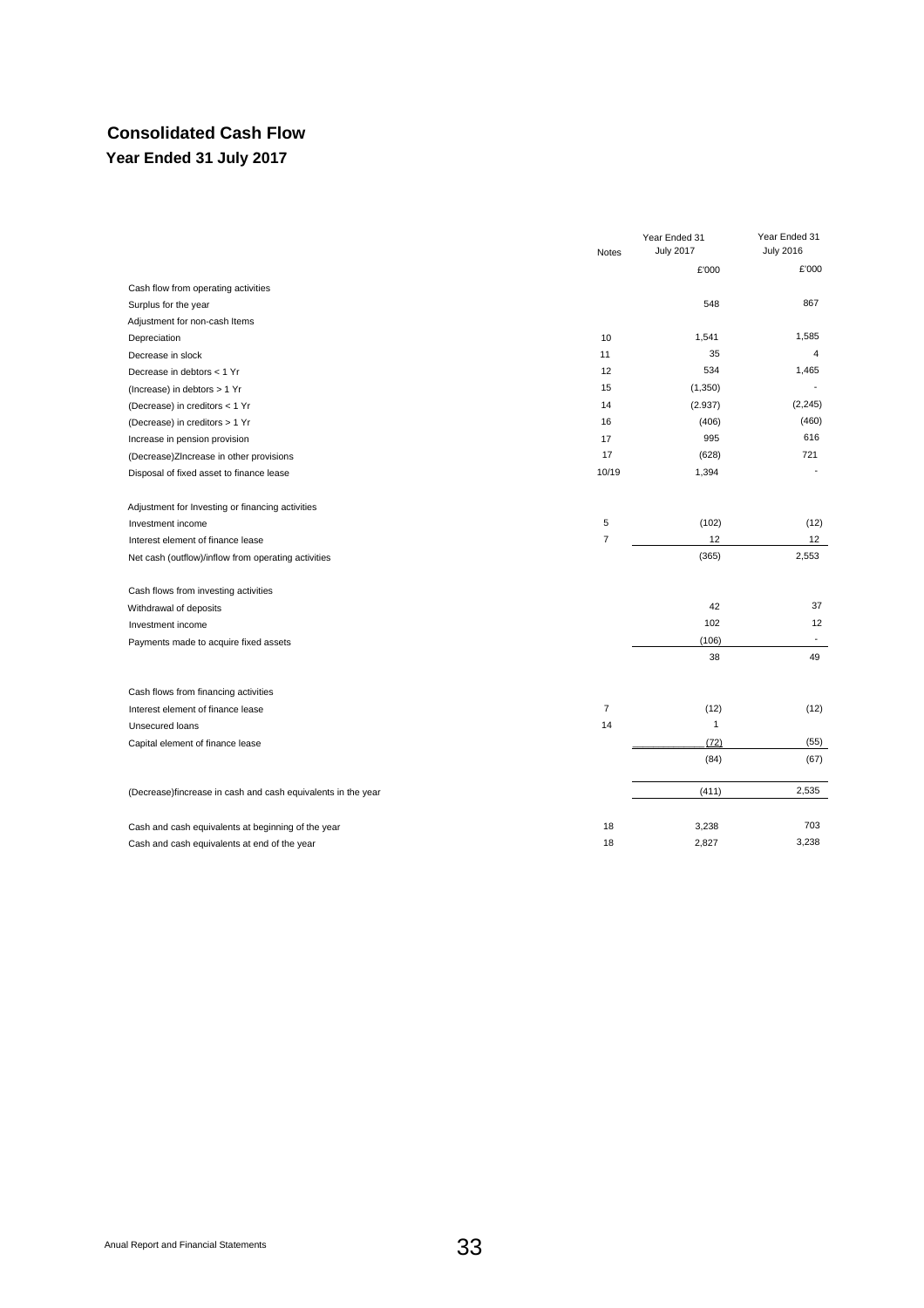# Consolidated Cash Flow

## Year Ended 31 July 2017

| | Notes | Year Ended 31 July 2017 | Year Ended 31 July 2016 |
|---|---|---|---|
| | | £'000 | £'000 |
| Cash flow from operating activities | | | |
| Surplus for the year | | 548 | 867 |
| Adjustment for non-cash Items | | | |
| Depreciation | 10 | 1,541 | 1,585 |
| Decrease in stock | 11 | 35 | 4 |
| Decrease in debtors < 1 Yr | 12 | 534 | 1,465 |
| (Increase) in debtors > 1 Yr | 15 | (1,350) | - |
| (Decrease) in creditors < 1 Yr | 14 | (2.937) | (2,245) |
| (Decrease) in creditors > 1 Yr | 16 | (406) | (460) |
| Increase in pension provision | 17 | 995 | 616 |
| (Decrease)ZIncrease in other provisions | 17 | (628) | 721 |
| Disposal of fixed asset to finance lease | 10/19 | 1,394 | - |
| | | | |
| Adjustment for Investing or financing activities | | | |
| Investment income | 5 | (102) | (12) |
| Interest element of finance lease | 7 | 12 | 12 |
| Net cash (outflow)/inflow from operating activities | | (365) | 2,553 |
| | | | |
| Cash flows from investing activities | | | |
| Withdrawal of deposits | | 42 | 37 |
| Investment income | | 102 | 12 |
| Payments made to acquire fixed assets | | (106) | - |
| | | 38 | 49 |
| | | | |
| Cash flows from financing activities | | | |
| Interest element of finance lease | 7 | (12) | (12) |
| Unsecured loans | 14 | 1 | |
| Capital element of finance lease | | (72) | (55) |
| | | (84) | (67) |
| | | | |
| (Decrease)fincrease in cash and cash equivalents in the year | | (411) | 2,535 |
| | | | |
| Cash and cash equivalents at beginning of the year | 18 | 3,238 | 703 |
| Cash and cash equivalents at end of the year | 18 | 2,827 | 3,238 |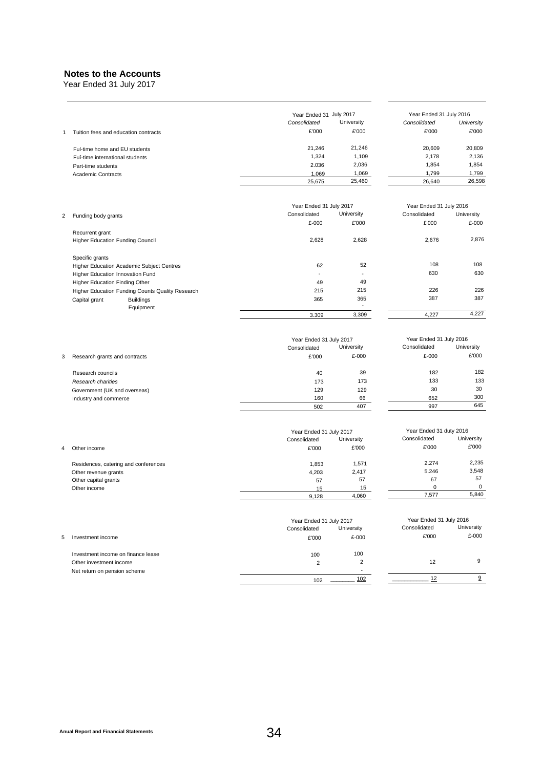**Notes to the Accounts**
Year Ended 31 July 2017

| | | Year Ended 31 July 2017 | | Year Ended 31 July 2016 | |
|---|---|---|---|---|---|
| | | *Consolidated* | University | *Consolidated* | *University* |
| 1 | Tuition fees and education contracts | £'000 | £'000 | £'000 | £'000 |
| | Ful-time home and EU students | 21,246 | 21,246 | 20,609 | 20,809 |
| | Fuî-time international students | 1,324 | 1,109 | 2,178 | 2,136 |
| | Part-time students | 2.036 | 2,036 | 1,854 | 1,854 |
| | Academic Contracts | 1,069 | 1,069 | 1,799 | 1,799 |
| | | 25,675 | 25,460 | 26,640 | 26,598 |

| | | Year Ended 31 July 2017 | | Year Ended 31 July 2016 | |
|---|---|---|---|---|---|
| | | Consolidated | University | Consolidated | University |
| 2 | Funding body grants | £-000 | £'000 | £'000 | £-000 |
| | Recurrent grant | | | | |
| | Higher Education Funding Council | 2,628 | 2,628 | 2,676 | 2,876 |
| | Specific grants | | | | |
| | Higher Education Academic Subject Centres | 62 | 52 | 108 | 108 |
| | Higher Education Innovation Fund | - | - | 630 | 630 |
| | Higher Education Finding Other | 49 | 49 | | |
| | Higher Education Funding Counts Quality Research | 215 | 215 | 226 | 226 |
| | Capital grant Buildings | 365 | 365 | 387 | 387 |
| | Equipment | | - | | |
| | | 3.309 | 3,309 | 4,227 | 4,227 |

| | | Year Ended 31 July 2017 | | Year Ended 31 July 2016 | |
|---|---|---|---|---|---|
| | | Consolidated | University | Consolidated | University |
| 3 | Research grants and contracts | £'000 | £-000 | £-000 | £'000 |
| | Research councils | 40 | 39 | 182 | 182 |
| | *Research charities* | 173 | 173 | 133 | 133 |
| | Government (UK and overseas) | 129 | 129 | 30 | 30 |
| | Industry and commerce | 160 | 66 | 652 | 300 |
| | | 502 | 407 | 997 | 645 |

| | | Year Ended 31 July 2017 | | Year Ended 31 duty 2016 | |
|---|---|---|---|---|---|
| | | Consolidated | University | Consolidated | University |
| 4 | Other income | £'000 | £'000 | £'000 | £'000 |
| | Residences, catering and conferences | 1,853 | 1,571 | 2.274 | 2,235 |
| | Other revenue grants | 4,203 | 2,417 | 5.246 | 3,548 |
| | Other capital grants | 57 | 57 | 67 | 57 |
| | Other income | 15 | 15 | 0 | 0 |
| | | 9,128 | 4,060 | 7,577 | 5,840 |

| | | Year Ended 31 July 2017 | | Year Ended 31 July 2016 | |
|---|---|---|---|---|---|
| | | Consolidated | University | Consolidated | University |
| 5 | Investment income | £'000 | £-000 | £'000 | £-000 |
| | Investment income on finance lease | 100 | 100 | | |
| | Other investment income | 2 | 2 | 12 | 9 |
| | Net return on pension scheme | | - | | |
| | | 102 | 102 | 12 | 9 |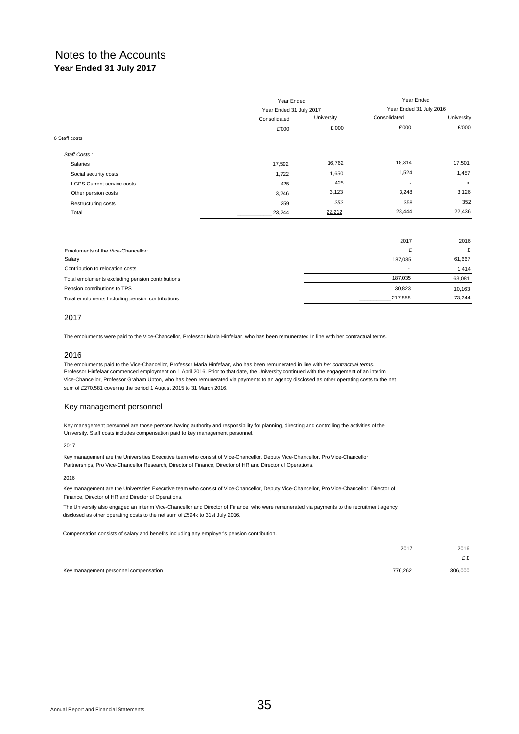# Notes to the Accounts
**Year Ended 31 July 2017**

| | Year Ended 31 July 2017 | | Year Ended 31 July 2016 | |
|---|---|---|---|---|
| | Consolidated | University | Consolidated | University |
| | £'000 | £'000 | £'000 | £'000 |
| **6 Staff costs** | | | | |
| *Staff Costs :* | | | | |
| Salaries | 17,592 | 16,762 | 18,314 | 17,501 |
| Social security costs | 1,722 | 1,650 | 1,524 | 1,457 |
| LGPS Current service costs | 425 | 425 | - | • |
| Other pension costs | 3,246 | 3,123 | 3,248 | 3,126 |
| Restructuring costs | 259 | 252 | 358 | 352 |
| Total | 23,244 | 22,212 | 23,444 | 22,436 |

| | 2017 | 2016 |
|---|---|---|
| Emoluments of the Vice-Chancellor: | £ | £ |
| Salary | 187,035 | 61,667 |
| Contribution to relocation costs | - | 1,414 |
| Total emoluments excluding pension contributions | 187,035 | 63,081 |
| Pension contributions to TPS | 30,823 | 10,163 |
| Total emoluments Including pension contributions | 217,858 | 73,244 |

### 2017

The emoluments were paid to the Vice-Chancellor, Professor Maria Hinfelaar, who has been remunerated In line with her contractual terms.

### 2016

The emoluments paid to the Vice-Chancellor, Professor Maria Hinfefaar, who has been remunerated in line with *her contractual terms.* Professor Hinfelaar commenced employment on 1 April 2016. Prior to that date, the University continued with the engagement of an interim Vice-Chancellor, Professor Graham Upton, who has been remunerated via payments to an agency disclosed as other operating costs to the net sum of £270,581 covering the period 1 August 2015 to 31 March 2016.

## Key management personnel

Key management personnel are those persons having authority and responsibility for planning, directing and controlling the activities of the University. Staff costs includes compensation paid to key management personnel.

2017

Key management are the Universities Executive team who consist of Vice-Chancellor, Deputy Vice-Chancellor, Pro Vice-Chancellor Partnerships, Pro Vice-Chancellor Research, Director of Finance, Director of HR and Director of Operations.

2016

Key management are the Universities Executive team who consist of Vice-Chancellor, Deputy Vice-Chancellor, Pro Vice-Chancellor, Director of Finance, Director of HR and Director of Operations.

The University also engaged an interim Vice-Chancellor and Director of Finance, who were remunerated via payments to the recruitment agency disclosed as other operating costs to the net sum of £594k to 31st July 2016.

Compensation consists of salary and benefits including any employer's pension contribution.

| | 2017 | 2016 |
|---|---|---|
| | | £ £ |
| Key management personnel compensation | 776,262 | 306,000 |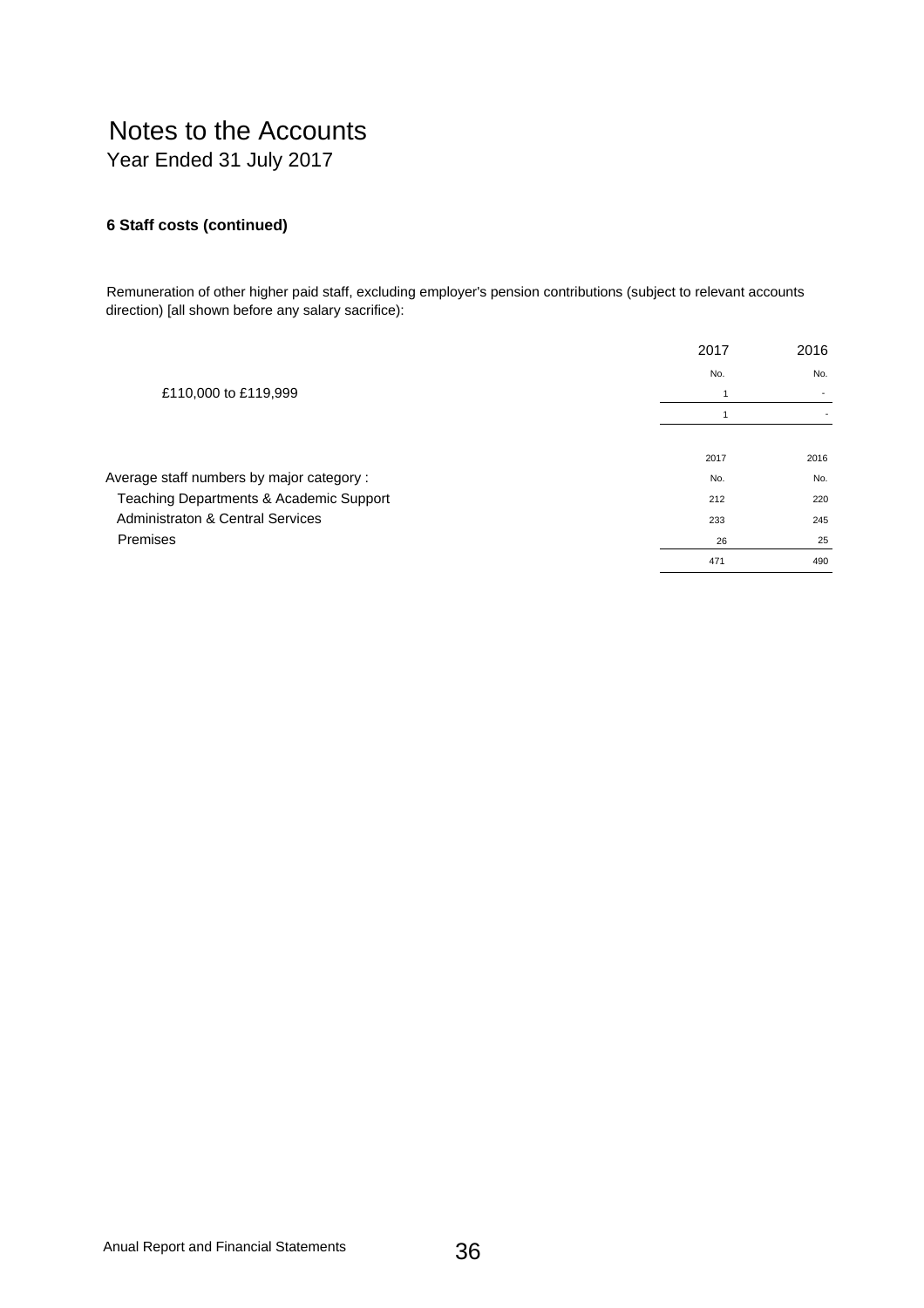# Notes to the Accounts

Year Ended 31 July 2017

### 6 Staff costs (continued)

Remuneration of other higher paid staff, excluding employer's pension contributions (subject to relevant accounts direction) [all shown before any salary sacrifice):

| | 2017 | 2016 |
|---|---|---|
| | No. | No. |
| £110,000 to £119,999 | 1 | - |
| | 1 | - |

| | 2017 | 2016 |
|---|---|---|
| Average staff numbers by major category : | No. | No. |
| Teaching Departments & Academic Support | 212 | 220 |
| Administraton & Central Services | 233 | 245 |
| Premises | 26 | 25 |
| | 471 | 490 |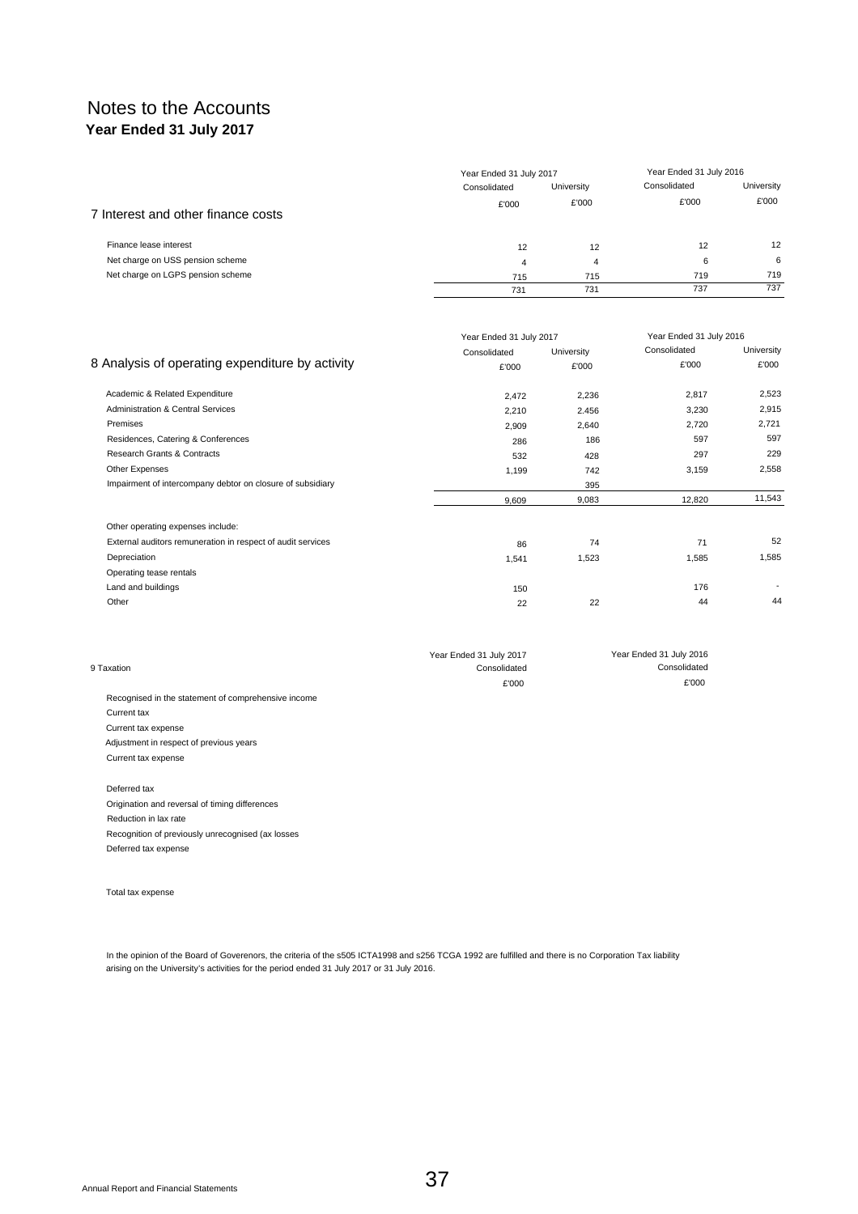# Notes to the Accounts

**Year Ended 31 July 2017**

## 7 Interest and other finance costs

| | Year Ended 31 July 2017 | | Year Ended 31 July 2016 | |
|---|---|---|---|---|
| | Consolidated | University | Consolidated | University |
| | £'000 | £'000 | £'000 | £'000 |
| Finance lease interest | 12 | 12 | 12 | 12 |
| Net charge on USS pension scheme | 4 | 4 | 6 | 6 |
| Net charge on LGPS pension scheme | 715 | 715 | 719 | 719 |
| | 731 | 731 | 737 | 737 |

## 8 Analysis of operating expenditure by activity

| | Year Ended 31 July 2017 | | Year Ended 31 July 2016 | |
|---|---|---|---|---|
| | Consolidated | University | Consolidated | University |
| | £'000 | £'000 | £'000 | £'000 |
| Academic & Related Expenditure | 2,472 | 2,236 | 2,817 | 2,523 |
| Administration & Central Services | 2,210 | 2.456 | 3,230 | 2,915 |
| Premises | 2,909 | 2,640 | 2,720 | 2,721 |
| Residences, Catering & Conferences | 286 | 186 | 597 | 597 |
| Research Grants & Contracts | 532 | 428 | 297 | 229 |
| Other Expenses | 1,199 | 742 | 3,159 | 2,558 |
| Impairment of intercompany debtor on closure of subsidiary | | 395 | | |
| | 9,609 | 9,083 | 12,820 | 11,543 |
| Other operating expenses include: | | | | |
| External auditors remuneration in respect of audit services | 86 | 74 | 71 | 52 |
| Depreciation | 1,541 | 1,523 | 1,585 | 1,585 |
| Operating tease rentals | | | | |
| Land and buildings | 150 | | 176 | - |
| Other | 22 | 22 | 44 | 44 |

## 9 Taxation

| | Year Ended 31 July 2017 | Year Ended 31 July 2016 |
|---|---|---|
| | Consolidated | Consolidated |
| | £'000 | £'000 |
| Recognised in the statement of comprehensive income | | |
| Current tax | | |
| Current tax expense | | |
| Adjustment in respect of previous years | | |
| Current tax expense | | |
| Deferred tax | | |
| Origination and reversal of timing differences | | |
| Reduction in lax rate | | |
| Recognition of previously unrecognised (ax losses | | |
| Deferred tax expense | | |
| Total tax expense | | |

In the opinion of the Board of Goverenors, the criteria of the s505 ICTA1998 and s256 TCGA 1992 are fulfilled and there is no Corporation Tax liability arising on the University's activities for the period ended 31 July 2017 or 31 July 2016.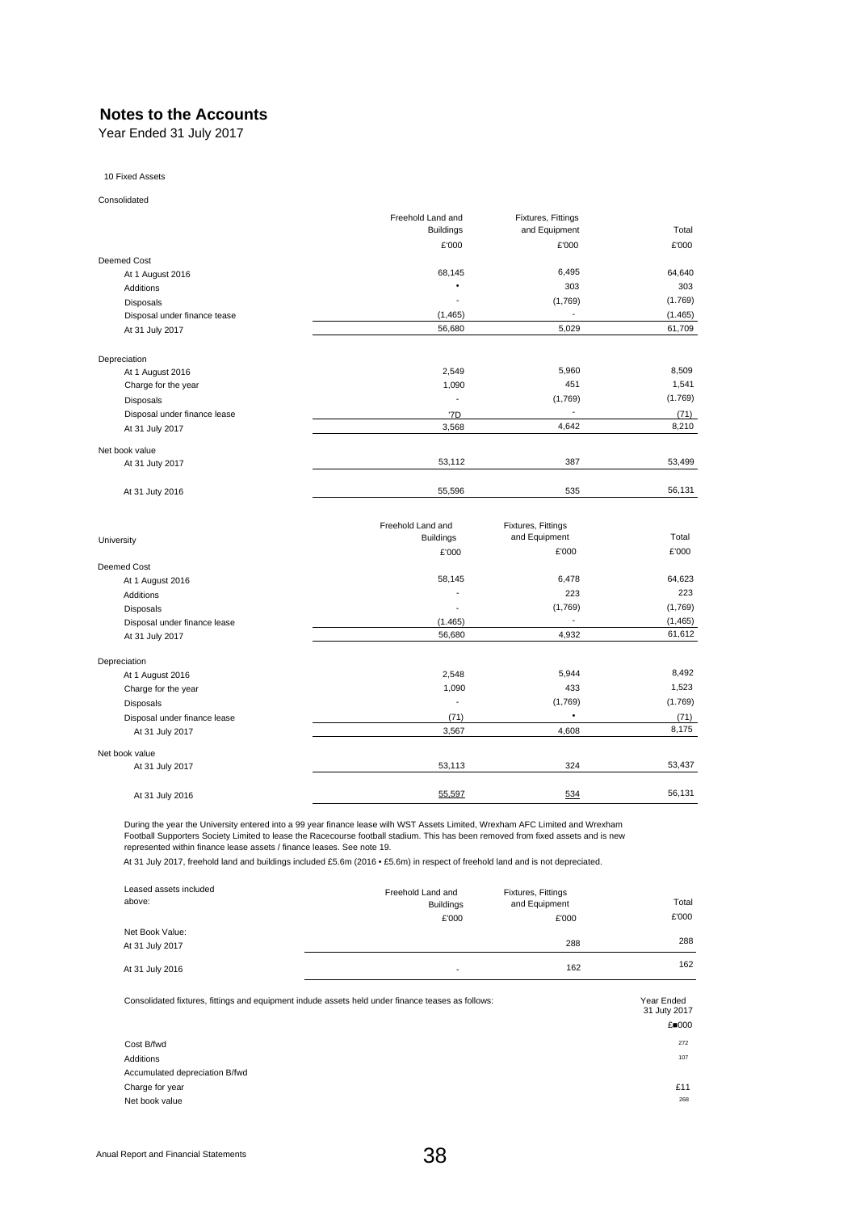# Notes to the Accounts

Year Ended 31 July 2017

10 Fixed Assets

Consolidated

| | Freehold Land and Buildings | Fixtures, Fittings and Equipment | Total |
|---|---|---|---|
| | £'000 | £'000 | £'000 |
| **Deemed Cost** | | | |
| At 1 August 2016 | 68,145 | 6,495 | 64,640 |
| Additions | • | 303 | 303 |
| Disposals | - | (1,769) | (1.769) |
| Disposal under finance tease | (1,465) | - | (1.465) |
| At 31 July 2017 | 56,680 | 5,029 | 61,709 |
| **Depreciation** | | | |
| At 1 August 2016 | 2,549 | 5,960 | 8,509 |
| Charge for the year | 1,090 | 451 | 1,541 |
| Disposals | - | (1,769) | (1.769) |
| Disposal under finance lease | '7D | - | (71) |
| At 31 July 2017 | 3,568 | 4,642 | 8,210 |
| **Net book value** | | | |
| At 31 Juty 2017 | 53,112 | 387 | 53,499 |
| At 31 Juty 2016 | 55,596 | 535 | 56,131 |

| University | Freehold Land and Buildings | Fixtures, Fittings and Equipment | Total |
|---|---|---|---|
| | £'000 | £'000 | £'000 |
| **Deemed Cost** | | | |
| At 1 August 2016 | 58,145 | 6,478 | 64,623 |
| Additions | - | 223 | 223 |
| Disposals | - | (1,769) | (1,769) |
| Disposal under finance lease | (1.465) | - | (1,465) |
| At 31 July 2017 | 56,680 | 4,932 | 61,612 |
| **Depreciation** | | | |
| At 1 August 2016 | 2,548 | 5,944 | 8,492 |
| Charge for the year | 1,090 | 433 | 1,523 |
| Disposals | - | (1,769) | (1.769) |
| Disposal under finance lease | (71) | • | (71) |
| At 31 July 2017 | 3,567 | 4,608 | 8,175 |
| **Net book value** | | | |
| At 31 July 2017 | 53,113 | 324 | 53,437 |
| At 31 July 2016 | 55,597 | 534 | 56,131 |

During the year the University entered into a 99 year finance lease wilh WST Assets Limited, Wrexham AFC Limited and Wrexham Football Supporters Society Limited to lease the Racecourse football stadium. This has been removed from fixed assets and is new represented within finance lease assets / finance leases. See note 19.

At 31 July 2017, freehold land and buildings included £5.6m (2016 • £5.6m) in respect of freehold land and is not depreciated.

| Leased assets included above: | Freehold Land and Buildings | Fixtures, Fittings and Equipment | Total |
|---|---|---|---|
| | £'000 | £'000 | £'000 |
| Net Book Value: | | | |
| At 31 July 2017 | | 288 | 288 |
| At 31 July 2016 | - | 162 | 162 |

Consolidated fixtures, fittings and equipment indude assets held under finance teases as follows:

| | Year Ended 31 Juty 2017 |
|---|---|
| | £■000 |
| Cost B/fwd | 272 |
| Additions | 107 |
| Accumulated depreciation B/fwd | |
| Charge for year | £11 |
| Net book value | 268 |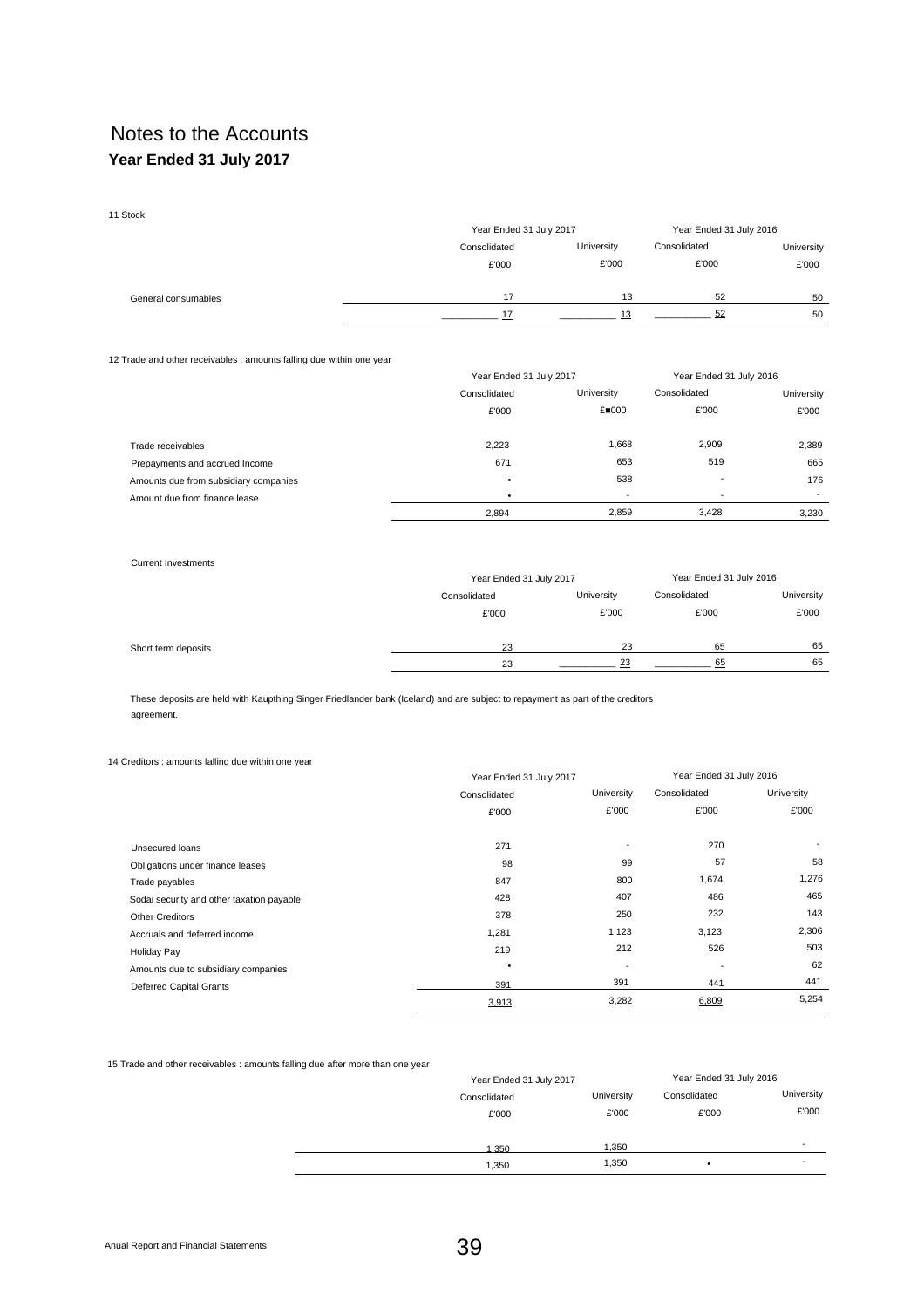# Notes to the Accounts

**Year Ended 31 July 2017**

11 Stock

| | Year Ended 31 July 2017 | | Year Ended 31 July 2016 | |
|---|---|---|---|---|
| | Consolidated | University | Consolidated | University |
| | £'000 | £'000 | £'000 | £'000 |
| General consumables | 17 | 13 | 52 | 50 |
| | 17 | 13 | 52 | 50 |

12 Trade and other receivables : amounts falling due within one year

| | Year Ended 31 July 2017 | | Year Ended 31 July 2016 | |
|---|---|---|---|---|
| | Consolidated | University | Consolidated | University |
| | £'000 | £■000 | £'000 | £'000 |
| Trade receivables | 2,223 | 1,668 | 2,909 | 2,389 |
| Prepayments and accrued Income | 671 | 653 | 519 | 665 |
| Amounts due from subsidiary companies | • | 538 | - | 176 |
| Amount due from finance lease | • | - | - | - |
| | 2,894 | 2,859 | 3,428 | 3,230 |

Current Investments

| | Year Ended 31 July 2017 | | Year Ended 31 July 2016 | |
|---|---|---|---|---|
| | Consolidated | University | Consolidated | University |
| | £'000 | £'000 | £'000 | £'000 |
| Short term deposits | 23 | 23 | 65 | 65 |
| | 23 | 23 | 65 | 65 |

These deposits are held with Kaupthing Singer Friedlander bank (Iceland) and are subject to repayment as part of the creditors agreement.

14 Creditors : amounts falling due within one year

| | Year Ended 31 July 2017 | | Year Ended 31 July 2016 | |
|---|---|---|---|---|
| | Consolidated | University | Consolidated | University |
| | £'000 | £'000 | £'000 | £'000 |
| Unsecured loans | 271 | - | 270 | - |
| Obligations under finance leases | 98 | 99 | 57 | 58 |
| Trade payables | 847 | 800 | 1,674 | 1,276 |
| Sodai security and other taxation payable | 428 | 407 | 486 | 465 |
| Other Creditors | 378 | 250 | 232 | 143 |
| Accruals and deferred income | 1,281 | 1.123 | 3,123 | 2,306 |
| Holiday Pay | 219 | 212 | 526 | 503 |
| Amounts due to subsidiary companies | • | - | - | 62 |
| Deferred Capital Grants | 391 | 391 | 441 | 441 |
| | 3,913 | 3,282 | 6,809 | 5,254 |

15 Trade and other receivables : amounts falling due after more than one year

| | Year Ended 31 July 2017 | | Year Ended 31 July 2016 | |
|---|---|---|---|---|
| | Consolidated | University | Consolidated | University |
| | £'000 | £'000 | £'000 | £'000 |
| | 1,350 | 1,350 | | - |
| | 1,350 | 1,350 | • | - |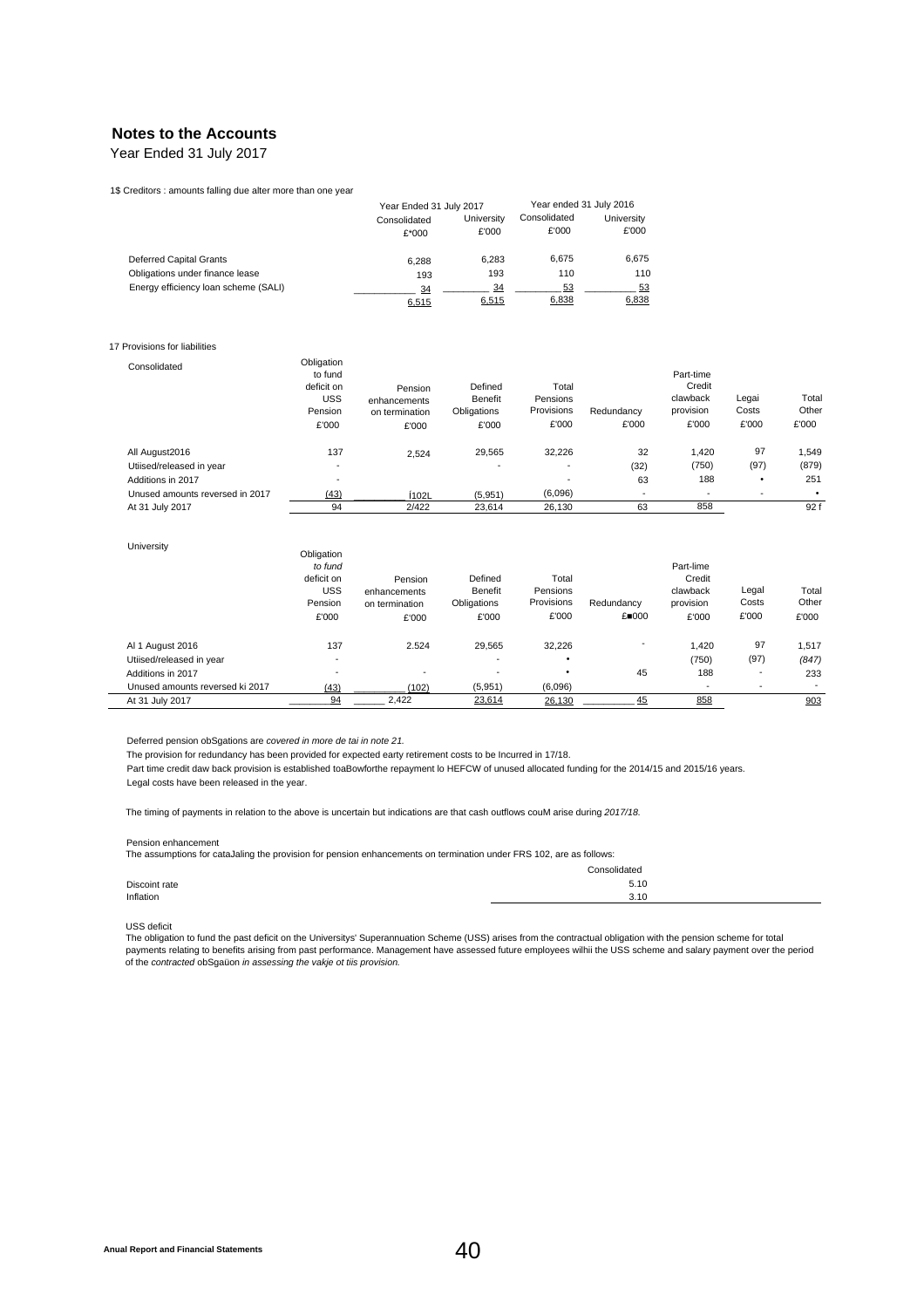## Notes to the Accounts

Year Ended 31 July 2017

1$ Creditors : amounts falling due alter more than one year

| | Year Ended 31 July 2017 | | Year ended 31 July 2016 | |
|---|---|---|---|---|
| | Consolidated | University | Consolidated | University |
| | £*000 | £'000 | £'000 | £'000 |
| Deferred Capital Grants | 6,288 | 6,283 | 6,675 | 6,675 |
| Obligations under finance lease | 193 | 193 | 110 | 110 |
| Energy efficiency loan scheme (SALI) | 34 | 34 | 53 | 53 |
| | 6,515 | 6,515 | 6,838 | 6,838 |

17 Provisions for liabilities

| Consolidated | Obligation to fund deficit on USS Pension £'000 | Pension enhancements on termination £'000 | Defined Benefit Obligations £'000 | Total Pensions Provisions £'000 | Redundancy £'000 | Part-time Credit clawback provision £'000 | Legai Costs £'000 | Total Other £'000 |
|---|---|---|---|---|---|---|---|---|
| All August2016 | 137 | 2,524 | 29,565 | 32,226 | 32 | 1,420 | 97 | 1,549 |
| Utiised/released in year | - | | - | - | (32) | (750) | (97) | (879) |
| Additions in 2017 | - | | | - | 63 | 188 | • | 251 |
| Unused amounts reversed in 2017 | (43) | ĺ102L | (5,951) | (6,096) | - | - | - | • |
| At 31 July 2017 | 94 | 2/422 | 23,614 | 26,130 | 63 | 858 | | 92 f |

| University | Obligation to fund deficit on USS Pension £'000 | Pension enhancements on termination £'000 | Defined Benefit Obligations £'000 | Total Pensions Provisions £'000 | Redundancy £■000 | Part-lime Credit clawback provision £'000 | Legal Costs £'000 | Total Other £'000 |
|---|---|---|---|---|---|---|---|---|
| Al 1 August 2016 | 137 | 2.524 | 29,565 | 32,226 | - | 1,420 | 97 | 1,517 |
| Utiised/released in year | - | | - | • | | (750) | (97) | (847) |
| Additions in 2017 | - | - | - | • | 45 | 188 | - | 233 |
| Unused amounts reversed ki 2017 | (43) | (102) | (5,951) | (6,096) | | - | - | - |
| At 31 July 2017 | 94 | 2,422 | 23,614 | 26,130 | 45 | 858 | | 903 |

Deferred pension obSgations are *covered in more de tai in note 21.*

The provision for redundancy has been provided for expected earty retirement costs to be Incurred in 17/18.

Part time credit daw back provision is established toaBowforthe repayment lo HEFCW of unused allocated funding for the 2014/15 and 2015/16 years.

Legal costs have been released in the year.

The timing of payments in relation to the above is uncertain but indications are that cash outflows couM arise during *2017/18.*

Pension enhancement

The assumptions for cataJaling the provision for pension enhancements on termination under FRS 102, are as follows:

| | Consolidated |
|---|---|
| Discoint rate | 5.10 |
| Inflation | 3.10 |

USS deficit

The obligation to fund the past deficit on the Universitys' Superannuation Scheme (USS) arises from the contractual obligation with the pension scheme for total payments relating to benefits arising from past performance. Management have assessed future employees wilhii the USS scheme and salary payment over the period of the *contracted* obSgaüon *in assessing the vakje ot tiis provision.*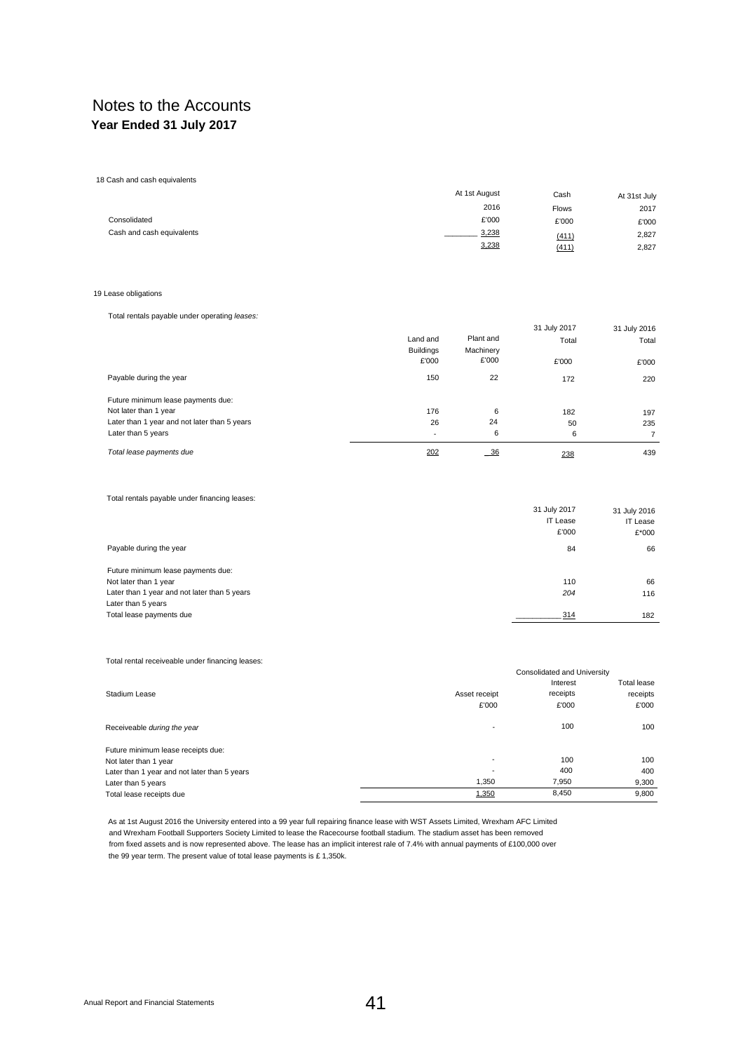# Notes to the Accounts
**Year Ended 31 July 2017**

18 Cash and cash equivalents

| | At 1st August 2016 | Cash Flows | At 31st July 2017 |
|---|---|---|---|
| Consolidated | £'000 | £'000 | £'000 |
| Cash and cash equivalents | 3,238 | (411) | 2,827 |
| | 3,238 | (411) | 2,827 |

19 Lease obligations

Total rentals payable under operating *leases:*

| | Land and Buildings | Plant and Machinery | 31 July 2017 Total | 31 July 2016 Total |
|---|---|---|---|---|
| | £'000 | £'000 | £'000 | £'000 |
| Payable during the year | 150 | 22 | 172 | 220 |
| Future minimum lease payments due: | | | | |
| Not later than 1 year | 176 | 6 | 182 | 197 |
| Later than 1 year and not later than 5 years | 26 | 24 | 50 | 235 |
| Later than 5 years | - | 6 | 6 | 7 |
| *Total lease payments due* | 202 | 36 | 238 | 439 |

Total rentals payable under financing leases:

| | 31 July 2017 IT Lease | 31 July 2016 IT Lease |
|---|---|---|
| | £'000 | £*000 |
| Payable during the year | 84 | 66 |
| Future minimum lease payments due: | | |
| Not later than 1 year | 110 | 66 |
| Later than 1 year and not later than 5 years | *204* | 116 |
| Later than 5 years | | |
| Total lease payments due | 314 | 182 |

Total rental receiveable under financing leases:

| | | Consolidated and University | |
|---|---|---|---|
| Stadium Lease | Asset receipt | Interest receipts | Total lease receipts |
| | £'000 | £'000 | £'000 |
| Receiveable *during the year* | - | 100 | 100 |
| Future minimum lease receipts due: | | | |
| Not later than 1 year | - | 100 | 100 |
| Later than 1 year and not later than 5 years | - | 400 | 400 |
| Later than 5 years | 1,350 | 7,950 | 9,300 |
| Total lease receipts due | 1,350 | 8,450 | 9,800 |

As at 1st August 2016 the University entered into a 99 year full repairing finance lease with WST Assets Limited, Wrexham AFC Limited and Wrexham Football Supporters Society Limited to lease the Racecourse football stadium. The stadium asset has been removed from fixed assets and is now represented above. The lease has an implicit interest rale of 7.4% with annual payments of £100,000 over the 99 year term. The present value of total lease payments is £ 1,350k.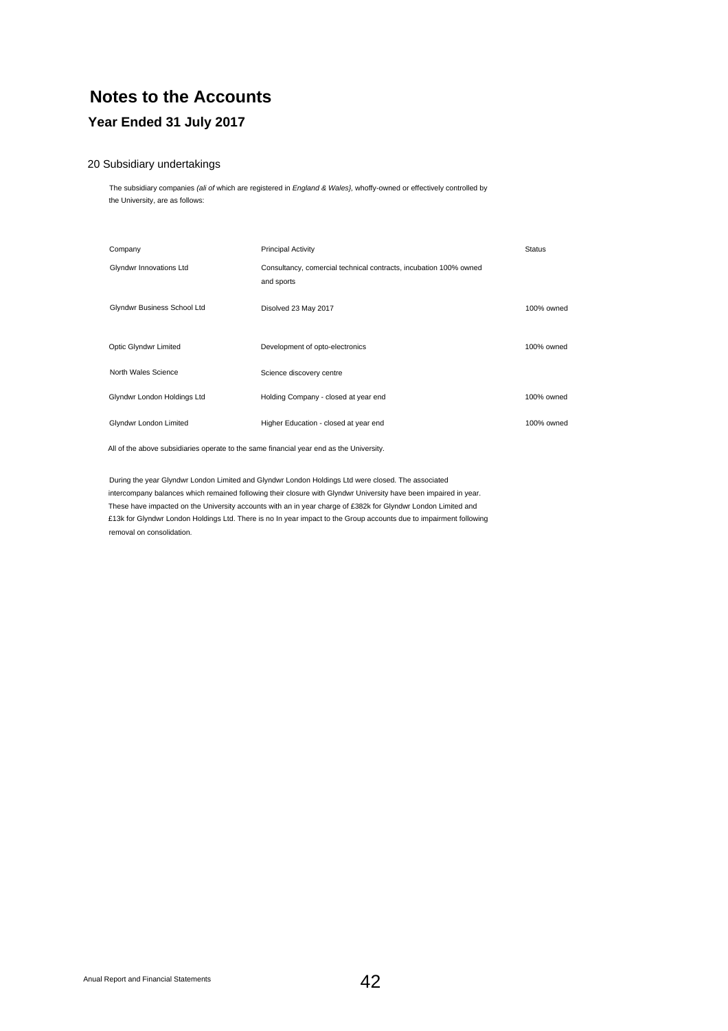# Notes to the Accounts

## Year Ended 31 July 2017

### 20 Subsidiary undertakings

The subsidiary companies *(ali of* which are registered in *England & Wales)*, whoffy-owned or effectively controlled by the University, are as follows:

| Company | Principal Activity | Status |
|---|---|---|
| Glyndwr Innovations Ltd | Consultancy, comercial technical contracts, incubation 100% owned and sports | |
| Glyndwr Business School Ltd | Disolved 23 May 2017 | 100% owned |
| Optic Glyndwr Limited | Development of opto-electronics | 100% owned |
| North Wales Science | Science discovery centre | |
| Glyndwr London Holdings Ltd | Holding Company - closed at year end | 100% owned |
| Glyndwr London Limited | Higher Education - closed at year end | 100% owned |

All of the above subsidiaries operate to the same financial year end as the University.

During the year Glyndwr London Limited and Glyndwr London Holdings Ltd were closed. The associated intercompany balances which remained following their closure with Glyndwr University have been impaired in year. These have impacted on the University accounts with an in year charge of £382k for Glyndwr London Limited and £13k for Glyndwr London Holdings Ltd. There is no In year impact to the Group accounts due to impairment following removal on consolidation.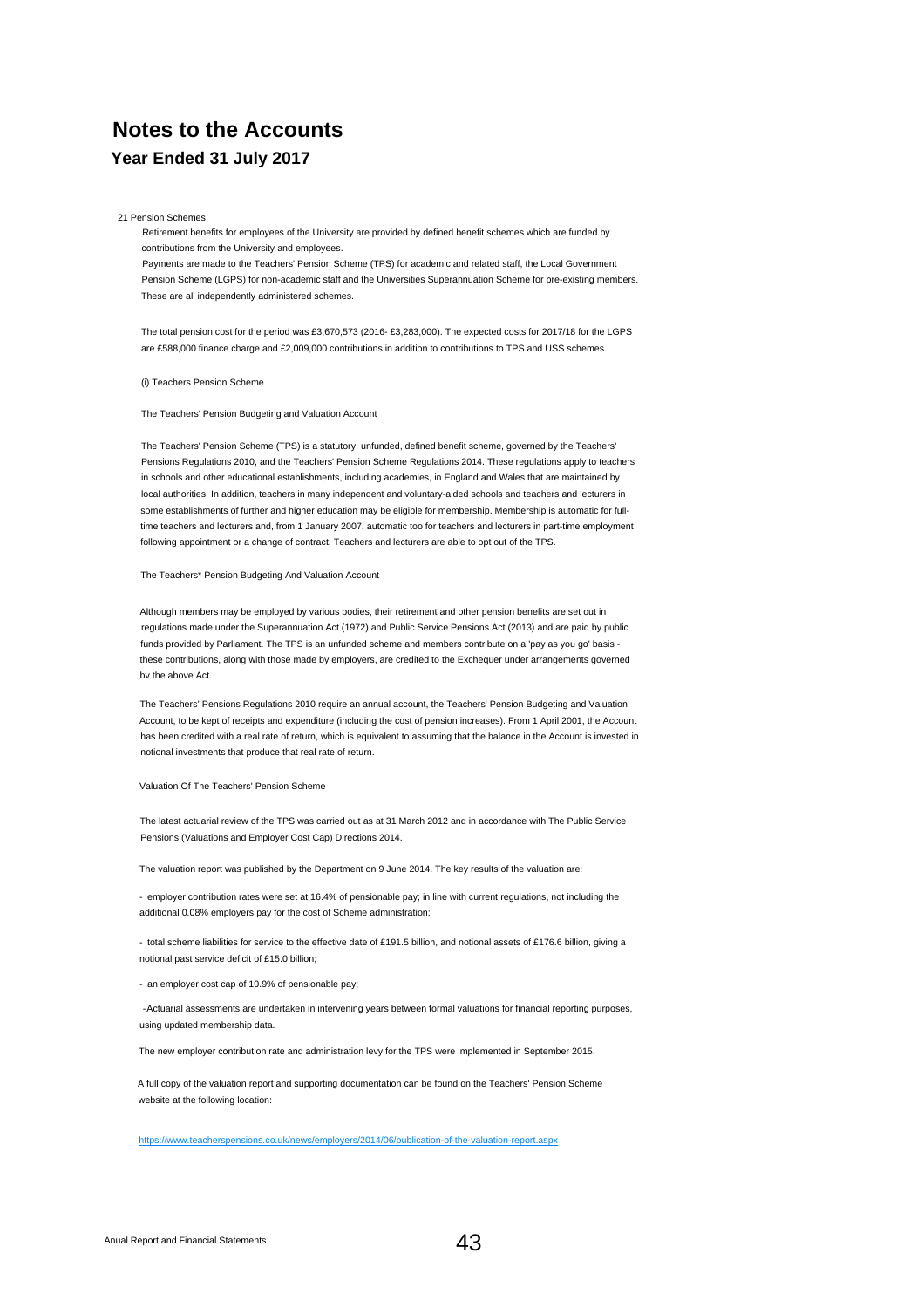# Notes to the Accounts

## Year Ended 31 July 2017

21 Pension Schemes

Retirement benefits for employees of the University are provided by defined benefit schemes which are funded by contributions from the University and employees.

Payments are made to the Teachers' Pension Scheme (TPS) for academic and related staff, the Local Government Pension Scheme (LGPS) for non-academic staff and the Universities Superannuation Scheme for pre-existing members. These are all independently administered schemes.

The total pension cost for the period was £3,670,573 (2016- £3,283,000). The expected costs for 2017/18 for the LGPS are £588,000 finance charge and £2,009,000 contributions in addition to contributions to TPS and USS schemes.

(i) Teachers Pension Scheme

The Teachers' Pension Budgeting and Valuation Account

The Teachers' Pension Scheme (TPS) is a statutory, unfunded, defined benefit scheme, governed by the Teachers' Pensions Regulations 2010, and the Teachers' Pension Scheme Regulations 2014. These regulations apply to teachers in schools and other educational establishments, including academies, in England and Wales that are maintained by local authorities. In addition, teachers in many independent and voluntary-aided schools and teachers and lecturers in some establishments of further and higher education may be eligible for membership. Membership is automatic for full-time teachers and lecturers and, from 1 January 2007, automatic too for teachers and lecturers in part-time employment following appointment or a change of contract. Teachers and lecturers are able to opt out of the TPS.

The Teachers* Pension Budgeting And Valuation Account

Although members may be employed by various bodies, their retirement and other pension benefits are set out in regulations made under the Superannuation Act (1972) and Public Service Pensions Act (2013) and are paid by public funds provided by Parliament. The TPS is an unfunded scheme and members contribute on a 'pay as you go' basis - these contributions, along with those made by employers, are credited to the Exchequer under arrangements governed bv the above Act.

The Teachers' Pensions Regulations 2010 require an annual account, the Teachers' Pension Budgeting and Valuation Account, to be kept of receipts and expenditure (including the cost of pension increases). From 1 April 2001, the Account has been credited with a real rate of return, which is equivalent to assuming that the balance in the Account is invested in notional investments that produce that real rate of return.

Valuation Of The Teachers' Pension Scheme

The latest actuarial review of the TPS was carried out as at 31 March 2012 and in accordance with The Public Service Pensions (Valuations and Employer Cost Cap) Directions 2014.

The valuation report was published by the Department on 9 June 2014. The key results of the valuation are:

- employer contribution rates were set at 16.4% of pensionable pay; in line with current regulations, not including the additional 0.08% employers pay for the cost of Scheme administration;
- total scheme liabilities for service to the effective date of £191.5 billion, and notional assets of £176.6 billion, giving a notional past service deficit of £15.0 billion;
- an employer cost cap of 10.9% of pensionable pay;
- Actuarial assessments are undertaken in intervening years between formal valuations for financial reporting purposes, using updated membership data.

The new employer contribution rate and administration levy for the TPS were implemented in September 2015.

A full copy of the valuation report and supporting documentation can be found on the Teachers' Pension Scheme website at the following location:

https://www.teacherspensions.co.uk/news/employers/2014/06/publication-of-the-valuation-report.aspx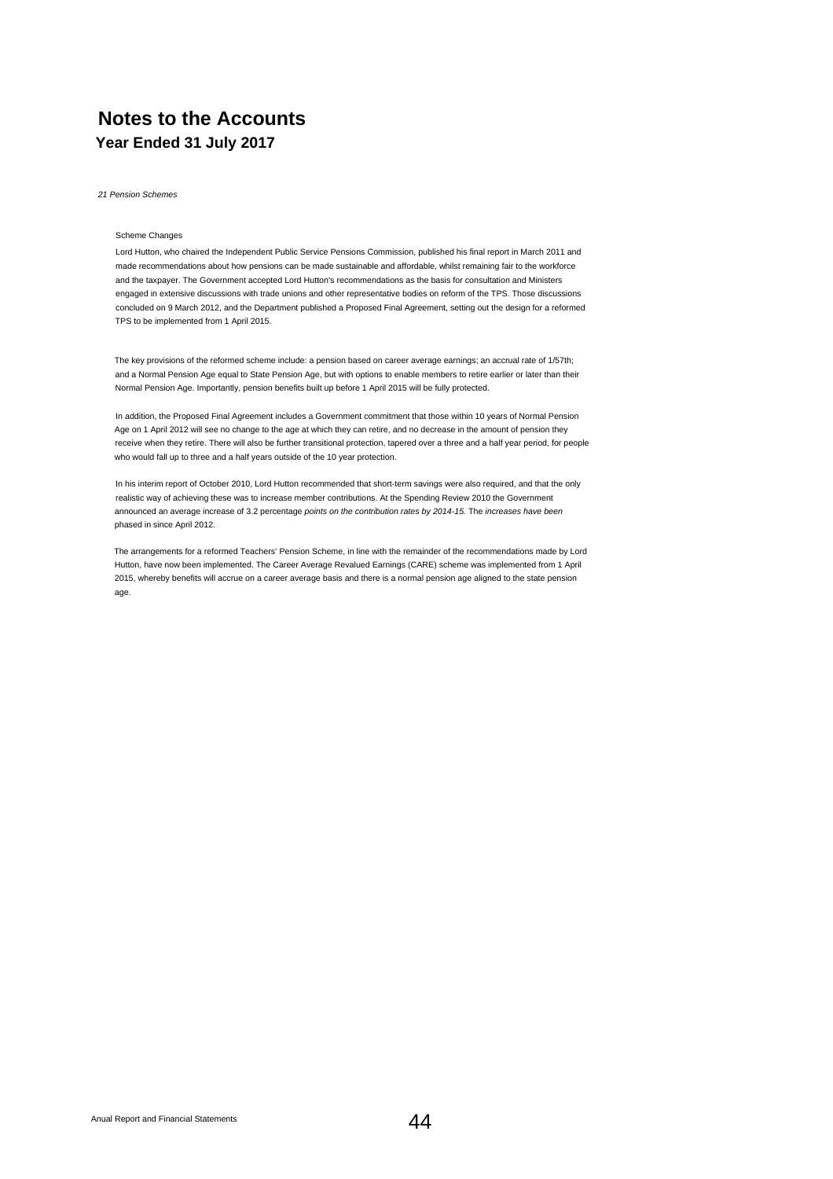# Notes to the Accounts

## Year Ended 31 July 2017

*21 Pension Schemes*

Scheme Changes

Lord Hutton, who chaired the Independent Public Service Pensions Commission, published his final report in March 2011 and made recommendations about how pensions can be made sustainable and affordable, whilst remaining fair to the workforce and the taxpayer. The Government accepted Lord Hutton's recommendations as the basis for consultation and Ministers engaged in extensive discussions with trade unions and other representative bodies on reform of the TPS. Those discussions concluded on 9 March 2012, and the Department published a Proposed Final Agreement, setting out the design for a reformed TPS to be implemented from 1 April 2015.

The key provisions of the reformed scheme include: a pension based on career average earnings; an accrual rate of 1/57th; and a Normal Pension Age equal to State Pension Age, but with options to enable members to retire earlier or later than their Normal Pension Age. Importantly, pension benefits built up before 1 April 2015 will be fully protected.

In addition, the Proposed Final Agreement includes a Government commitment that those within 10 years of Normal Pension Age on 1 April 2012 will see no change to the age at which they can retire, and no decrease in the amount of pension they receive when they retire. There will also be further transitional protection, tapered over a three and a half year period, for people who would fall up to three and a half years outside of the 10 year protection.

In his interim report of October 2010, Lord Hutton recommended that short-term savings were also required, and that the only realistic way of achieving these was to increase member contributions. At the Spending Review 2010 the Government announced an average increase of 3.2 percentage *points on the contribution rates by 2014-15.* The *increases have been* phased in since April 2012.

The arrangements for a reformed Teachers' Pension Scheme, in line with the remainder of the recommendations made by Lord Hutton, have now been implemented. The Career Average Revalued Earnings (CARE) scheme was implemented from 1 April 2015, whereby benefits will accrue on a career average basis and there is a normal pension age aligned to the state pension age.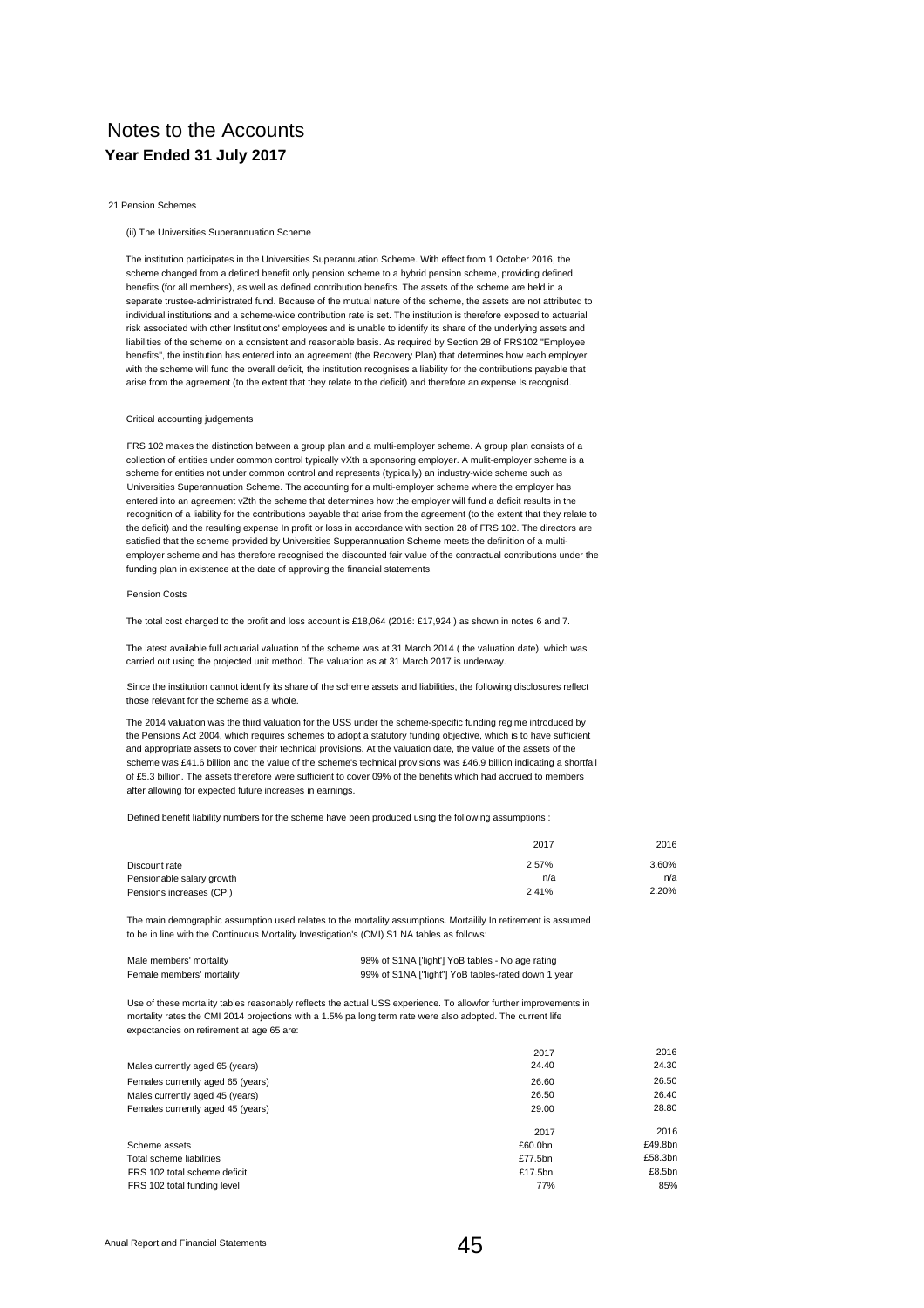# Notes to the Accounts

**Year Ended 31 July 2017**

21 Pension Schemes

(ii) The Universities Superannuation Scheme

The institution participates in the Universities Superannuation Scheme. With effect from 1 October 2016, the scheme changed from a defined benefit only pension scheme to a hybrid pension scheme, providing defined benefits (for all members), as well as defined contribution benefits. The assets of the scheme are held in a separate trustee-administrated fund. Because of the mutual nature of the scheme, the assets are not attributed to individual institutions and a scheme-wide contribution rate is set. The institution is therefore exposed to actuarial risk associated with other Institutions' employees and is unable to identify its share of the underlying assets and liabilities of the scheme on a consistent and reasonable basis. As required by Section 28 of FRS102 "Employee benefits", the institution has entered into an agreement (the Recovery Plan) that determines how each employer with the scheme will fund the overall deficit, the institution recognises a liability for the contributions payable that arise from the agreement (to the extent that they relate to the deficit) and therefore an expense Is recognisd.

Critical accounting judgements

FRS 102 makes the distinction between a group plan and a multi-employer scheme. A group plan consists of a collection of entities under common control typically vXth a sponsoring employer. A mulit-employer scheme is a scheme for entities not under common control and represents (typically) an industry-wide scheme such as Universities Superannuation Scheme. The accounting for a multi-employer scheme where the employer has entered into an agreement vZth the scheme that determines how the employer will fund a deficit results in the recognition of a liability for the contributions payable that arise from the agreement (to the extent that they relate to the deficit) and the resulting expense In profit or loss in accordance with section 28 of FRS 102. The directors are satisfied that the scheme provided by Universities Supperannuation Scheme meets the definition of a multi-employer scheme and has therefore recognised the discounted fair value of the contractual contributions under the funding plan in existence at the date of approving the financial statements.

Pension Costs

The total cost charged to the profit and loss account is £18,064 (2016: £17,924 ) as shown in notes 6 and 7.

The latest available full actuarial valuation of the scheme was at 31 March 2014 ( the valuation date), which was carried out using the projected unit method. The valuation as at 31 March 2017 is underway.

Since the institution cannot identify its share of the scheme assets and liabilities, the following disclosures reflect those relevant for the scheme as a whole.

The 2014 valuation was the third valuation for the USS under the scheme-specific funding regime introduced by the Pensions Act 2004, which requires schemes to adopt a statutory funding objective, which is to have sufficient and appropriate assets to cover their technical provisions. At the valuation date, the value of the assets of the scheme was £41.6 billion and the value of the scheme's technical provisions was £46.9 billion indicating a shortfall of £5.3 billion. The assets therefore were sufficient to cover 09% of the benefits which had accrued to members after allowing for expected future increases in earnings.

Defined benefit liability numbers for the scheme have been produced using the following assumptions :

| | 2017 | 2016 |
|---|---|---|
| Discount rate | 2.57% | 3.60% |
| Pensionable salary growth | n/a | n/a |
| Pensions increases (CPI) | 2.41% | 2.20% |

The main demographic assumption used relates to the mortality assumptions. Mortailily In retirement is assumed to be in line with the Continuous Mortality Investigation's (CMI) S1 NA tables as follows:

| | |
|---|---|
| Male members' mortality | 98% of S1NA ['light'] YoB tables - No age rating |
| Female members' mortality | 99% of S1NA ["light"] YoB tables-rated down 1 year |

Use of these mortality tables reasonably reflects the actual USS experience. To allowfor further improvements in mortality rates the CMI 2014 projections with a 1.5% pa long term rate were also adopted. The current life expectancies on retirement at age 65 are:

| | 2017 | 2016 |
|---|---|---|
| Males currently aged 65 (years) | 24.40 | 24.30 |
| Females currently aged 65 (years) | 26.60 | 26.50 |
| Males currently aged 45 (years) | 26.50 | 26.40 |
| Females currently aged 45 (years) | 29.00 | 28.80 |

| | 2017 | 2016 |
|---|---|---|
| Scheme assets | £60.0bn | £49.8bn |
| Total scheme liabilities | £77.5bn | £58.3bn |
| FRS 102 total scheme deficit | £17.5bn | £8.5bn |
| FRS 102 total funding level | 77% | 85% |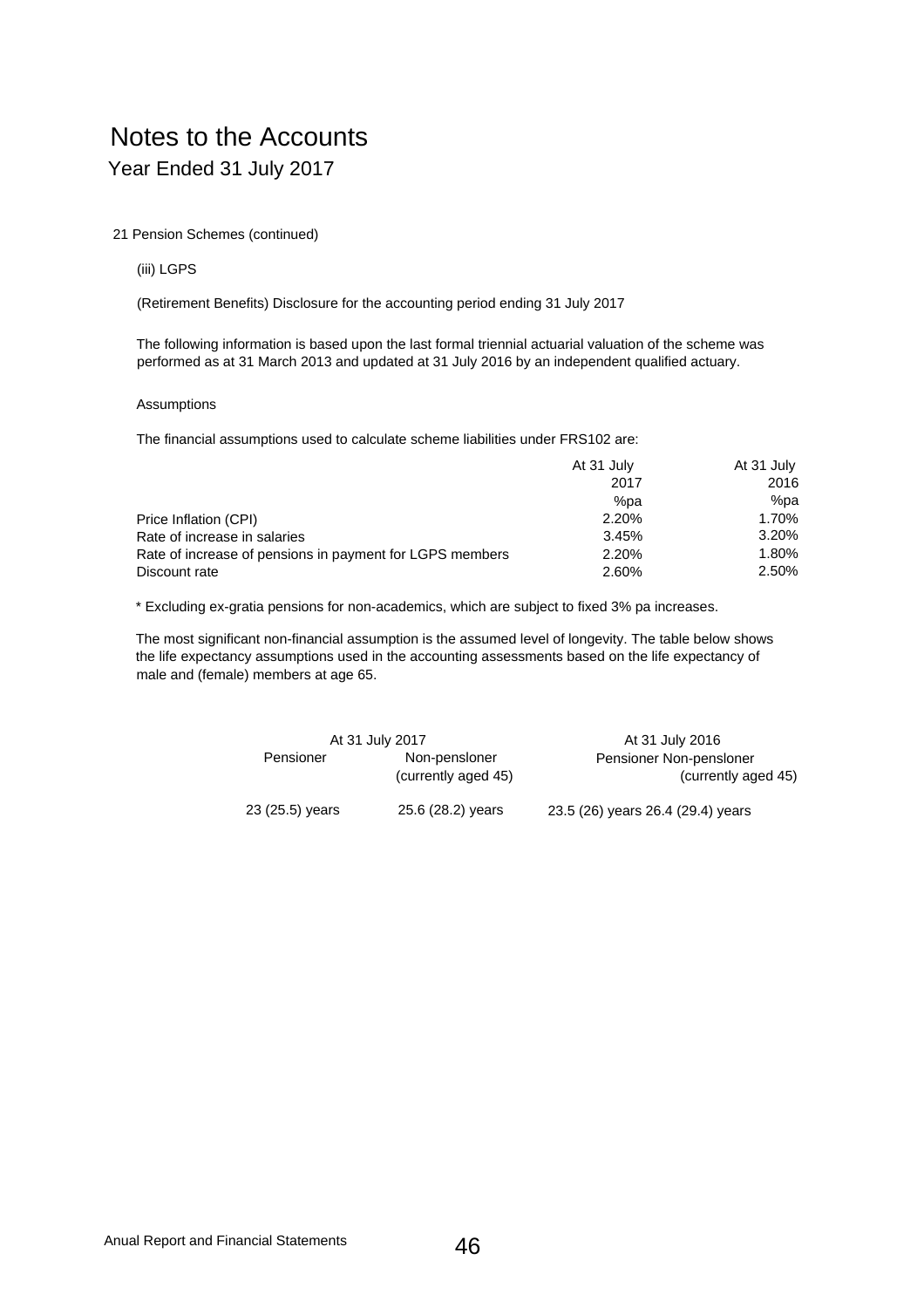# Notes to the Accounts

## Year Ended 31 July 2017

21 Pension Schemes (continued)

(iii) LGPS

(Retirement Benefits) Disclosure for the accounting period ending 31 July 2017

The following information is based upon the last formal triennial actuarial valuation of the scheme was performed as at 31 March 2013 and updated at 31 July 2016 by an independent qualified actuary.

Assumptions

The financial assumptions used to calculate scheme liabilities under FRS102 are:

| | At 31 July 2017 %pa | At 31 July 2016 %pa |
|---|---|---|
| Price Inflation (CPI) | 2.20% | 1.70% |
| Rate of increase in salaries | 3.45% | 3.20% |
| Rate of increase of pensions in payment for LGPS members | 2.20% | 1.80% |
| Discount rate | 2.60% | 2.50% |

* Excluding ex-gratia pensions for non-academics, which are subject to fixed 3% pa increases.

The most significant non-financial assumption is the assumed level of longevity. The table below shows the life expectancy assumptions used in the accounting assessments based on the life expectancy of male and (female) members at age 65.

| At 31 July 2017 | | At 31 July 2016 | |
|---|---|---|---|
| Pensioner | Non-pensloner (currently aged 45) | Pensioner | Non-pensloner (currently aged 45) |
| 23 (25.5) years | 25.6 (28.2) years | 23.5 (26) years | 26.4 (29.4) years |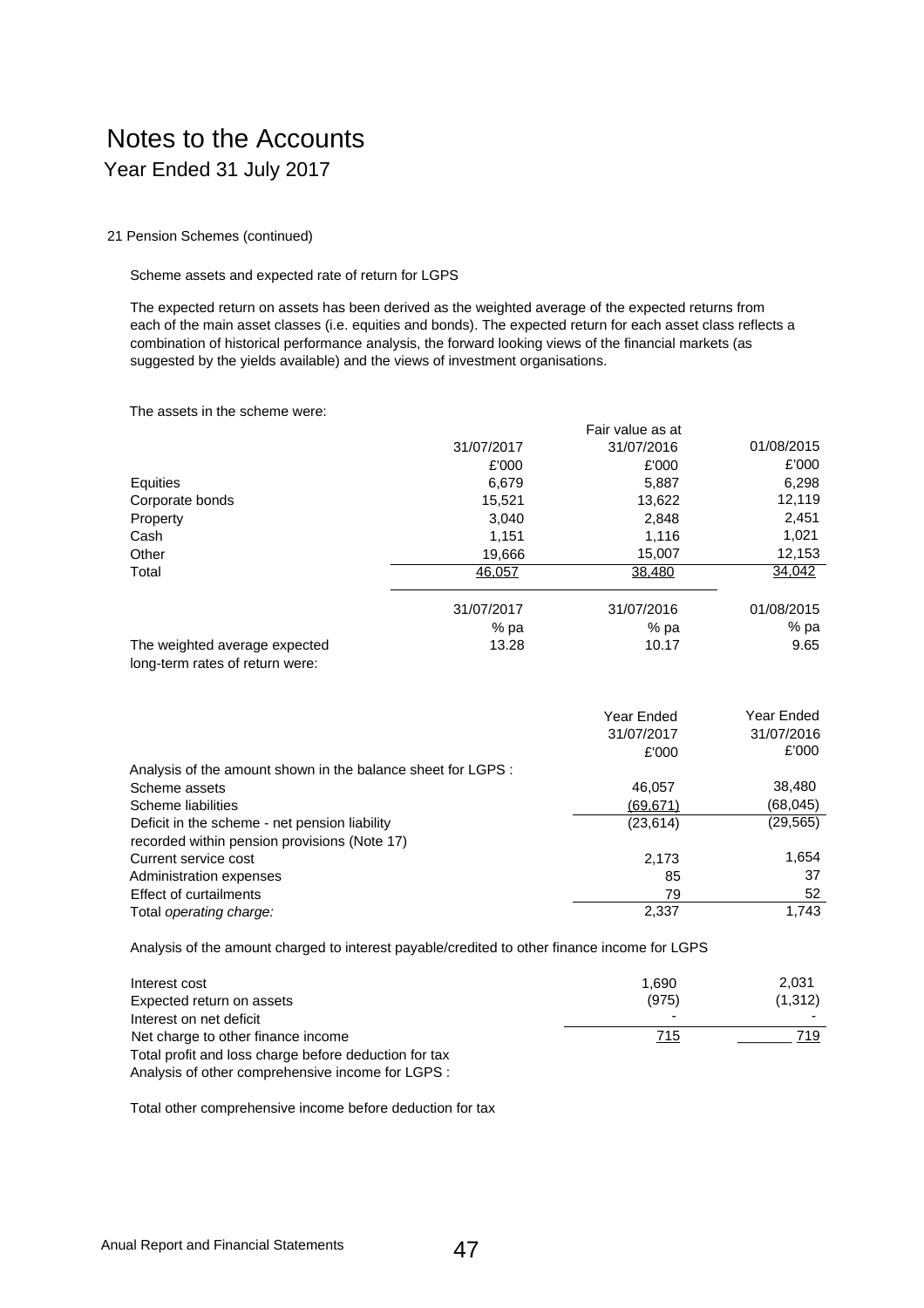# Notes to the Accounts

## Year Ended 31 July 2017

21 Pension Schemes (continued)

Scheme assets and expected rate of return for LGPS

The expected return on assets has been derived as the weighted average of the expected returns from each of the main asset classes (i.e. equities and bonds). The expected return for each asset class reflects a combination of historical performance analysis, the forward looking views of the financial markets (as suggested by the yields available) and the views of investment organisations.

The assets in the scheme were:

| | Fair value as at | | |
|---|---|---|---|
| | 31/07/2017 | 31/07/2016 | 01/08/2015 |
| | £'000 | £'000 | £'000 |
| Equities | 6,679 | 5,887 | 6,298 |
| Corporate bonds | 15,521 | 13,622 | 12,119 |
| Property | 3,040 | 2,848 | 2,451 |
| Cash | 1,151 | 1,116 | 1,021 |
| Other | 19,666 | 15,007 | 12,153 |
| Total | 46,057 | 38,480 | 34,042 |

| | 31/07/2017 | 31/07/2016 | 01/08/2015 |
|---|---|---|---|
| | % pa | % pa | % pa |
| The weighted average expected long-term rates of return were: | 13.28 | 10.17 | 9.65 |

| | Year Ended 31/07/2017 | Year Ended 31/07/2016 |
|---|---|---|
| | £'000 | £'000 |
| Analysis of the amount shown in the balance sheet for LGPS : | | |
| Scheme assets | 46,057 | 38,480 |
| Scheme liabilities | (69,671) | (68,045) |
| Deficit in the scheme - net pension liability recorded within pension provisions (Note 17) | (23,614) | (29,565) |
| Current service cost | 2,173 | 1,654 |
| Administration expenses | 85 | 37 |
| Effect of curtailments | 79 | 52 |
| Total *operating charge:* | 2,337 | 1,743 |

Analysis of the amount charged to interest payable/credited to other finance income for LGPS

| | | |
|---|---|---|
| Interest cost | 1,690 | 2,031 |
| Expected return on assets | (975) | (1,312) |
| Interest on net deficit | - | - |
| Net charge to other finance income | 715 | 719 |
| Total profit and loss charge before deduction for tax | | |
| Analysis of other comprehensive income for LGPS : | | |

Total other comprehensive income before deduction for tax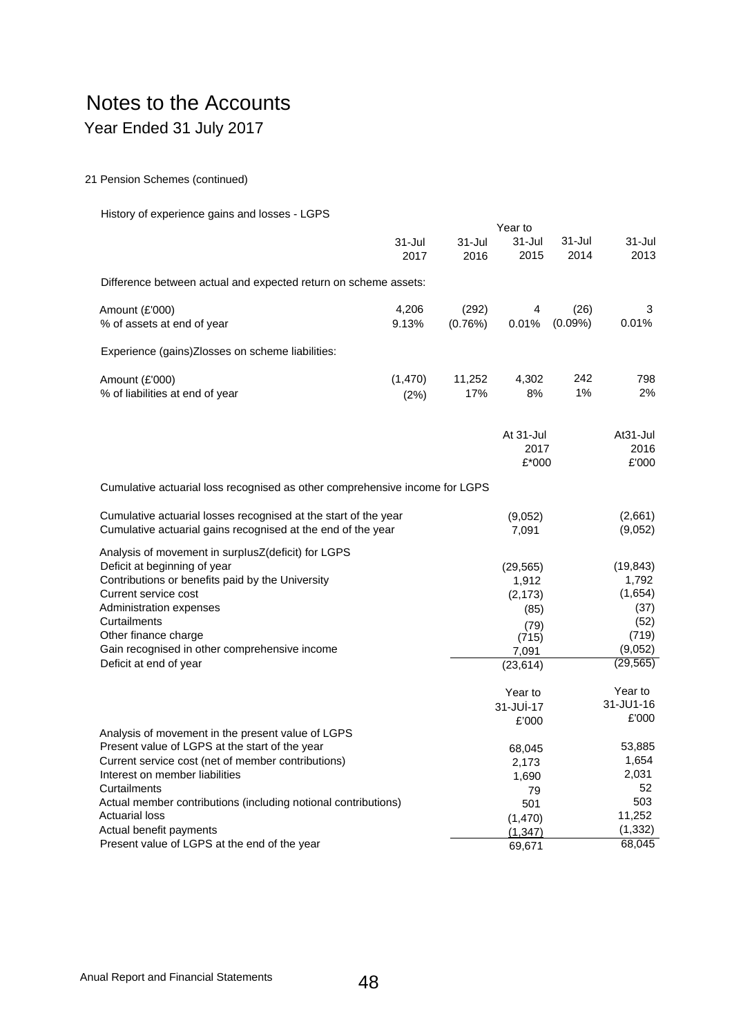# Notes to the Accounts

## Year Ended 31 July 2017

21 Pension Schemes (continued)

History of experience gains and losses - LGPS

| | 31-Jul 2017 | 31-Jul 2016 | Year to 31-Jul 2015 | 31-Jul 2014 | 31-Jul 2013 |
|---|---|---|---|---|---|
| Difference between actual and expected return on scheme assets: | | | | | |
| Amount (£'000) | 4,206 | (292) | 4 | (26) | 3 |
| % of assets at end of year | 9.13% | (0.76%) | 0.01% | (0.09%) | 0.01% |
| Experience (gains)Zlosses on scheme liabilities: | | | | | |
| Amount (£'000) | (1,470) | 11,252 | 4,302 | 242 | 798 |
| % of liabilities at end of year | (2%) | 17% | 8% | 1% | 2% |

| | At 31-Jul 2017 £*000 | At31-Jul 2016 £'000 |
|---|---|---|
| Cumulative actuarial loss recognised as other comprehensive income for LGPS | | |
| Cumulative actuarial losses recognised at the start of the year | (9,052) | (2,661) |
| Cumulative actuarial gains recognised at the end of the year | 7,091 | (9,052) |
| Analysis of movement in surplusZ(deficit) for LGPS | | |
| Deficit at beginning of year | (29,565) | (19,843) |
| Contributions or benefits paid by the University | 1,912 | 1,792 |
| Current service cost | (2,173) | (1,654) |
| Administration expenses | (85) | (37) |
| Curtailments | (79) | (52) |
| Other finance charge | (715) | (719) |
| Gain recognised in other comprehensive income | 7,091 | (9,052) |
| Deficit at end of year | (23,614) | (29,565) |

| | Year to 31-JUİ-17 £'000 | Year to 31-JU1-16 £'000 |
|---|---|---|
| Analysis of movement in the present value of LGPS | | |
| Present value of LGPS at the start of the year | 68,045 | 53,885 |
| Current service cost (net of member contributions) | 2,173 | 1,654 |
| Interest on member liabilities | 1,690 | 2,031 |
| Curtailments | 79 | 52 |
| Actual member contributions (including notional contributions) | 501 | 503 |
| Actuarial loss | (1,470) | 11,252 |
| Actual benefit payments | (1,347) | (1,332) |
| Present value of LGPS at the end of the year | 69,671 | 68,045 |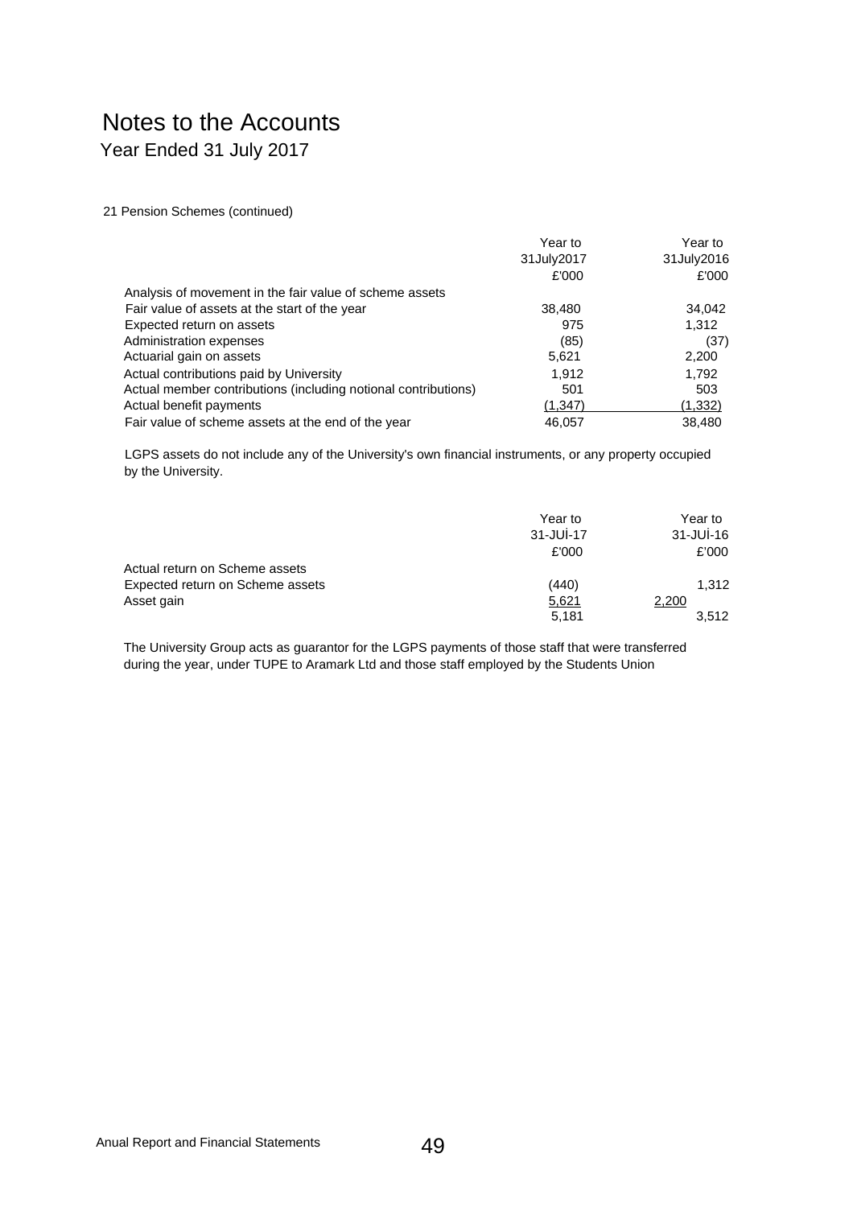# Notes to the Accounts

Year Ended 31 July 2017

21 Pension Schemes (continued)

| | Year to 31July2017 £'000 | Year to 31July2016 £'000 |
|---|---|---|
| Analysis of movement in the fair value of scheme assets | | |
| Fair value of assets at the start of the year | 38,480 | 34,042 |
| Expected return on assets | 975 | 1,312 |
| Administration expenses | (85) | (37) |
| Actuarial gain on assets | 5,621 | 2,200 |
| Actual contributions paid by University | 1,912 | 1,792 |
| Actual member contributions (including notional contributions) | 501 | 503 |
| Actual benefit payments | (1,347) | (1,332) |
| Fair value of scheme assets at the end of the year | 46,057 | 38,480 |

LGPS assets do not include any of the University's own financial instruments, or any property occupied by the University.

| | Year to 31-JUİ-17 £'000 | Year to 31-JUİ-16 £'000 |
|---|---|---|
| Actual return on Scheme assets | | |
| Expected return on Scheme assets | (440) | 1,312 |
| Asset gain | 5,621 | 2,200 |
| | 5,181 | 3,512 |

The University Group acts as guarantor for the LGPS payments of those staff that were transferred during the year, under TUPE to Aramark Ltd and those staff employed by the Students Union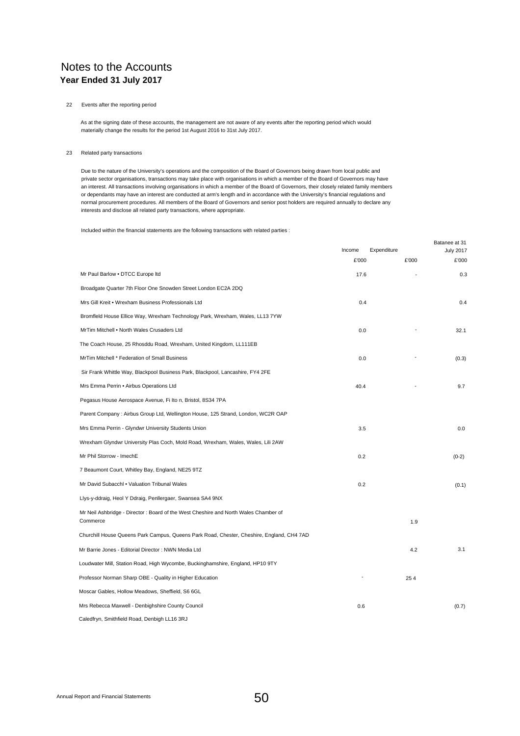# Notes to the Accounts
**Year Ended 31 July 2017**

22 Events after the reporting period

As at the signing date of these accounts, the management are not aware of any events after the reporting period which would materially change the results for the period 1st August 2016 to 31st July 2017.

23 Related party transactions

Due to the nature of the University's operations and the composition of the Board of Governors being drawn from local public and private sector organisations, transactions may take place with organisations in which a member of the Board of Governors may have an interest. All transactions involving organisations in which a member of the Board of Governors, their closely related family members or dependants may have an interest are conducted at arm's length and in accordance with the University's financial regulations and normal procurement procedures. All members of the Board of Governors and senior post holders are required annually to declare any interests and disclose all related party transactions, where appropriate.

Included within the financial statements are the following transactions with related parties :

| | Income | Expenditure | Batanee at 31 July 2017 |
|---|---|---|---|
| | £'000 | £'000 | £'000 |
| Mr Paul Barlow • DTCC Europe ltd | 17.6 | - | 0.3 |
| Broadgate Quarter 7th Floor One Snowden Street London EC2A 2DQ | | | |
| Mrs Gill Kreit • Wrexham Business Professionals Ltd | 0.4 | | 0.4 |
| Bromfleld House Ellice Way, Wrexham Technology Park, Wrexham, Wales, LL13 7YW | | | |
| MrTim Mitchell • North Wales Crusaders Ltd | 0.0 | - | 32.1 |
| The Coach House, 25 Rhosddu Road, Wrexham, United Kingdom, LL111EB | | | |
| MrTim Mitchell * Federation of Small Business | 0.0 | - | (0.3) |
| Sir Frank Whittle Way, Blackpool Business Park, Blackpool, Lancashire, FY4 2FE | | | |
| Mrs Emma Perrin • Airbus Operations Ltd | 40.4 | - | 9.7 |
| Pegasus House Aerospace Avenue, Fi lto n, Bristol, 8S34 7PA | | | |
| Parent Company : Airbus Group Ltd, Wellington House, 125 Strand, London, WC2R OAP | | | |
| Mrs Emma Perrin - Glyndwr University Students Union | 3.5 | | 0.0 |
| Wrexham Glyndwr University Plas Coch, Mold Road, Wrexham, Wales, Wales, Lili 2AW | | | |
| Mr Phil Storrow - ImechE | 0.2 | | (0-2) |
| 7 Beaumont Court, Whitley Bay, England, NE25 9TZ | | | |
| Mr David Subacchl • Valuation Tribunal Wales | 0.2 | | (0.1) |
| Llys-y-ddraig, Heol Y Ddraig, Penllergaer, Swansea SA4 9NX | | | |
| Mr Neil Ashbridge - Director : Board of the West Cheshire and North Wales Chamber of Commerce | | 1.9 | |
| Churchill House Queens Park Campus, Queens Park Road, Chester, Cheshire, England, CH4 7AD | | | |
| Mr Barrie Jones - Editorial Director : NWN Media Ltd | | 4.2 | 3.1 |
| Loudwater Mill, Station Road, High Wycombe, Buckinghamshire, England, HP10 9TY | | | |
| Professor Norman Sharp OBE - Quality in Higher Education | - | 25 4 | |
| Moscar Gables, Hollow Meadows, Sheffield, S6 6GL | | | |
| Mrs Rebecca Maxwell - Denbighshire County Council | 0.6 | | (0.7) |
| Caledfryn, Smithfield Road, Denbigh LL16 3RJ | | | |